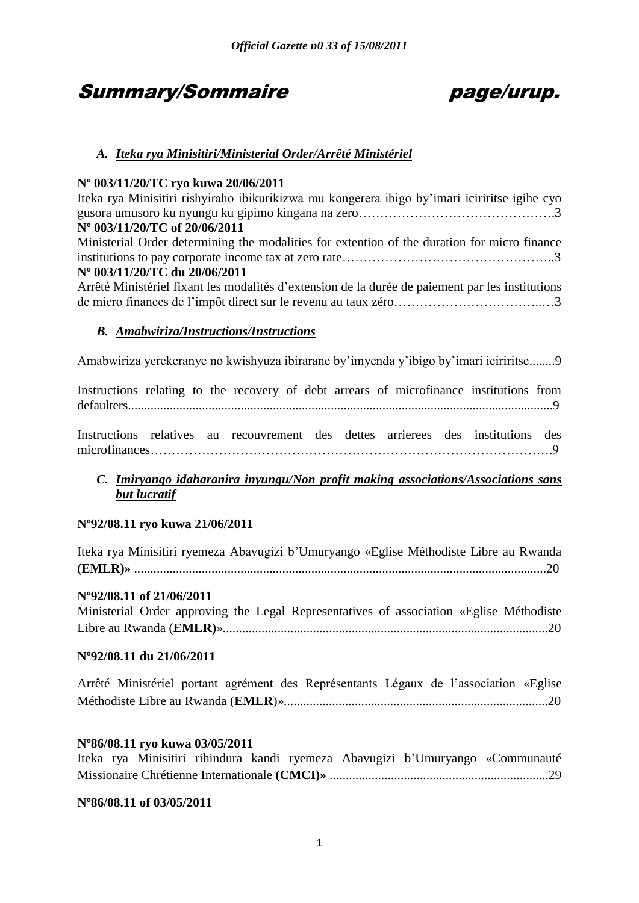# Summary/Sommaire page/urup.

### A. *Iteka rya Minisitiri/Ministerial Order/Arrêté Ministériel*

**Nº 003/11/20/TC ryo kuwa 20/06/2011**

Iteka rya Minisitiri rishyiraho ibikurikizwa mu kongerera ibigo by'imari iciriritse igihe cyo gusora umusoro ku nyungu ku gipimo kingana na zero……………………………………….3

**Nº 003/11/20/TC of 20/06/2011**

Ministerial Order determining the modalities for extention of the duration for micro finance institutions to pay corporate income tax at zero rate…………………………………………..3

**Nº 003/11/20/TC du 20/06/2011**

Arrêté Ministériel fixant les modalités d'extension de la durée de paiement par les institutions de micro finances de l'impôt direct sur le revenu au taux zéro……………………………..…3

### B. *Amabwiriza/Instructions/Instructions*

Amabwiriza yerekeranye no kwishyuza ibirarane by'imyenda y'ibigo by'imari iciriritse........9

Instructions relating to the recovery of debt arrears of microfinance institutions from defaulters..................................................................................................................................9

Instructions relatives au recouvrement des dettes arrierees des institutions des microfinances………………………………………………………………………………….9

### C. *Imiryango idaharanira inyungu/Non profit making associations/Associations sans but lucratif*

**Nº92/08.11 ryo kuwa 21/06/2011**

Iteka rya Minisitiri ryemeza Abavugizi b'Umuryango «Eglise Méthodiste Libre au Rwanda **(EMLR)»** ................................................................................................................................20

**Nº92/08.11 of 21/06/2011**

Ministerial Order approving the Legal Representatives of association «Eglise Méthodiste Libre au Rwanda (**EMLR)**»....................................................................................................20

**Nº92/08.11 du 21/06/2011**

Arrêté Ministériel portant agrément des Représentants Légaux de l'association «Eglise Méthodiste Libre au Rwanda (**EMLR**)».................................................................................20

**Nº86/08.11 ryo kuwa 03/05/2011**

Iteka rya Minisitiri rihindura kandi ryemeza Abavugizi b'Umuryango «Communauté Missionaire Chrétienne Internationale **(CMCI)»** ....................................................................29

**Nº86/08.11 of 03/05/2011**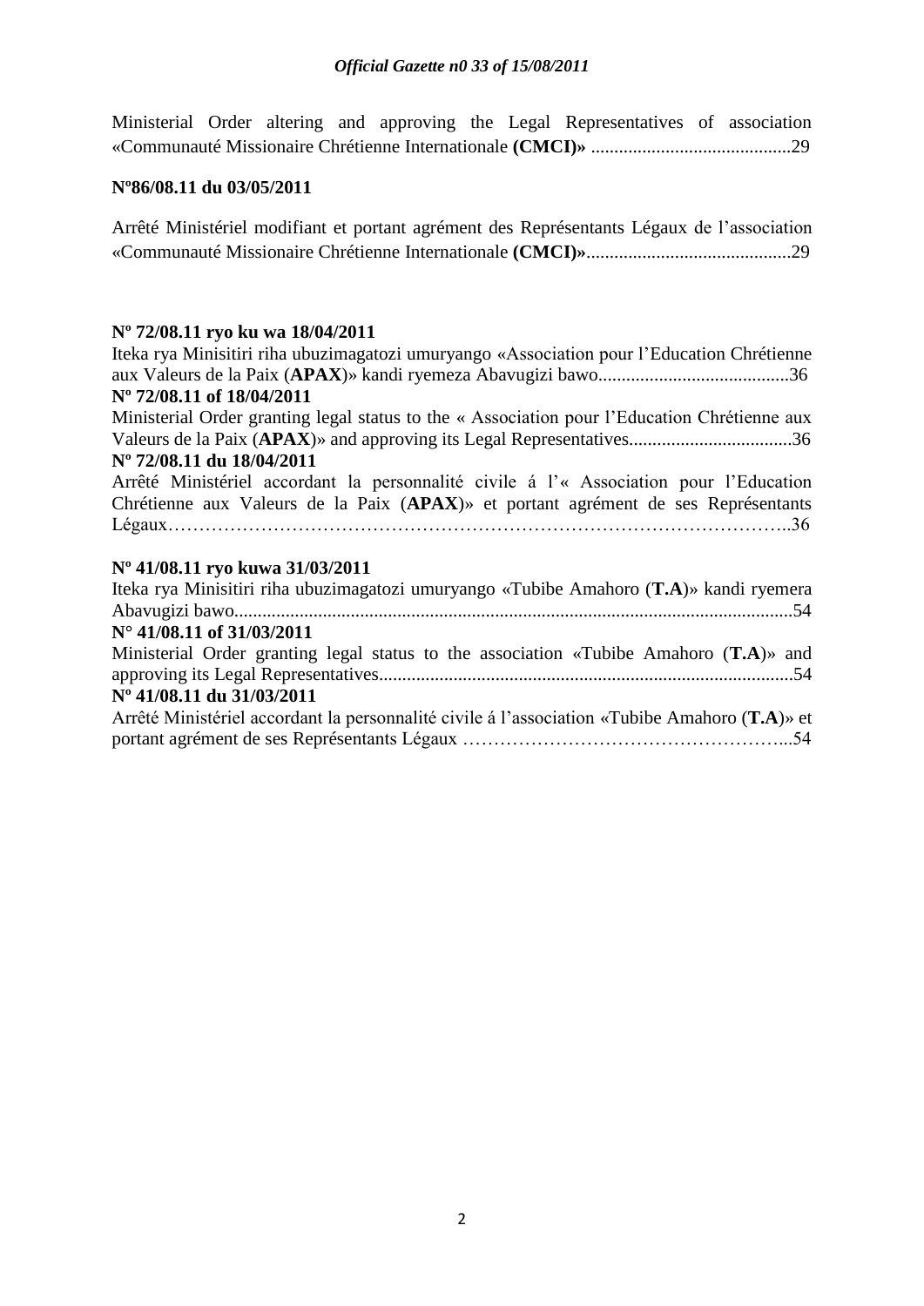Ministerial Order altering and approving the Legal Representatives of association «Communauté Missionaire Chrétienne Internationale **(CMCI)»** ..........................................29

**Nº86/08.11 du 03/05/2011**

Arrêté Ministériel modifiant et portant agrément des Représentants Légaux de l'association «Communauté Missionaire Chrétienne Internationale **(CMCI)»**...........................................29

**Nº 72/08.11 ryo ku wa 18/04/2011**

Iteka rya Minisitiri riha ubuzimagatozi umuryango «Association pour l'Education Chrétienne aux Valeurs de la Paix (**APAX**)» kandi ryemeza Abavugizi bawo........................................36

**Nº 72/08.11 of 18/04/2011**

Ministerial Order granting legal status to the « Association pour l'Education Chrétienne aux Valeurs de la Paix (**APAX**)» and approving its Legal Representatives..................................36

**Nº 72/08.11 du 18/04/2011**

Arrêté Ministériel accordant la personnalité civile á l'« Association pour l'Education Chrétienne aux Valeurs de la Paix (**APAX**)» et portant agrément de ses Représentants Légaux……………………………………………………………………………………..36

**Nº 41/08.11 ryo kuwa 31/03/2011**

Iteka rya Minisitiri riha ubuzimagatozi umuryango «Tubibe Amahoro (**T.A**)» kandi ryemera Abavugizi bawo......................................................................................................................54

**N° 41/08.11 of 31/03/2011**

Ministerial Order granting legal status to the association «Tubibe Amahoro (**T.A**)» and approving its Legal Representatives........................................................................................54

**Nº 41/08.11 du 31/03/2011**

Arrêté Ministériel accordant la personnalité civile á l'association «Tubibe Amahoro (**T.A**)» et portant agrément de ses Représentants Légaux ……………………………………………...54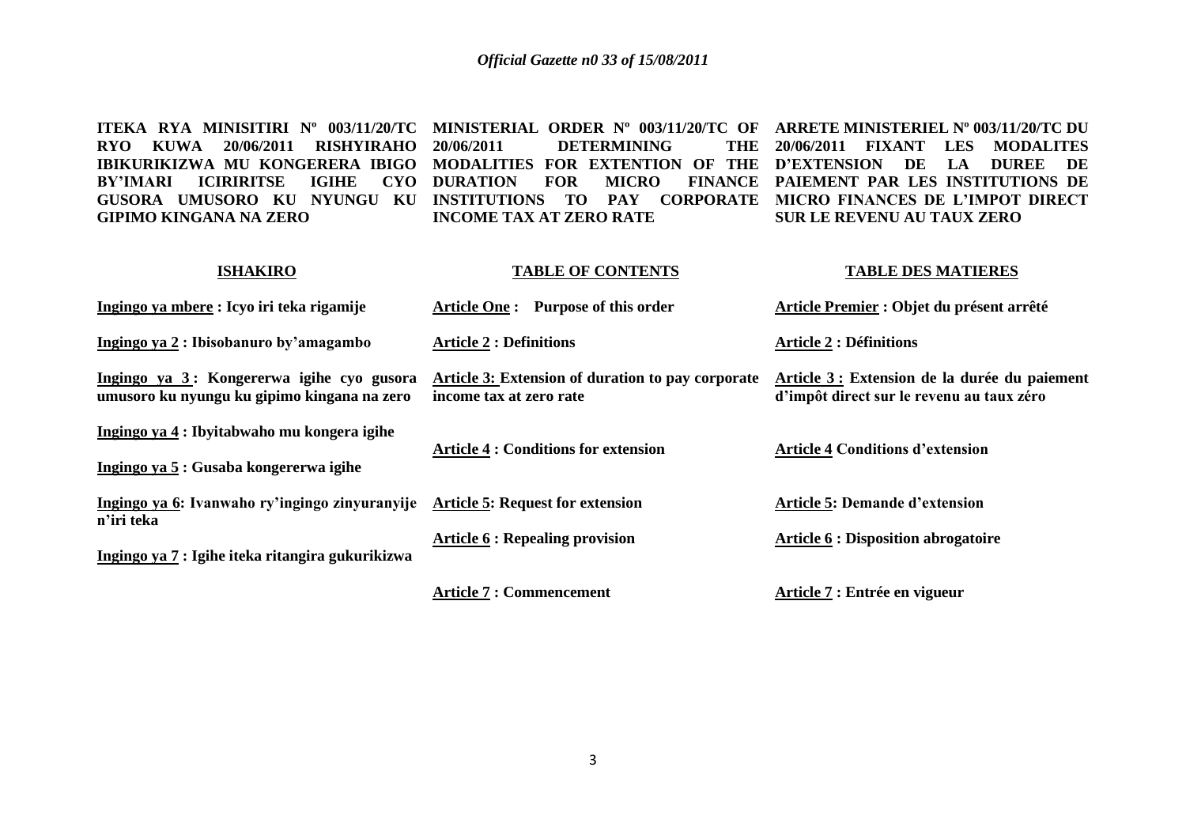**ITEKA RYA MINISITIRI Nº 003/11/20/TC RYO KUWA 20/06/2011 RISHYIRAHO IBIKURIKIZWA MU KONGERERA IBIGO BY'IMARI ICIRIRITSE IGIHE CYO GUSORA UMUSORO KU NYUNGU KU GIPIMO KINGANA NA ZERO**

**ISHAKIRO**

Ingingo ya mbere : Icyo iri teka rigamije

Ingingo ya 2 : Ibisobanuro by'amagambo

Ingingo ya 3 : Kongererwa igihe cyo gusora umusoro ku nyungu ku gipimo kingana na zero

Ingingo ya 4 : Ibyitabwaho mu kongera igihe

Ingingo ya 5 : Gusaba kongererwa igihe

Ingingo ya 6: Ivanwaho ry'ingingo zinyuranyije n'iri teka

Ingingo ya 7 : Igihe iteka ritangira gukurikizwa

**MINISTERIAL ORDER Nº 003/11/20/TC OF 20/06/2011 DETERMINING THE MODALITIES FOR EXTENTION OF THE DURATION FOR MICRO FINANCE INSTITUTIONS TO PAY CORPORATE INCOME TAX AT ZERO RATE**

**TABLE OF CONTENTS**

Article One : Purpose of this order

Article 2 : Definitions

Article 3: Extension of duration to pay corporate income tax at zero rate

Article 4 : Conditions for extension

Article 5: Request for extension

Article 6 : Repealing provision

Article 7 : Commencement

**ARRETE MINISTERIEL Nº 003/11/20/TC DU 20/06/2011 FIXANT LES MODALITES D'EXTENSION DE LA DUREE DE PAIEMENT PAR LES INSTITUTIONS DE MICRO FINANCES DE L'IMPOT DIRECT SUR LE REVENU AU TAUX ZERO**

**TABLE DES MATIERES**

Article Premier : Objet du présent arrêté

Article 2 : Définitions

Article 3 : Extension de la durée du paiement d'impôt direct sur le revenu au taux zéro

Article 4 Conditions d'extension

Article 5: Demande d'extension

Article 6 : Disposition abrogatoire

Article 7 : Entrée en vigueur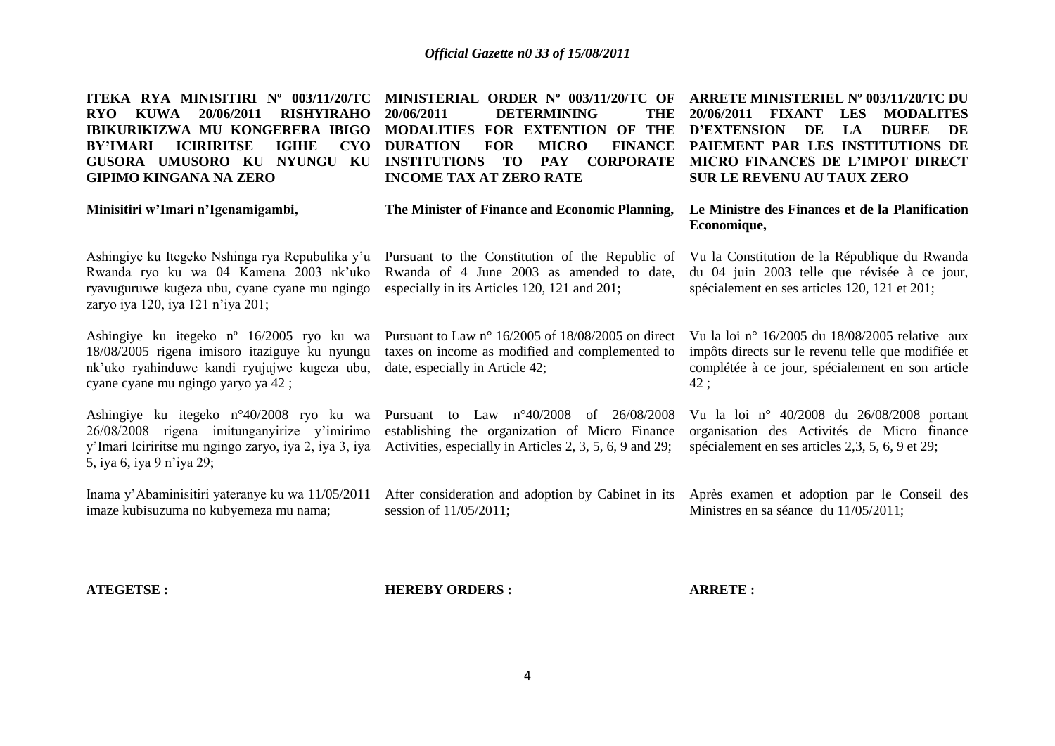**ITEKA RYA MINISITIRI Nº 003/11/20/TC RYO KUWA 20/06/2011 RISHYIRAHO IBIKURIKIZWA MU KONGERERA IBIGO BY'IMARI ICIRIRITSE IGIHE CYO GUSORA UMUSORO KU NYUNGU KU GIPIMO KINGANA NA ZERO**

**Minisitiri w'Imari n'Igenamigambi,**

Ashingiye ku Itegeko Nshinga rya Repubulika y'u Rwanda ryo ku wa 04 Kamena 2003 nk'uko ryavuguruwe kugeza ubu, cyane cyane mu ngingo zaryo iya 120, iya 121 n'iya 201;

Ashingiye ku itegeko nº 16/2005 ryo ku wa 18/08/2005 rigena imisoro itaziguye ku nyungu nk'uko ryahinduwe kandi ryujujwe kugeza ubu, cyane cyane mu ngingo yaryo ya 42 ;

Ashingiye ku itegeko n°40/2008 ryo ku wa 26/08/2008 rigena imitunganyirize y'imirimo y'Imari Iciriritse mu ngingo zaryo, iya 2, iya 3, iya 5, iya 6, iya 9 n'iya 29;

Inama y'Abaminisitiri yateranye ku wa 11/05/2011 imaze kubisuzuma no kubyemeza mu nama;

**ATEGETSE :**

**MINISTERIAL ORDER Nº 003/11/20/TC OF 20/06/2011 DETERMINING THE MODALITIES FOR EXTENTION OF THE DURATION FOR MICRO FINANCE INSTITUTIONS TO PAY CORPORATE INCOME TAX AT ZERO RATE**

**The Minister of Finance and Economic Planning,**

Pursuant to the Constitution of the Republic of Rwanda of 4 June 2003 as amended to date, especially in its Articles 120, 121 and 201;

Pursuant to Law n° 16/2005 of 18/08/2005 on direct taxes on income as modified and complemented to date, especially in Article 42;

Pursuant to Law n°40/2008 of 26/08/2008 establishing the organization of Micro Finance Activities, especially in Articles 2, 3, 5, 6, 9 and 29;

After consideration and adoption by Cabinet in its session of 11/05/2011;

**HEREBY ORDERS :**

**ARRETE MINISTERIEL Nº 003/11/20/TC DU 20/06/2011 FIXANT LES MODALITES D'EXTENSION DE LA DUREE DE PAIEMENT PAR LES INSTITUTIONS DE MICRO FINANCES DE L'IMPOT DIRECT SUR LE REVENU AU TAUX ZERO**

**Le Ministre des Finances et de la Planification Economique,**

Vu la Constitution de la République du Rwanda du 04 juin 2003 telle que révisée à ce jour, spécialement en ses articles 120, 121 et 201;

Vu la loi n° 16/2005 du 18/08/2005 relative aux impôts directs sur le revenu telle que modifiée et complétée à ce jour, spécialement en son article 42 ;

Vu la loi n° 40/2008 du 26/08/2008 portant organisation des Activités de Micro finance spécialement en ses articles 2,3, 5, 6, 9 et 29;

Après examen et adoption par le Conseil des Ministres en sa séance du 11/05/2011;

**ARRETE :**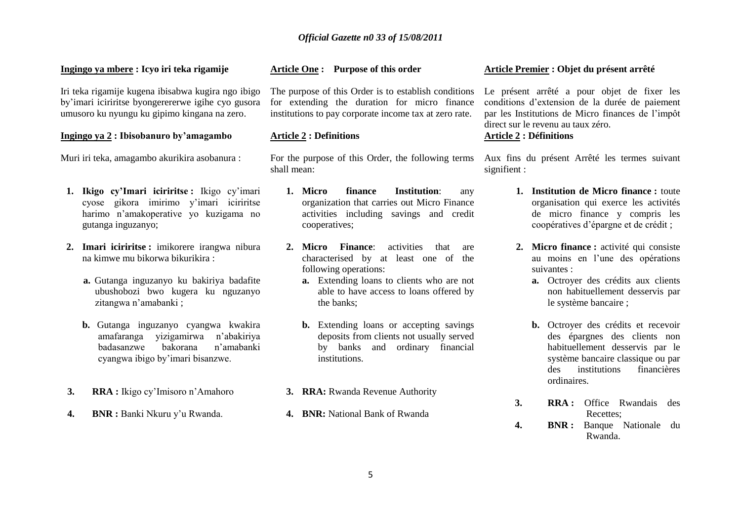**Ingingo ya mbere : Icyo iri teka rigamije**

Iri teka rigamije kugena ibisabwa kugira ngo ibigo by'imari iciriritse byongererwe igihe cyo gusora umusoro ku nyungu ku gipimo kingana na zero.

**Ingingo ya 2 : Ibisobanuro by'amagambo**

Muri iri teka, amagambo akurikira asobanura :

1. **Ikigo cy'Imari iciriritse :** Ikigo cy'imari cyose gikora imirimo y'imari iciriritse harimo n'amakoperative yo kuzigama no gutanga inguzanyo;
2. **Imari iciriritse :** imikorere irangwa nibura na kimwe mu bikorwa bikurikira :
   - **a.** Gutanga inguzanyo ku bakiriya badafite ubushobozi bwo kugera ku nguzanyo zitangwa n'amabanki ;
   - **b.** Gutanga inguzanyo cyangwa kwakira amafaranga yizigamirwa n'abakiriya badasanzwe bakorana n'amabanki cyangwa ibigo by'imari bisanzwe.
3. **RRA :** Ikigo cy'Imisoro n'Amahoro
4. **BNR :** Banki Nkuru y'u Rwanda.

**Article One : Purpose of this order**

The purpose of this Order is to establish conditions for extending the duration for micro finance institutions to pay corporate income tax at zero rate.

**Article 2 : Definitions**

For the purpose of this Order, the following terms shall mean:

1. **Micro finance Institution**: any organization that carries out Micro Finance activities including savings and credit cooperatives;
2. **Micro Finance**: activities that are characterised by at least one of the following operations:
   - **a.** Extending loans to clients who are not able to have access to loans offered by the banks;
   - **b.** Extending loans or accepting savings deposits from clients not usually served by banks and ordinary financial institutions.
3. **RRA:** Rwanda Revenue Authority
4. **BNR:** National Bank of Rwanda

**Article Premier : Objet du présent arrêté**

Le présent arrêté a pour objet de fixer les conditions d'extension de la durée de paiement par les Institutions de Micro finances de l'impôt direct sur le revenu au taux zéro.

**Article 2 : Définitions**

Aux fins du présent Arrêté les termes suivant signifient :

1. **Institution de Micro finance :** toute organisation qui exerce les activités de micro finance y compris les coopératives d'épargne et de crédit ;
2. **Micro finance :** activité qui consiste au moins en l'une des opérations suivantes :
   - **a.** Octroyer des crédits aux clients non habituellement desservis par le système bancaire ;
   - **b.** Octroyer des crédits et recevoir des épargnes des clients non habituellement desservis par le système bancaire classique ou par des institutions financières ordinaires.
3. **RRA :** Office Rwandais des Recettes;
4. **BNR :** Banque Nationale du Rwanda.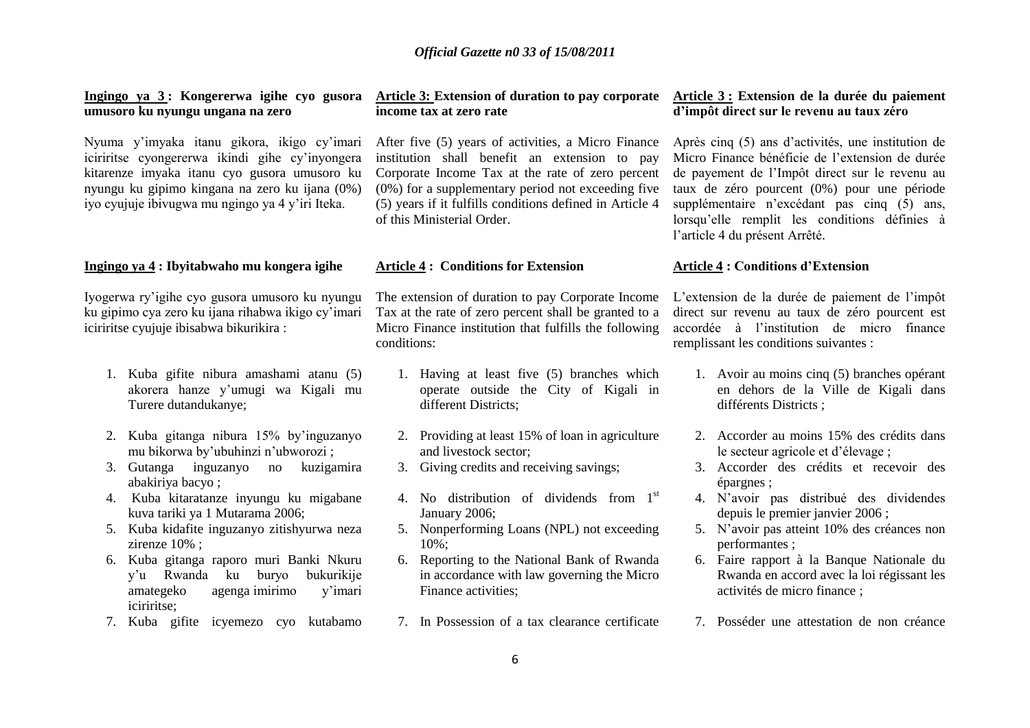**Ingingo ya 3 : Kongererwa igihe cyo gusora umusoro ku nyungu ungana na zero**

Nyuma y'imyaka itanu gikora, ikigo cy'imari iciriritse cyongererwa ikindi gihe cy'inyongera kitarenze imyaka itanu cyo gusora umusoro ku nyungu ku gipimo kingana na zero ku ijana (0%) iyo cyujuje ibivugwa mu ngingo ya 4 y'iri Iteka.

**Ingingo ya 4 : Ibyitabwaho mu kongera igihe**

Iyogerwa ry'igihe cyo gusora umusoro ku nyungu ku gipimo cya zero ku ijana rihabwa ikigo cy'imari iciriritse cyujuje ibisabwa bikurikira :

1. Kuba gifite nibura amashami atanu (5) akorera hanze y'umugi wa Kigali mu Turere dutandukanye;
2. Kuba gitanga nibura 15% by'inguzanyo mu bikorwa by'ubuhinzi n'ubworozi ;
3. Gutanga inguzanyo no kuzigamira abakiriya bacyo ;
4. Kuba kitaratanze inyungu ku migabane kuva tariki ya 1 Mutarama 2006;
5. Kuba kidafite inguzanyo zitishyurwa neza zirenze 10% ;
6. Kuba gitanga raporo muri Banki Nkuru y'u Rwanda ku buryo bukurikije amategeko agenga imirimo y'imari iciriritse;
7. Kuba gifite icyemezo cyo kutabamo

**Article 3: Extension of duration to pay corporate income tax at zero rate**

After five (5) years of activities, a Micro Finance institution shall benefit an extension to pay Corporate Income Tax at the rate of zero percent (0%) for a supplementary period not exceeding five (5) years if it fulfills conditions defined in Article 4 of this Ministerial Order.

**Article 4 : Conditions for Extension**

The extension of duration to pay Corporate Income Tax at the rate of zero percent shall be granted to a Micro Finance institution that fulfills the following conditions:

1. Having at least five (5) branches which operate outside the City of Kigali in different Districts;
2. Providing at least 15% of loan in agriculture and livestock sector;
3. Giving credits and receiving savings;
4. No distribution of dividends from 1st January 2006;
5. Nonperforming Loans (NPL) not exceeding 10%;
6. Reporting to the National Bank of Rwanda in accordance with law governing the Micro Finance activities;
7. In Possession of a tax clearance certificate

**Article 3 : Extension de la durée du paiement d'impôt direct sur le revenu au taux zéro**

Après cinq (5) ans d'activités, une institution de Micro Finance bénéficie de l'extension de durée de payement de l'Impôt direct sur le revenu au taux de zéro pourcent (0%) pour une période supplémentaire n'excédant pas cinq (5) ans, lorsqu'elle remplit les conditions définies à l'article 4 du présent Arrêté.

**Article 4 : Conditions d'Extension**

L'extension de la durée de paiement de l'impôt direct sur revenu au taux de zéro pourcent est accordée à l'institution de micro finance remplissant les conditions suivantes :

1. Avoir au moins cinq (5) branches opérant en dehors de la Ville de Kigali dans différents Districts ;
2. Accorder au moins 15% des crédits dans le secteur agricole et d'élevage ;
3. Accorder des crédits et recevoir des épargnes ;
4. N'avoir pas distribué des dividendes depuis le premier janvier 2006 ;
5. N'avoir pas atteint 10% des créances non performantes ;
6. Faire rapport à la Banque Nationale du Rwanda en accord avec la loi régissant les activités de micro finance ;
7. Posséder une attestation de non créance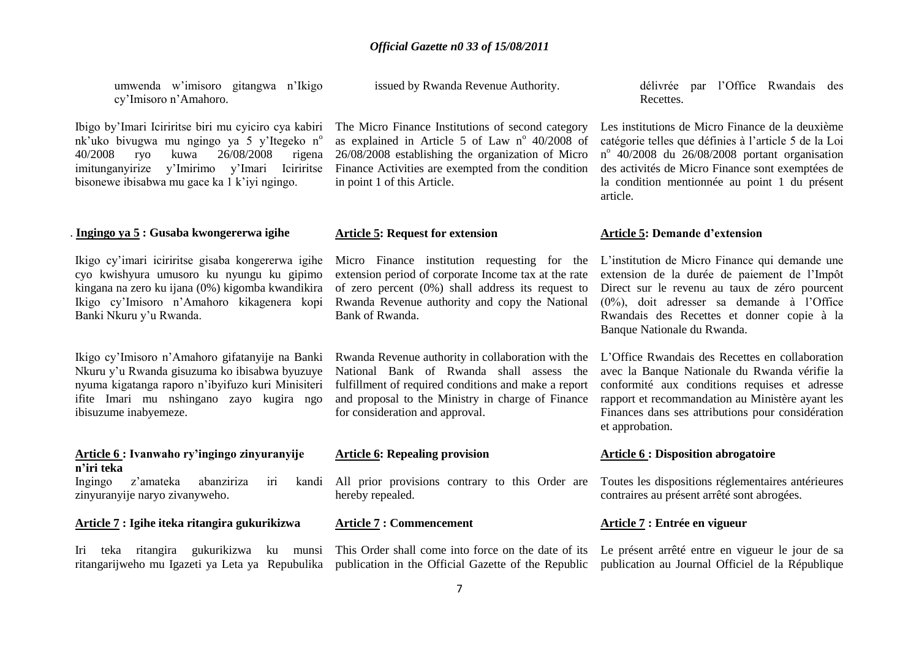umwenda w'imisoro gitangwa n'Ikigo cy'Imisoro n'Amahoro.

Ibigo by'Imari Iciriritse biri mu cyiciro cya kabiri nk'uko bivugwa mu ngingo ya 5 y'Itegeko n° 40/2008 ryo kuwa 26/08/2008 rigena imitunganyirize y'Imirimo y'Imari Iciriritse bisonewe ibisabwa mu gace ka 1 k'iyi ngingo.

**Ingingo ya 5 : Gusaba kwongererwa igihe**

Ikigo cy'imari iciriritse gisaba kongererwa igihe cyo kwishyura umusoro ku nyungu ku gipimo kingana na zero ku ijana (0%) kigomba kwandikira Ikigo cy'Imisoro n'Amahoro kikagenera kopi Banki Nkuru y'u Rwanda.

Ikigo cy'Imisoro n'Amahoro gifatanyije na Banki Nkuru y'u Rwanda gisuzuma ko ibisabwa byuzuye nyuma kigatanga raporo n'ibyifuzo kuri Minisiteri ifite Imari mu nshingano zayo kugira ngo ibisuzume inabyemeze.

**Article 6 : Ivanwaho ry'ingingo zinyuranyije n'iri teka**

Ingingo z'amateka abanziriza iri kandi zinyuranyije naryo zivanyweho.

**Article 7 : Igihe iteka ritangira gukurikizwa**

Iri teka ritangira gukurikizwa ku munsi ritangarijweho mu Igazeti ya Leta ya Repubulika

issued by Rwanda Revenue Authority.

The Micro Finance Institutions of second category as explained in Article 5 of Law n° 40/2008 of 26/08/2008 establishing the organization of Micro Finance Activities are exempted from the condition in point 1 of this Article.

**Article 5: Request for extension**

Micro Finance institution requesting for the extension period of corporate Income tax at the rate of zero percent (0%) shall address its request to Rwanda Revenue authority and copy the National Bank of Rwanda.

Rwanda Revenue authority in collaboration with the National Bank of Rwanda shall assess the fulfillment of required conditions and make a report and proposal to the Ministry in charge of Finance for consideration and approval.

**Article 6: Repealing provision**

All prior provisions contrary to this Order are hereby repealed.

**Article 7 : Commencement**

This Order shall come into force on the date of its publication in the Official Gazette of the Republic

délivrée par l'Office Rwandais des Recettes.

Les institutions de Micro Finance de la deuxième catégorie telles que définies à l'article 5 de la Loi n° 40/2008 du 26/08/2008 portant organisation des activités de Micro Finance sont exemptées de la condition mentionnée au point 1 du présent article.

**Article 5: Demande d'extension**

L'institution de Micro Finance qui demande une extension de la durée de paiement de l'Impôt Direct sur le revenu au taux de zéro pourcent (0%), doit adresser sa demande à l'Office Rwandais des Recettes et donner copie à la Banque Nationale du Rwanda.

L'Office Rwandais des Recettes en collaboration avec la Banque Nationale du Rwanda vérifie la conformité aux conditions requises et adresse rapport et recommandation au Ministère ayant les Finances dans ses attributions pour considération et approbation.

**Article 6 : Disposition abrogatoire**

Toutes les dispositions réglementaires antérieures contraires au présent arrêté sont abrogées.

**Article 7 : Entrée en vigueur**

Le présent arrêté entre en vigueur le jour de sa publication au Journal Officiel de la République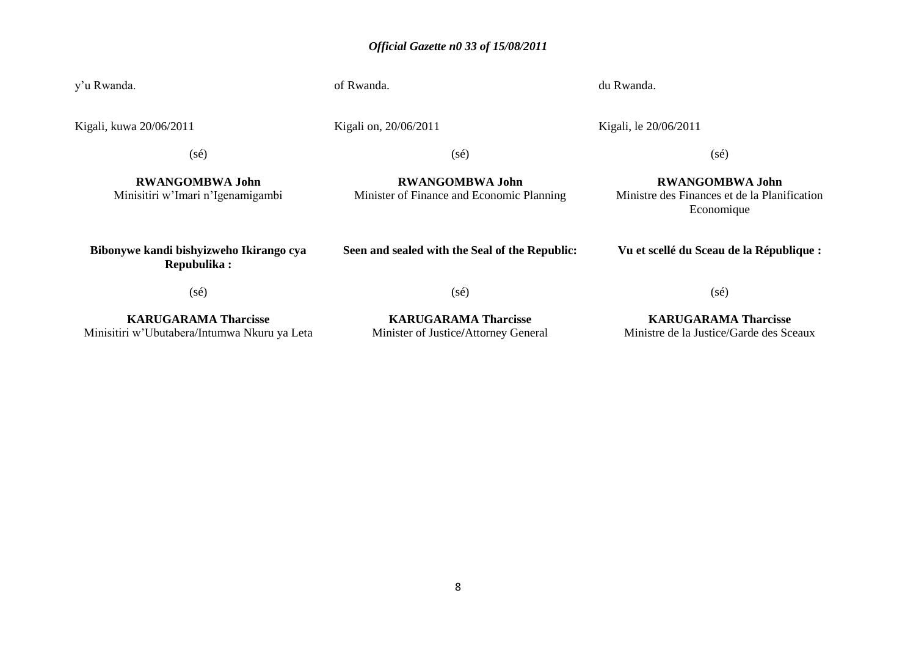y'u Rwanda.

Kigali, kuwa 20/06/2011

(sé)

**RWANGOMBWA John**
Minisitiri w'Imari n'Igenamigambi

**Bibonywe kandi bishyizweho Ikirango cya Repubulika :**

(sé)

**KARUGARAMA Tharcisse**
Minisitiri w'Ubutabera/Intumwa Nkuru ya Leta

of Rwanda.

Kigali on, 20/06/2011

(sé)

**RWANGOMBWA John**
Minister of Finance and Economic Planning

**Seen and sealed with the Seal of the Republic:**

(sé)

**KARUGARAMA Tharcisse**
Minister of Justice/Attorney General

du Rwanda.

Kigali, le 20/06/2011

(sé)

**RWANGOMBWA John**
Ministre des Finances et de la Planification Economique

**Vu et scellé du Sceau de la République :**

(sé)

**KARUGARAMA Tharcisse**
Ministre de la Justice/Garde des Sceaux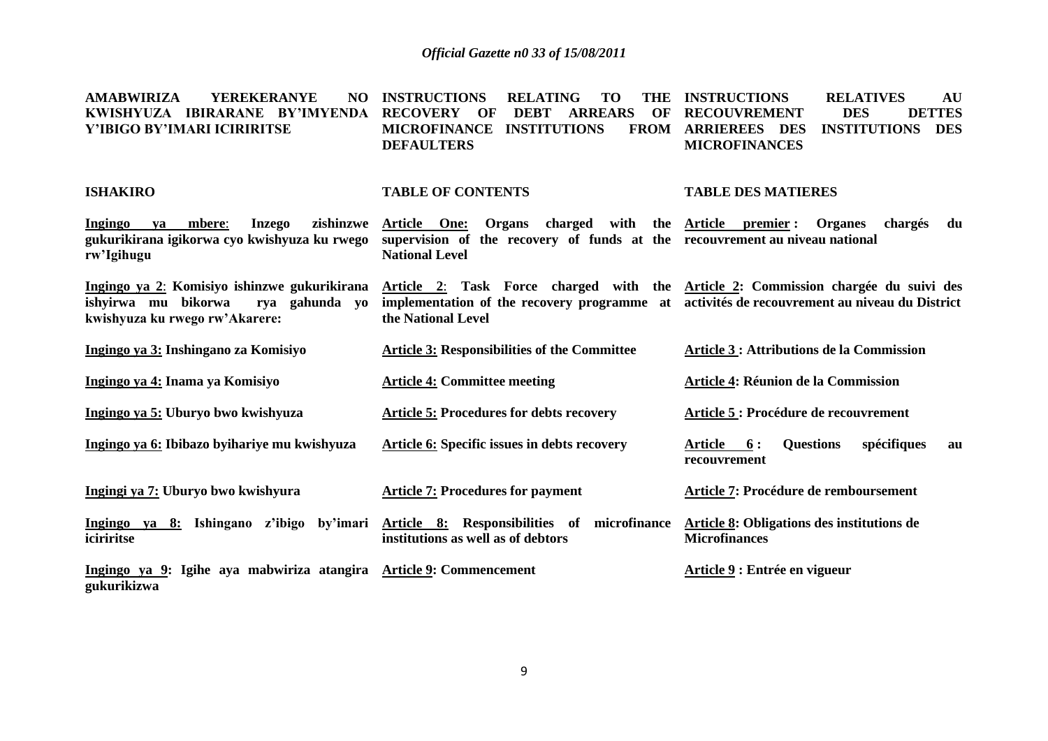**AMABWIRIZA YEREKERANYE NO KWISHYUZA IBIRARANE BY'IMYENDA Y'IBIGO BY'IMARI ICIRIRITSE**

**ISHAKIRO**

**Ingingo ya mbere: Inzego zishinzwe gukurikirana igikorwa cyo kwishyuza ku rwego rw'Igihugu**

**Ingingo ya 2: Komisiyo ishinzwe gukurikirana ishyirwa mu bikorwa rya gahunda yo kwishyuza ku rwego rw'Akarere:**

**Ingingo ya 3: Inshingano za Komisiyo**

**Ingingo ya 4: Inama ya Komisiyo**

**Ingingo ya 5: Uburyo bwo kwishyuza**

**Ingingo ya 6: Ibibazo byihariye mu kwishyuza**

**Ingingi ya 7: Uburyo bwo kwishyura**

**Ingingo ya 8: Ishingano z'ibigo by'imari iciriritse**

**Ingingo ya 9: Igihe aya mabwiriza atangira gukurikizwa**

**INSTRUCTIONS RELATING TO THE RECOVERY OF DEBT ARREARS OF MICROFINANCE INSTITUTIONS FROM DEFAULTERS**

**TABLE OF CONTENTS**

**Article One: Organs charged with the supervision of the recovery of funds at the National Level**

**Article 2: Task Force charged with the implementation of the recovery programme at the National Level**

**Article 3: Responsibilities of the Committee**

**Article 4: Committee meeting**

**Article 5: Procedures for debts recovery**

**Article 6: Specific issues in debts recovery**

**Article 7: Procedures for payment**

**Article 8: Responsibilities of microfinance institutions as well as of debtors**

**Article 9: Commencement**

**INSTRUCTIONS RELATIVES AU RECOUVREMENT DES DETTES ARRIEREES DES INSTITUTIONS DES MICROFINANCES**

**TABLE DES MATIERES**

**Article premier : Organes chargés du recouvrement au niveau national**

**Article 2: Commission chargée du suivi des activités de recouvrement au niveau du District**

**Article 3 : Attributions de la Commission**

**Article 4: Réunion de la Commission**

**Article 5 : Procédure de recouvrement**

**Article 6 : Questions spécifiques au recouvrement**

**Article 7: Procédure de remboursement**

**Article 8: Obligations des institutions de Microfinances**

**Article 9 : Entrée en vigueur**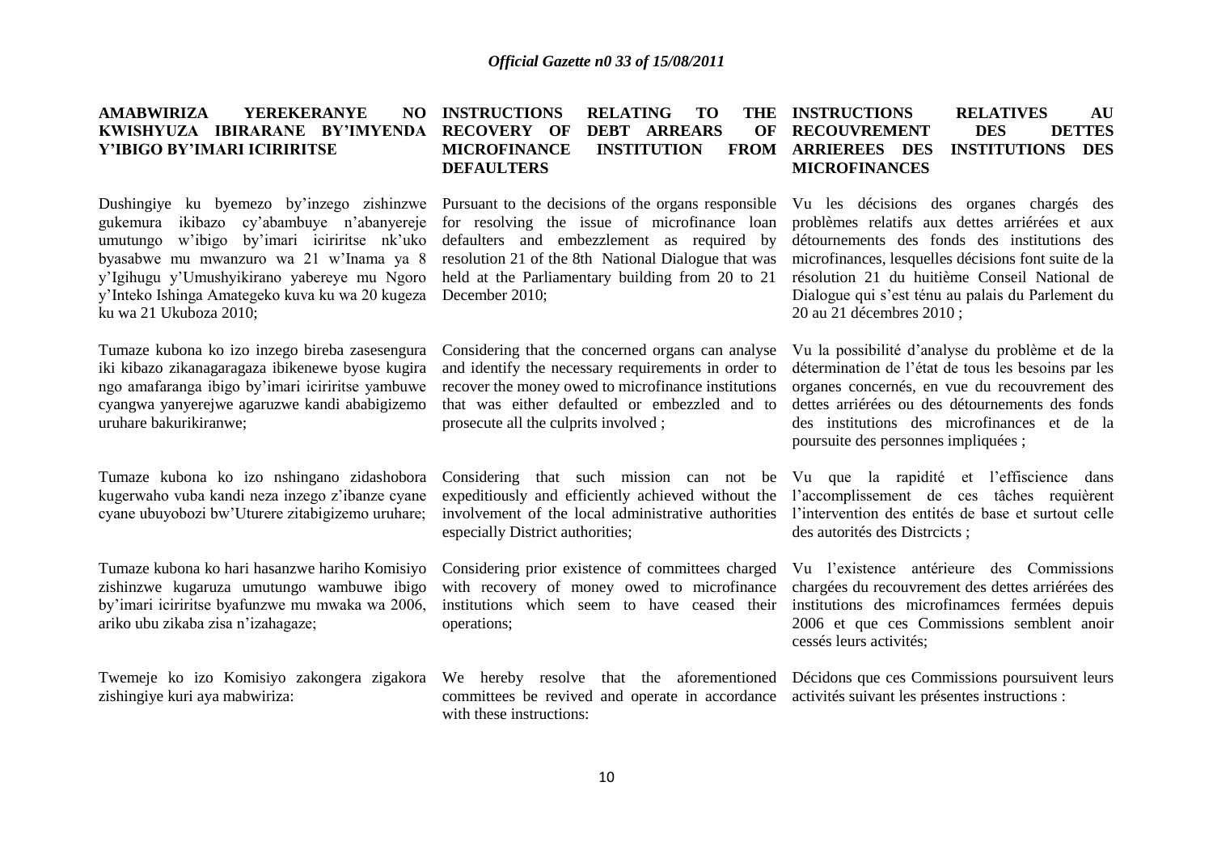**AMABWIRIZA YEREKERANYE NO KWISHYUZA IBIRARANE BY'IMYENDA Y'IBIGO BY'IMARI ICIRIRITSE**

Dushingiye ku byemezo by'inzego zishinzwe gukemura ikibazo cy'abambuye n'abanyereje umutungo w'ibigo by'imari iciriritse nk'uko byasabwe mu mwanzuro wa 21 w'Inama ya 8 y'Igihugu y'Umushyikirano yabereye mu Ngoro y'Inteko Ishinga Amategeko kuva ku wa 20 kugeza ku wa 21 Ukuboza 2010;

Tumaze kubona ko izo inzego bireba zasesengura iki kibazo zikanagaragaza ibikenewe byose kugira ngo amafaranga ibigo by'imari iciriritse yambuwe cyangwa yanyerejwe agaruzwe kandi ababigizemo uruhare bakurikiranwe;

Tumaze kubona ko izo nshingano zidashobora kugerwaho vuba kandi neza inzego z'ibanze cyane cyane ubuyobozi bw'Uturere zitabigizemo uruhare;

Tumaze kubona ko hari hasanzwe hariho Komisiyo zishinzwe kugaruza umutungo wambuwe ibigo by'imari iciriritse byafunzwe mu mwaka wa 2006, ariko ubu zikaba zisa n'izahagaze;

Twemeje ko izo Komisiyo zakongera zigakora zishingiye kuri aya mabwiriza:

**INSTRUCTIONS RELATING TO THE RECOVERY OF DEBT ARREARS OF MICROFINANCE INSTITUTION FROM DEFAULTERS**

Pursuant to the decisions of the organs responsible for resolving the issue of microfinance loan defaulters and embezzlement as required by resolution 21 of the 8th National Dialogue that was held at the Parliamentary building from 20 to 21 December 2010;

Considering that the concerned organs can analyse and identify the necessary requirements in order to recover the money owed to microfinance institutions that was either defaulted or embezzled and to prosecute all the culprits involved ;

Considering that such mission can not be expeditiously and efficiently achieved without the involvement of the local administrative authorities especially District authorities;

Considering prior existence of committees charged with recovery of money owed to microfinance institutions which seem to have ceased their operations;

We hereby resolve that the aforementioned committees be revived and operate in accordance with these instructions:

**INSTRUCTIONS RELATIVES AU RECOUVREMENT DES DETTES ARRIEREES DES INSTITUTIONS DES MICROFINANCES**

Vu les décisions des organes chargés des problèmes relatifs aux dettes arriérées et aux détournements des fonds des institutions des microfinances, lesquelles décisions font suite de la résolution 21 du huitième Conseil National de Dialogue qui s'est ténu au palais du Parlement du 20 au 21 décembres 2010 ;

Vu la possibilité d'analyse du problème et de la détermination de l'état de tous les besoins par les organes concernés, en vue du recouvrement des dettes arriérées ou des détournements des fonds des institutions des microfinances et de la poursuite des personnes impliquées ;

Vu que la rapidité et l'effiscience dans l'accomplissement de ces tâches requièrent l'intervention des entités de base et surtout celle des autorités des Distrcicts ;

Vu l'existence antérieure des Commissions chargées du recouvrement des dettes arriérées des institutions des microfinamces fermées depuis 2006 et que ces Commissions semblent anoir cessés leurs activités;

Décidons que ces Commissions poursuivent leurs activités suivant les présentes instructions :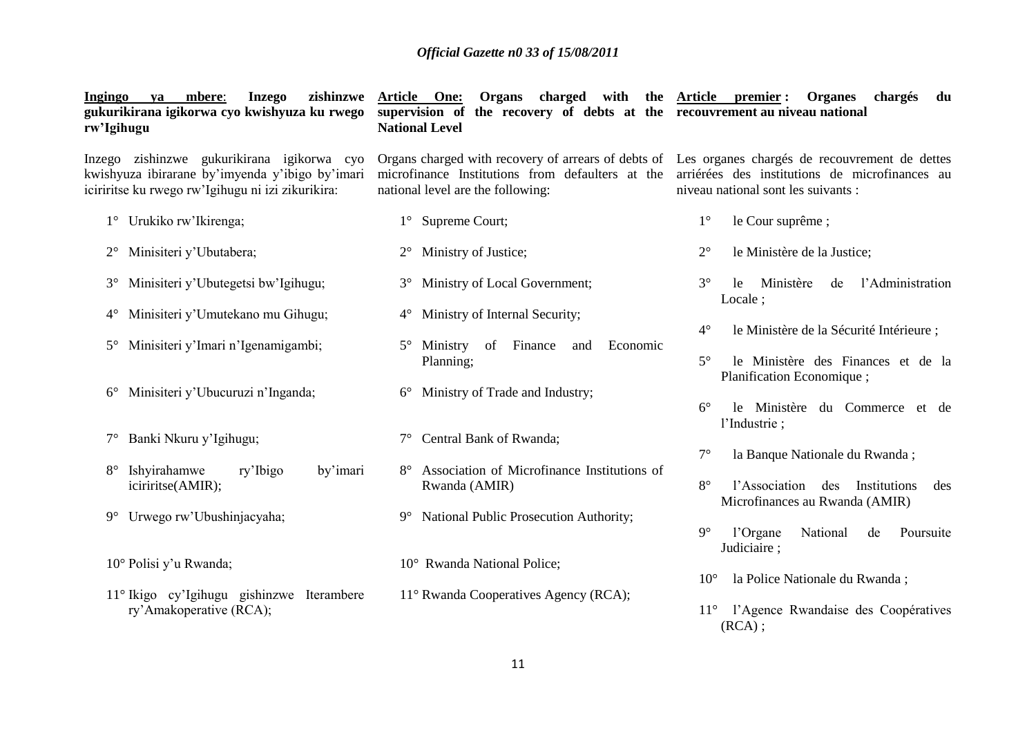**Ingingo ya mbere: Inzego zishinzwe gukurikirana igikorwa cyo kwishyuza ku rwego rw'Igihugu**

Inzego zishinzwe gukurikirana igikorwa cyo kwishyuza ibirarane by'imyenda y'ibigo by'imari iciriritse ku rwego rw'Igihugu ni izi zikurikira:

1° Urukiko rw'Ikirenga;

2° Minisiteri y'Ubutabera;

3° Minisiteri y'Ubutegetsi bw'Igihugu;

4° Minisiteri y'Umutekano mu Gihugu;

5° Minisiteri y'Imari n'Igenamigambi;

6° Minisiteri y'Ubucuruzi n'Inganda;

7° Banki Nkuru y'Igihugu;

8° Ishyirahamwe ry'Ibigo by'imari iciriritse(AMIR);

9° Urwego rw'Ubushinjacyaha;

10° Polisi y'u Rwanda;

11° Ikigo cy'Igihugu gishinzwe Iterambere ry'Amakoperative (RCA);

**Article One: Organs charged with the supervision of the recovery of debts at the National Level**

Organs charged with recovery of arrears of debts of microfinance Institutions from defaulters at the national level are the following:

1° Supreme Court;

2° Ministry of Justice;

3° Ministry of Local Government;

4° Ministry of Internal Security;

5° Ministry of Finance and Economic Planning;

6° Ministry of Trade and Industry;

7° Central Bank of Rwanda;

8° Association of Microfinance Institutions of Rwanda (AMIR)

9° National Public Prosecution Authority;

10° Rwanda National Police;

11° Rwanda Cooperatives Agency (RCA);

**Article premier : Organes chargés du recouvrement au niveau national**

Les organes chargés de recouvrement de dettes arriérées des institutions de microfinances au niveau national sont les suivants :

1° le Cour suprême ;

2° le Ministère de la Justice;

3° le Ministère de l'Administration Locale ;

4° le Ministère de la Sécurité Intérieure ;

5° le Ministère des Finances et de la Planification Economique ;

6° le Ministère du Commerce et de l'Industrie ;

7° la Banque Nationale du Rwanda ;

8° l'Association des Institutions des Microfinances au Rwanda (AMIR)

9° l'Organe National de Poursuite Judiciaire ;

10° la Police Nationale du Rwanda ;

11° l'Agence Rwandaise des Coopératives (RCA) ;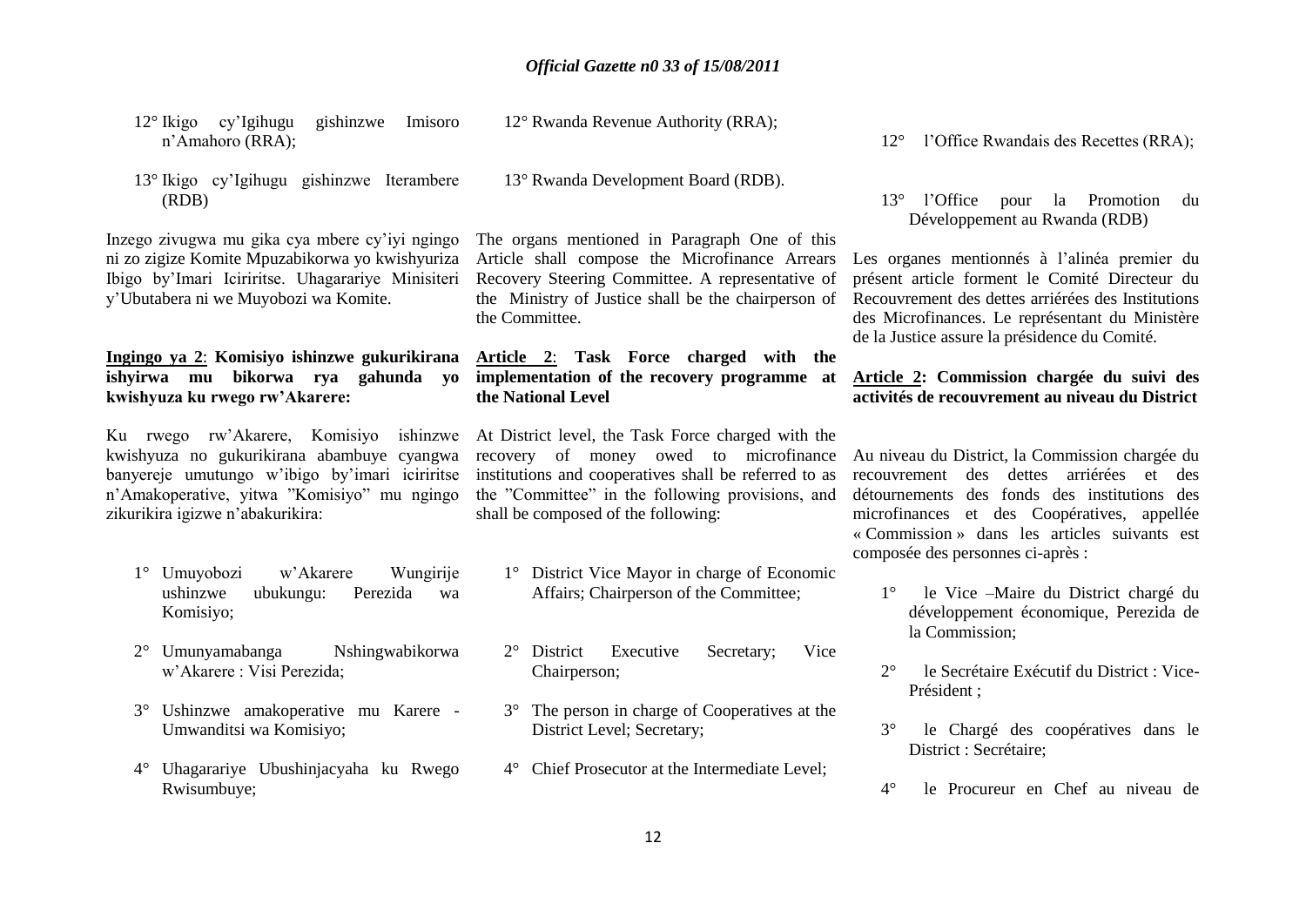12° Ikigo cy'Igihugu gishinzwe Imisoro n'Amahoro (RRA);

13° Ikigo cy'Igihugu gishinzwe Iterambere (RDB)

Inzego zivugwa mu gika cya mbere cy'iyi ngingo ni zo zigize Komite Mpuzabikorwa yo kwishyuriza Ibigo by'Imari Iciriritse. Uhagarariye Minisiteri y'Ubutabera ni we Muyobozi wa Komite.

**Ingingo ya 2**: **Komisiyo ishinzwe gukurikirana ishyirwa mu bikorwa rya gahunda yo kwishyuza ku rwego rw'Akarere:**

Ku rwego rw'Akarere, Komisiyo ishinzwe kwishyuza no gukurikirana abambuye cyangwa banyereje umutungo w'ibigo by'imari iciriritse n'Amakoperative, yitwa "Komisiyo" mu ngingo zikurikira igizwe n'abakurikira:

1° Umuyobozi w'Akarere Wungirije ushinzwe ubukungu: Perezida wa Komisiyo;

2° Umunyamabanga Nshingwabikorwa w'Akarere : Visi Perezida;

3° Ushinzwe amakoperative mu Karere - Umwanditsi wa Komisiyo;

4° Uhagarariye Ubushinjacyaha ku Rwego Rwisumbuye;

12° Rwanda Revenue Authority (RRA);

13° Rwanda Development Board (RDB).

The organs mentioned in Paragraph One of this Article shall compose the Microfinance Arrears Recovery Steering Committee. A representative of the Ministry of Justice shall be the chairperson of the Committee.

**Article 2**: **Task Force charged with the implementation of the recovery programme at the National Level**

At District level, the Task Force charged with the recovery of money owed to microfinance institutions and cooperatives shall be referred to as the "Committee" in the following provisions, and shall be composed of the following:

1° District Vice Mayor in charge of Economic Affairs; Chairperson of the Committee;

2° District Executive Secretary; Vice Chairperson;

3° The person in charge of Cooperatives at the District Level; Secretary;

4° Chief Prosecutor at the Intermediate Level;

12° l'Office Rwandais des Recettes (RRA);

13° l'Office pour la Promotion du Développement au Rwanda (RDB)

Les organes mentionnés à l'alinéa premier du présent article forment le Comité Directeur du Recouvrement des dettes arriérées des Institutions des Microfinances. Le représentant du Ministère de la Justice assure la présidence du Comité.

**Article 2: Commission chargée du suivi des activités de recouvrement au niveau du District**

Au niveau du District, la Commission chargée du recouvrement des dettes arriérées et des détournements des fonds des institutions des microfinances et des Coopératives, appellée « Commission » dans les articles suivants est composée des personnes ci-après :

1° le Vice –Maire du District chargé du développement économique, Perezida de la Commission;

2° le Secrétaire Exécutif du District : Vice-Président ;

3° le Chargé des coopératives dans le District : Secrétaire;

4° le Procureur en Chef au niveau de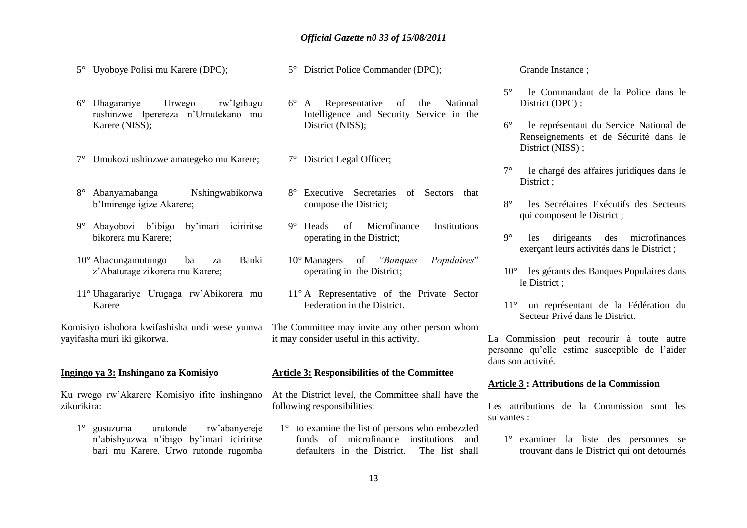5° Uyoboye Polisi mu Karere (DPC);

6° Uhagarariye Urwego rw'Igihugu rushinzwe Iperereza n'Umutekano mu Karere (NISS);

7° Umukozi ushinzwe amategeko mu Karere;

8° Abanyamabanga Nshingwabikorwa b'Imirenge igize Akarere;

9° Abayobozi b'ibigo by'imari iciriritse bikorera mu Karere;

10° Abacungamutungo ba za Banki z'Abaturage zikorera mu Karere;

11° Uhagarariye Urugaga rw'Abikorera mu Karere

Komisiyo ishobora kwifashisha undi wese yumva yayifasha muri iki gikorwa.

**Ingingo ya 3: Inshingano za Komisiyo**

Ku rwego rw'Akarere Komisiyo ifite inshingano zikurikira:

1° gusuzuma urutonde rw'abanyereje n'abishyuzwa n'ibigo by'imari iciriritse bari mu Karere. Urwo rutonde rugomba

5° District Police Commander (DPC);

6° A Representative of the National Intelligence and Security Service in the District (NISS);

7° District Legal Officer;

8° Executive Secretaries of Sectors that compose the District;

9° Heads of Microfinance Institutions operating in the District;

10° Managers of *"Banques Populaires"* operating in the District;

11° A Representative of the Private Sector Federation in the District.

The Committee may invite any other person whom it may consider useful in this activity.

**Article 3: Responsibilities of the Committee**

At the District level, the Committee shall have the following responsibilities:

1° to examine the list of persons who embezzled funds of microfinance institutions and defaulters in the District. The list shall

Grande Instance ;

5° le Commandant de la Police dans le District (DPC) ;

6° le représentant du Service National de Renseignements et de Sécurité dans le District (NISS) ;

7° le chargé des affaires juridiques dans le District ;

8° les Secrétaires Exécutifs des Secteurs qui composent le District ;

9° les dirigeants des microfinances exerçant leurs activités dans le District ;

10° les gérants des Banques Populaires dans le District ;

11° un représentant de la Fédération du Secteur Privé dans le District.

La Commission peut recourir à toute autre personne qu'elle estime susceptible de l'aider dans son activité.

**Article 3 : Attributions de la Commission**

Les attributions de la Commission sont les suivantes :

1° examiner la liste des personnes se trouvant dans le District qui ont detournés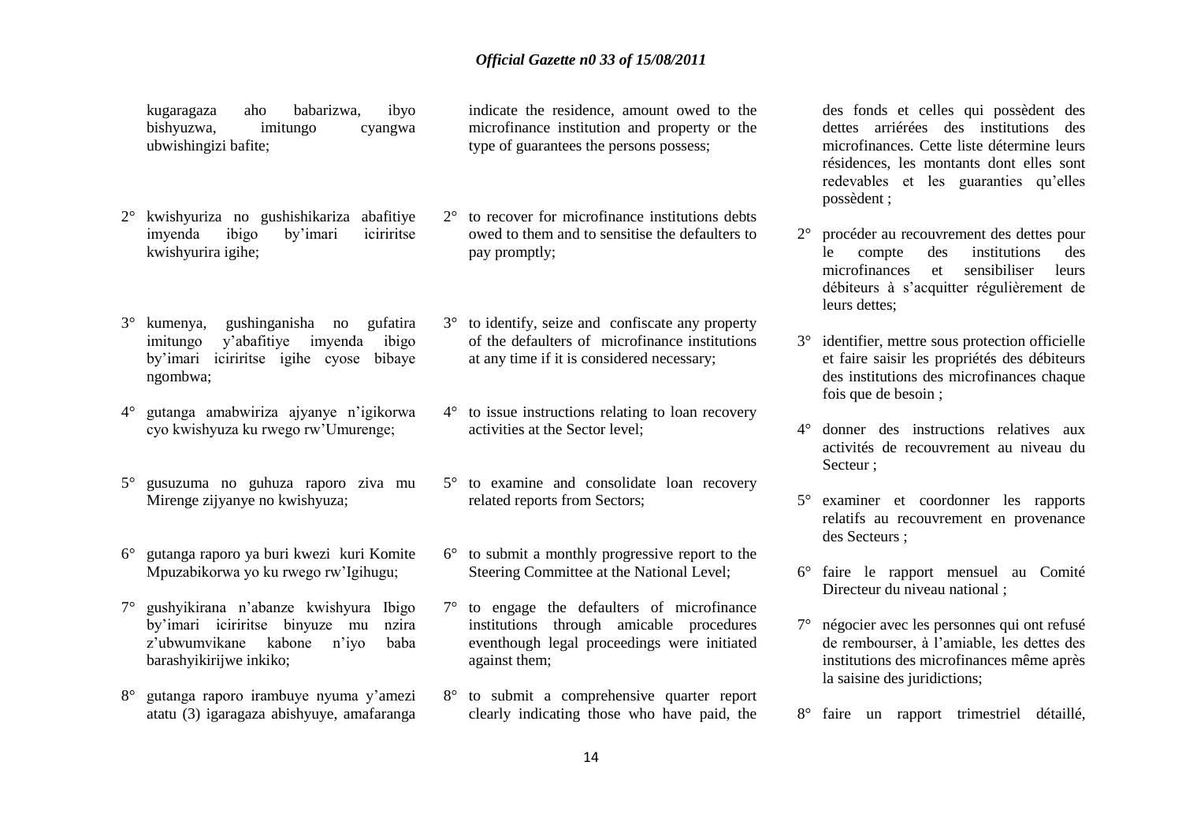kugaragaza aho babarizwa, ibyo bishyuzwa, imitungo cyangwa ubwishingizi bafite;

2° kwishyuriza no gushishikariza abafitiye imyenda ibigo by'imari iciriritse kwishyurira igihe;

3° kumenya, gushinganisha no gufatira imitungo y'abafitiye imyenda ibigo by'imari iciriritse igihe cyose bibaye ngombwa;

4° gutanga amabwiriza ajyanye n'igikorwa cyo kwishyuza ku rwego rw'Umurenge;

5° gusuzuma no guhuza raporo ziva mu Mirenge zijyanye no kwishyuza;

6° gutanga raporo ya buri kwezi kuri Komite Mpuzabikorwa yo ku rwego rw'Igihugu;

7° gushyikirana n'abanze kwishyura Ibigo by'imari iciriritse binyuze mu nzira z'ubwumvikane kabone n'iyo baba barashyikirijwe inkiko;

8° gutanga raporo irambuye nyuma y'amezi atatu (3) igaragaza abishyuye, amafaranga

indicate the residence, amount owed to the microfinance institution and property or the type of guarantees the persons possess;

2° to recover for microfinance institutions debts owed to them and to sensitise the defaulters to pay promptly;

3° to identify, seize and confiscate any property of the defaulters of microfinance institutions at any time if it is considered necessary;

4° to issue instructions relating to loan recovery activities at the Sector level;

5° to examine and consolidate loan recovery related reports from Sectors;

6° to submit a monthly progressive report to the Steering Committee at the National Level;

7° to engage the defaulters of microfinance institutions through amicable procedures eventhough legal proceedings were initiated against them;

8° to submit a comprehensive quarter report clearly indicating those who have paid, the

des fonds et celles qui possèdent des dettes arriérées des institutions des microfinances. Cette liste détermine leurs résidences, les montants dont elles sont redevables et les guaranties qu'elles possèdent ;

2° procéder au recouvrement des dettes pour le compte des institutions des microfinances et sensibiliser leurs débiteurs à s'acquitter régulièrement de leurs dettes;

3° identifier, mettre sous protection officielle et faire saisir les propriétés des débiteurs des institutions des microfinances chaque fois que de besoin ;

4° donner des instructions relatives aux activités de recouvrement au niveau du Secteur ;

5° examiner et coordonner les rapports relatifs au recouvrement en provenance des Secteurs ;

6° faire le rapport mensuel au Comité Directeur du niveau national ;

7° négocier avec les personnes qui ont refusé de rembourser, à l'amiable, les dettes des institutions des microfinances même après la saisine des juridictions;

8° faire un rapport trimestriel détaillé,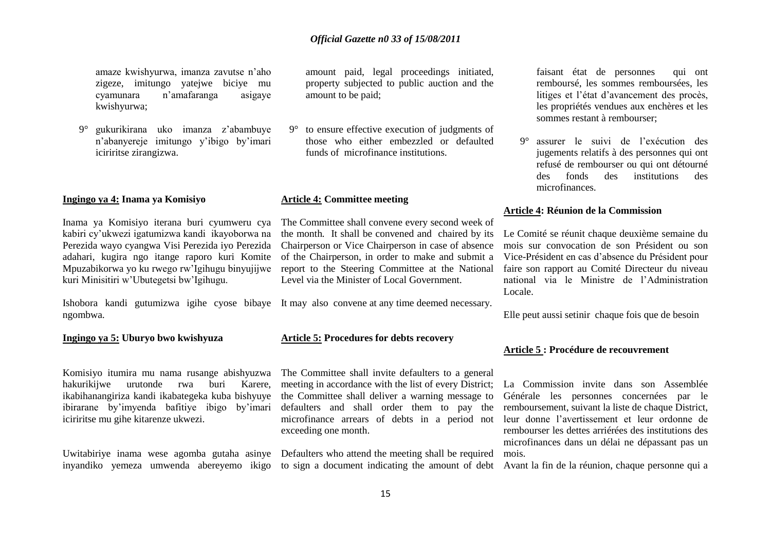amaze kwishyurwa, imanza zavutse n'aho zigeze, imitungo yatejwe biciye mu cyamunara n'amafaranga asigaye kwishyurwa;

9° gukurikirana uko imanza z'abambuye n'abanyereje imitungo y'ibigo by'imari iciriritse zirangizwa.

**Ingingo ya 4: Inama ya Komisiyo**

Inama ya Komisiyo iterana buri cyumweru cya kabiri cy'ukwezi igatumizwa kandi ikayoborwa na Perezida wayo cyangwa Visi Perezida iyo Perezida adahari, kugira ngo itange raporo kuri Komite Mpuzabikorwa yo ku rwego rw'Igihugu binyujijwe kuri Minisitiri w'Ubutegetsi bw'Igihugu.

Ishobora kandi gutumizwa igihe cyose bibaye ngombwa.

**Ingingo ya 5: Uburyo bwo kwishyuza**

Komisiyo itumira mu nama rusange abishyuzwa hakurikijwe urutonde rwa buri Karere, ikabihanangiriza kandi ikabategeka kuba bishyuye ibirarane by'imyenda bafitiye ibigo by'imari iciriritse mu gihe kitarenze ukwezi.

Uwitabiriye inama wese agomba gutaha asinye inyandiko yemeza umwenda abereyemo ikigo

amount paid, legal proceedings initiated, property subjected to public auction and the amount to be paid;

9° to ensure effective execution of judgments of those who either embezzled or defaulted funds of microfinance institutions.

**Article 4: Committee meeting**

The Committee shall convene every second week of the month. It shall be convened and chaired by its Chairperson or Vice Chairperson in case of absence of the Chairperson, in order to make and submit a report to the Steering Committee at the National Level via the Minister of Local Government.

It may also convene at any time deemed necessary.

**Article 5: Procedures for debts recovery**

The Committee shall invite defaulters to a general meeting in accordance with the list of every District; the Committee shall deliver a warning message to defaulters and shall order them to pay the microfinance arrears of debts in a period not exceeding one month.

Defaulters who attend the meeting shall be required to sign a document indicating the amount of debt

faisant état de personnes qui ont remboursé, les sommes remboursées, les litiges et l'état d'avancement des procès, les propriétés vendues aux enchères et les sommes restant à rembourser;

9° assurer le suivi de l'exécution des jugements relatifs à des personnes qui ont refusé de rembourser ou qui ont détourné des fonds des institutions des microfinances.

**Article 4: Réunion de la Commission**

Le Comité se réunit chaque deuxième semaine du mois sur convocation de son Président ou son Vice-Président en cas d'absence du Président pour faire son rapport au Comité Directeur du niveau national via le Ministre de l'Administration Locale.

Elle peut aussi setinir chaque fois que de besoin

**Article 5 : Procédure de recouvrement**

La Commission invite dans son Assemblée Générale les personnes concernées par le remboursement, suivant la liste de chaque District, leur donne l'avertissement et leur ordonne de rembourser les dettes arriérées des institutions des microfinances dans un délai ne dépassant pas un mois.

Avant la fin de la réunion, chaque personne qui a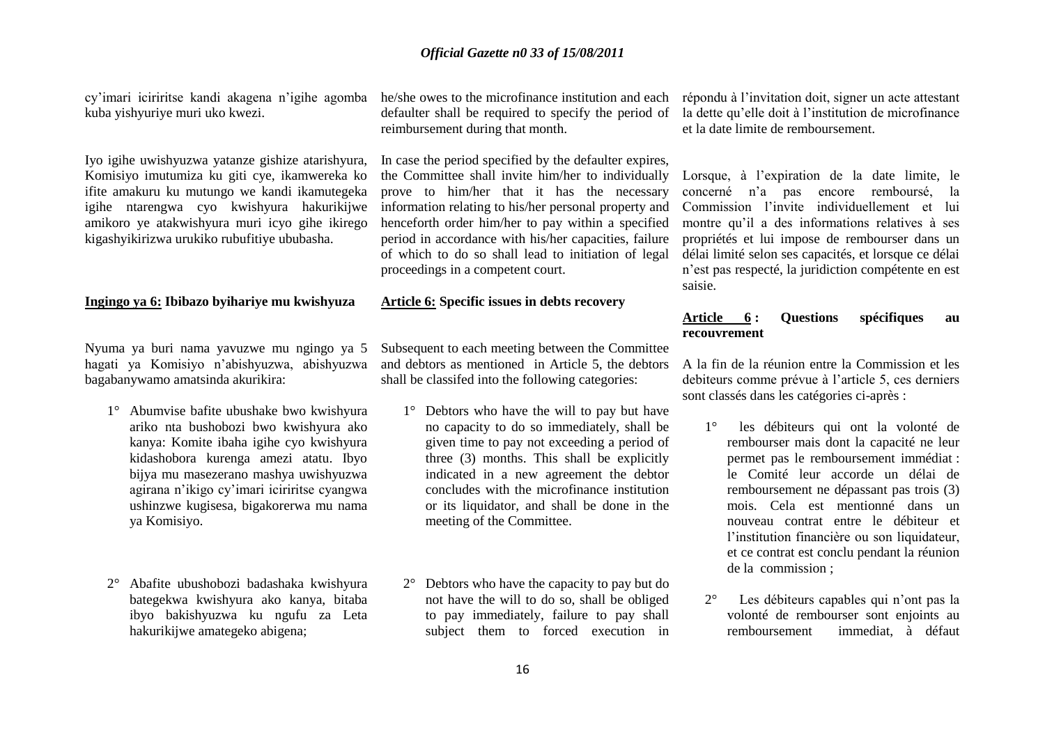cy'imari icyiriritse kandi akagena n'igihe agomba kuba yishyuriye muri uko kwezi.

Iyo igihe uwishyuzwa yatanze gishize atarishyura, Komisiyo imutumiza ku giti cye, ikamwereka ko ifite amakuru ku mutungo we kandi ikamutegeka igihe ntarengwa cyo kwishyura hakurikijwe amikoro ye atakwishyura muri icyo gihe ikirego kigashyikirizwa urukiko rubufitiye ububasha.

**Ingingo ya 6: Ibibazo byihariye mu kwishyuza**

Nyuma ya buri nama yavuzwe mu ngingo ya 5 hagati ya Komisiyo n'abishyuzwa, abishyuzwa bagabanywamo amatsinda akurikira:

1° Abumvise bafite ubushake bwo kwishyura ariko nta bushobozi bwo kwishyura ako kanya: Komite ibaha igihe cyo kwishyura kidashobora kurenga amezi atatu. Ibyo bijya mu masezerano mashya uwishyuzwa agirana n'ikigo cy'imari iciriritse cyangwa ushinzwe kugisesa, bigakorerwa mu nama ya Komisiyo.

2° Abafite ubushobozi badashaka kwishyura bategekwa kwishyura ako kanya, bitaba ibyo bakishyuzwa ku ngufu za Leta hakurikijwe amategeko abigena;

he/she owes to the microfinance institution and each defaulter shall be required to specify the period of reimbursement during that month.

In case the period specified by the defaulter expires, the Committee shall invite him/her to individually prove to him/her that it has the necessary information relating to his/her personal property and henceforth order him/her to pay within a specified period in accordance with his/her capacities, failure of which to do so shall lead to initiation of legal proceedings in a competent court.

**Article 6: Specific issues in debts recovery**

Subsequent to each meeting between the Committee and debtors as mentioned in Article 5, the debtors shall be classifed into the following categories:

1° Debtors who have the will to pay but have no capacity to do so immediately, shall be given time to pay not exceeding a period of three (3) months. This shall be explicitly indicated in a new agreement the debtor concludes with the microfinance institution or its liquidator, and shall be done in the meeting of the Committee.

2° Debtors who have the capacity to pay but do not have the will to do so, shall be obliged to pay immediately, failure to pay shall subject them to forced execution in

répondu à l'invitation doit, signer un acte attestant la dette qu'elle doit à l'institution de microfinance et la date limite de remboursement.

Lorsque, à l'expiration de la date limite, le concerné n'a pas encore remboursé, la Commission l'invite individuellement et lui montre qu'il a des informations relatives à ses propriétés et lui impose de rembourser dans un délai limité selon ses capacités, et lorsque ce délai n'est pas respecté, la juridiction compétente en est saisie.

**Article 6 : Questions spécifiques au recouvrement**

A la fin de la réunion entre la Commission et les debiteurs comme prévue à l'article 5, ces derniers sont classés dans les catégories ci-après :

1° les débiteurs qui ont la volonté de rembourser mais dont la capacité ne leur permet pas le remboursement immédiat : le Comité leur accorde un délai de remboursement ne dépassant pas trois (3) mois. Cela est mentionné dans un nouveau contrat entre le débiteur et l'institution financière ou son liquidateur, et ce contrat est conclu pendant la réunion de la commission ;

2° Les débiteurs capables qui n'ont pas la volonté de rembourser sont enjoints au remboursement immediat, à défaut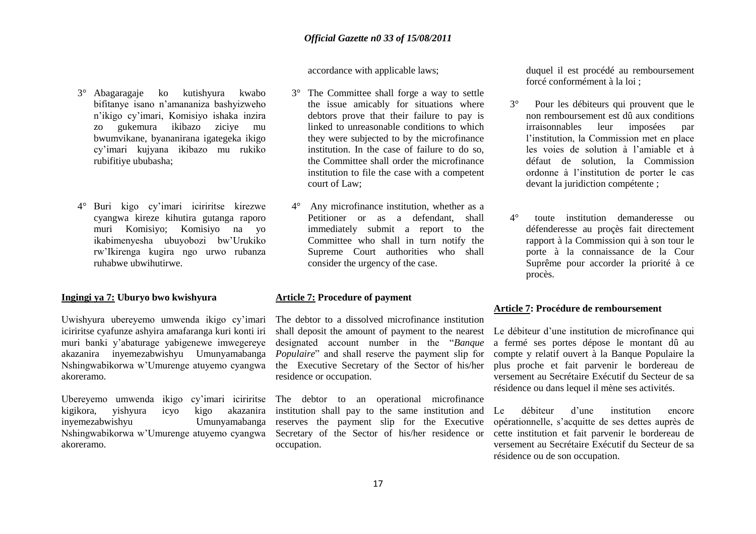3° Abagaragaje ko kutishyura kwabo bifitanye isano n'amananiza bashyizweho n'ikigo cy'imari, Komisiyo ishaka inzira zo gukemura ikibazo ziciye mu bwumvikane, byananirana igategeka ikigo cy'imari kujyana ikibazo mu rukiko rubifitiye ububasha;

4° Buri kigo cy'imari iciriritse kirezwe cyangwa kireze kihutira gutanga raporo muri Komisiyo; Komisiyo na yo ikabimenyesha ubuyobozi bw'Urukiko rw'Ikirenga kugira ngo urwo rubanza ruhabwe ubwihutirwe.

**Ingingi ya 7: Uburyo bwo kwishyura**

Uwishyura ubereyemo umwenda ikigo cy'imari iciriritse cyafunze ashyira amafaranga kuri konti iri muri banki y'abaturage yabigenewe imwegereye akazanira inyemezabwishyu Umunyamabanga Nshingwabikorwa w'Umurenge atuyemo cyangwa akoreramo.

Ubereyemo umwenda ikigo cy'imari iciriritse kigikora, yishyura icyo kigo akazanira inyemezabwishyu Umunyamabanga Nshingwabikorwa w'Umurenge atuyemo cyangwa akoreramo.

accordance with applicable laws;

3° The Committee shall forge a way to settle the issue amicably for situations where debtors prove that their failure to pay is linked to unreasonable conditions to which they were subjected to by the microfinance institution. In the case of failure to do so, the Committee shall order the microfinance institution to file the case with a competent court of Law;

4° Any microfinance institution, whether as a Petitioner or as a defendant, shall immediately submit a report to the Committee who shall in turn notify the Supreme Court authorities who shall consider the urgency of the case.

**Article 7: Procedure of payment**

The debtor to a dissolved microfinance institution shall deposit the amount of payment to the nearest designated account number in the "*Banque Populaire*" and shall reserve the payment slip for the Executive Secretary of the Sector of his/her residence or occupation.

The debtor to an operational microfinance institution shall pay to the same institution and reserves the payment slip for the Executive Secretary of the Sector of his/her residence or occupation.

duquel il est procédé au remboursement forcé conformément à la loi ;

3° Pour les débiteurs qui prouvent que le non remboursement est dû aux conditions irraisonnables leur imposées par l'institution, la Commission met en place les voies de solution à l'amiable et à défaut de solution, la Commission ordonne à l'institution de porter le cas devant la juridiction compétente ;

4° toute institution demanderesse ou défenderesse au proçès fait directement rapport à la Commission qui à son tour le porte à la connaissance de la Cour Suprême pour accorder la priorité à ce procès.

**Article 7: Procédure de remboursement**

Le débiteur d'une institution de microfinance qui a fermé ses portes dépose le montant dû au compte y relatif ouvert à la Banque Populaire la plus proche et fait parvenir le bordereau de versement au Secrétaire Exécutif du Secteur de sa résidence ou dans lequel il mène ses activités.

Le débiteur d'une institution encore opérationnelle, s'acquitte de ses dettes auprès de cette institution et fait parvenir le bordereau de versement au Secrétaire Exécutif du Secteur de sa résidence ou de son occupation.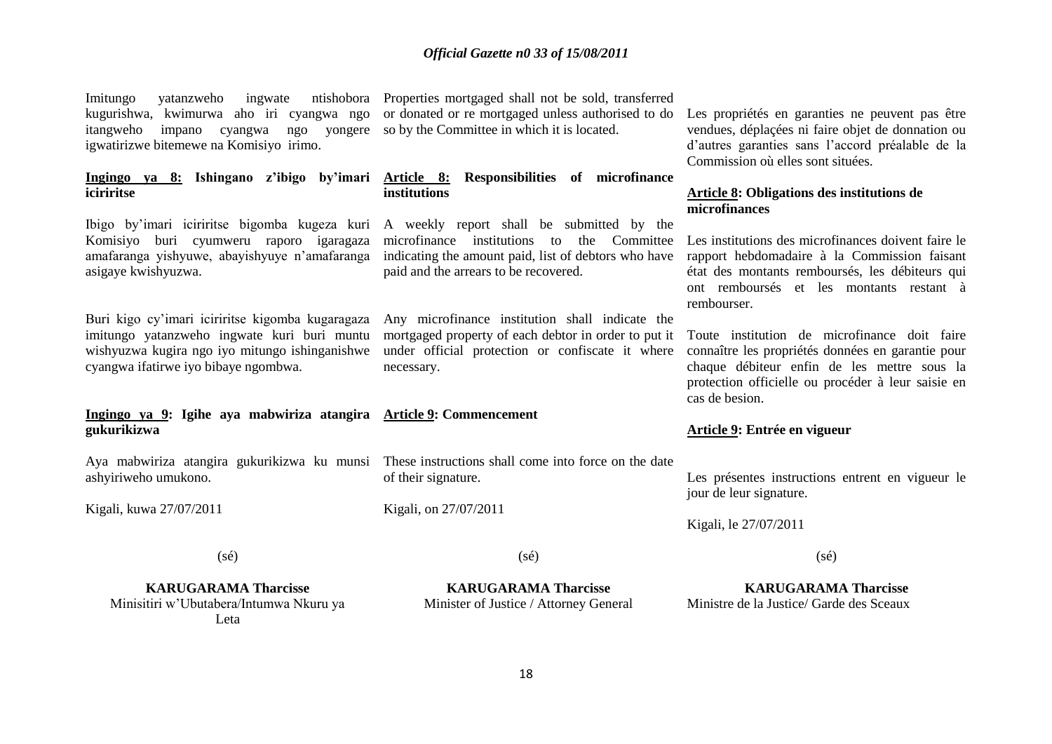Imitungo yatanzweho ingwate ntishobora kugurishwa, kwimurwa aho iri cyangwa ngo itangweho impano cyangwa ngo yongere igwatirizwe bitemewe na Komisiyo irimo.

**Ingingo ya 8: Ishingano z'ibigo by'imari iciriritse**

Ibigo by'imari iciriritse bigomba kugeza kuri Komisiyo buri cyumweru raporo igaragaza amafaranga yishyuwe, abayishyuye n'amafaranga asigaye kwishyuzwa.

Buri kigo cy'imari iciriritse kigomba kugaragaza imitungo yatanzweho ingwate kuri buri muntu wishyuzwa kugira ngo iyo mitungo ishinganishwe cyangwa ifatirwe iyo bibaye ngombwa.

**Ingingo ya 9: Igihe aya mabwiriza atangira gukurikizwa**

Aya mabwiriza atangira gukurikizwa ku munsi ashyiriweho umukono.

Kigali, kuwa 27/07/2011

(sé)

**KARUGARAMA Tharcisse**
Minisitiri w'Ubutabera/Intumwa Nkuru ya Leta

Properties mortgaged shall not be sold, transferred or donated or re mortgaged unless authorised to do so by the Committee in which it is located.

**Article 8: Responsibilities of microfinance institutions**

A weekly report shall be submitted by the microfinance institutions to the Committee indicating the amount paid, list of debtors who have paid and the arrears to be recovered.

Any microfinance institution shall indicate the mortgaged property of each debtor in order to put it under official protection or confiscate it where necessary.

**Article 9: Commencement**

These instructions shall come into force on the date of their signature.

Kigali, on 27/07/2011

(sé)

**KARUGARAMA Tharcisse**
Minister of Justice / Attorney General

Les propriétés en garanties ne peuvent pas être vendues, déplaçées ni faire objet de donnation ou d'autres garanties sans l'accord préalable de la Commission où elles sont situées.

**Article 8: Obligations des institutions de microfinances**

Les institutions des microfinances doivent faire le rapport hebdomadaire à la Commission faisant état des montants remboursés, les débiteurs qui ont remboursés et les montants restant à rembourser.

Toute institution de microfinance doit faire connaître les propriétés données en garantie pour chaque débiteur enfin de les mettre sous la protection officielle ou procéder à leur saisie en cas de besion.

**Article 9: Entrée en vigueur**

Les présentes instructions entrent en vigueur le jour de leur signature.

Kigali, le 27/07/2011

(sé)

**KARUGARAMA Tharcisse**
Ministre de la Justice/ Garde des Sceaux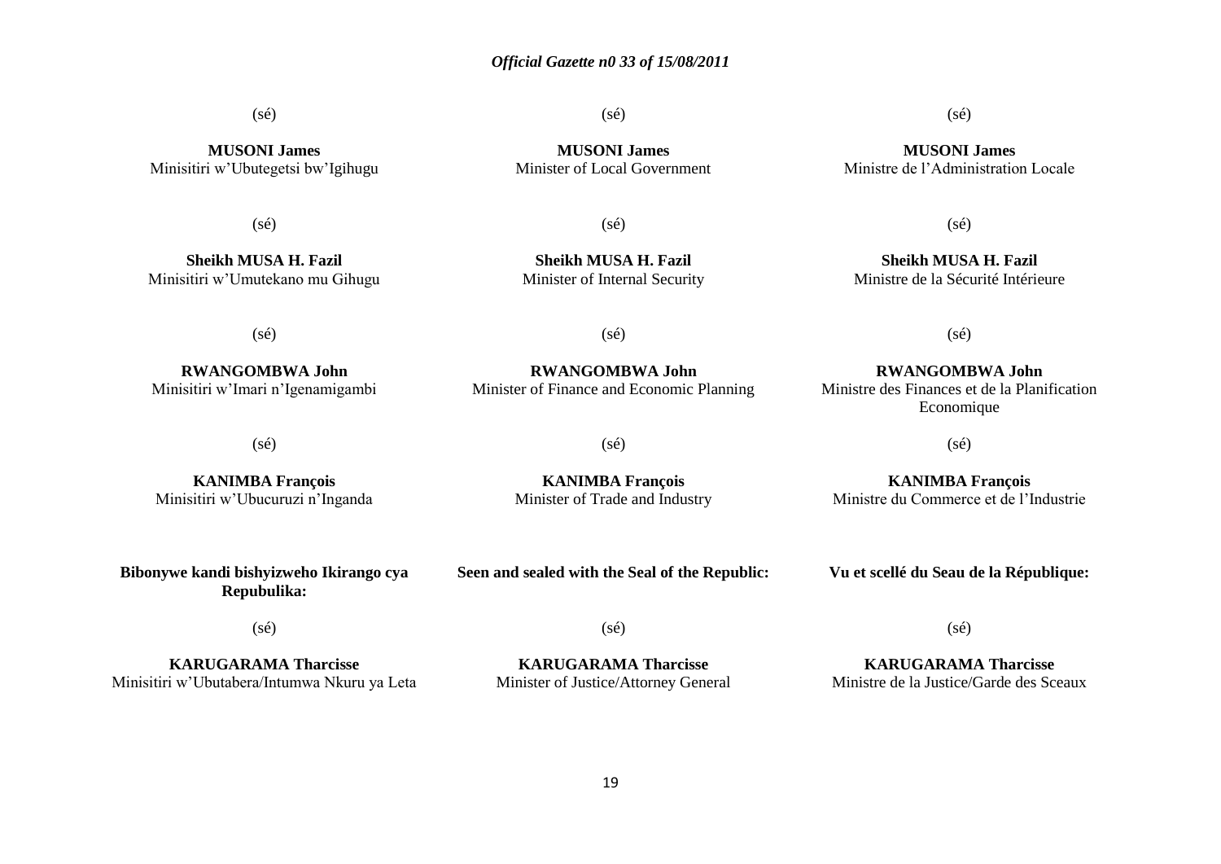(sé)

**MUSONI James**
Minisitiri w'Ubutegetsi bw'Igihugu

(sé)

**Sheikh MUSA H. Fazil**
Minisitiri w'Umutekano mu Gihugu

(sé)

**RWANGOMBWA John**
Minisitiri w'Imari n'Igenamigambi

(sé)

**KANIMBA François**
Minisitiri w'Ubucuruzi n'Inganda

**Bibonywe kandi bishyizweho Ikirango cya Repubulika:**

(sé)

**KARUGARAMA Tharcisse**
Minisitiri w'Ubutabera/Intumwa Nkuru ya Leta

(sé)

**MUSONI James**
Minister of Local Government

(sé)

**Sheikh MUSA H. Fazil**
Minister of Internal Security

(sé)

**RWANGOMBWA John**
Minister of Finance and Economic Planning

(sé)

**KANIMBA François**
Minister of Trade and Industry

**Seen and sealed with the Seal of the Republic:**

(sé)

**KARUGARAMA Tharcisse**
Minister of Justice/Attorney General

(sé)

**MUSONI James**
Ministre de l'Administration Locale

(sé)

**Sheikh MUSA H. Fazil**
Ministre de la Sécurité Intérieure

(sé)

**RWANGOMBWA John**
Ministre des Finances et de la Planification Economique

(sé)

**KANIMBA François**
Ministre du Commerce et de l'Industrie

**Vu et scellé du Seau de la République:**

(sé)

**KARUGARAMA Tharcisse**
Ministre de la Justice/Garde des Sceaux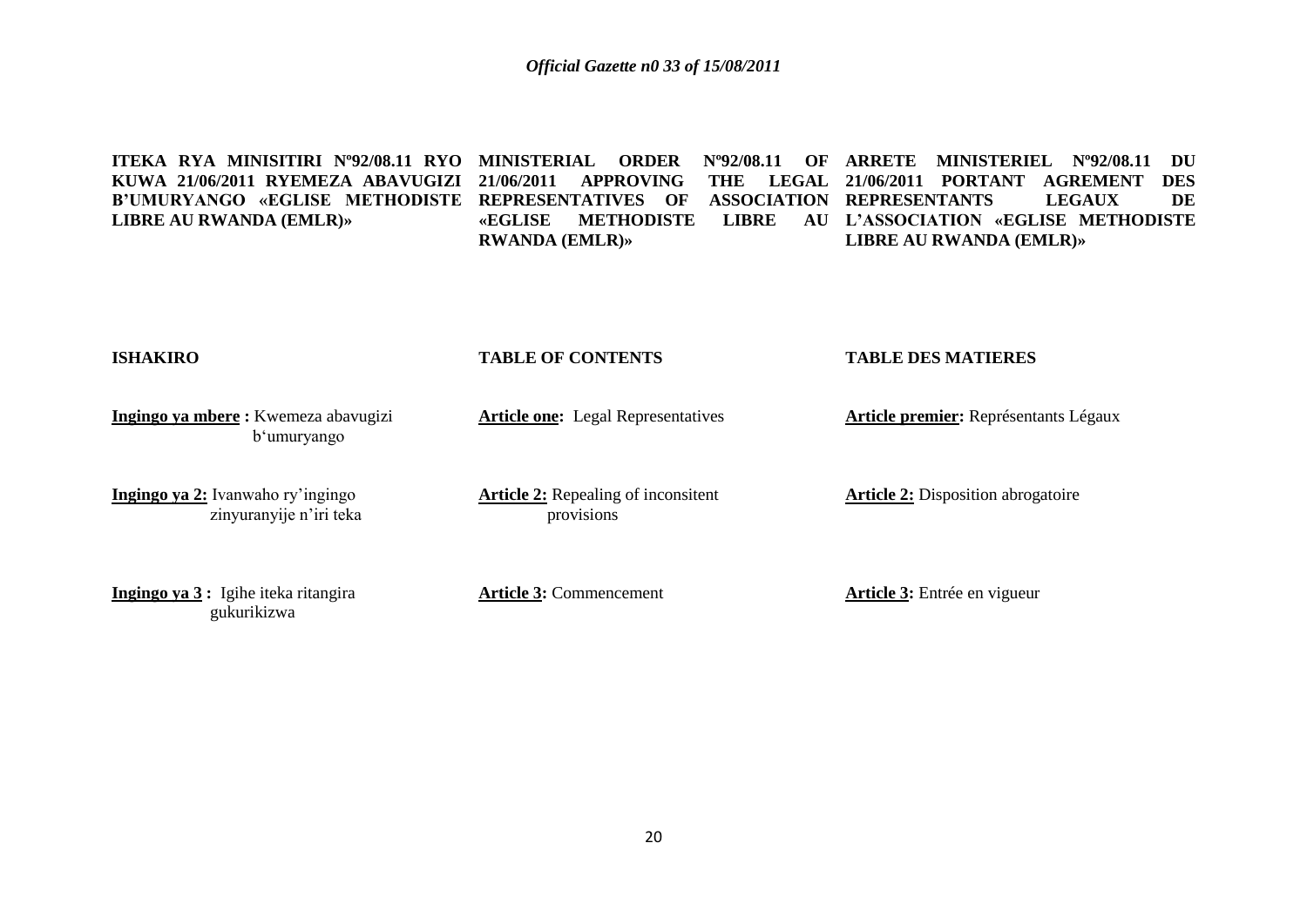**ITEKA RYA MINISITIRI Nº92/08.11 RYO KUWA 21/06/2011 RYEMEZA ABAVUGIZI B'UMURYANGO «EGLISE METHODISTE LIBRE AU RWANDA (EMLR)»**

**ISHAKIRO**

**Ingingo ya mbere :** Kwemeza abavugizi b'umuryango

**Ingingo ya 2:** Ivanwaho ry'ingingo zinyuranyije n'iri teka

**Ingingo ya 3 :** Igihe iteka ritangira gukurikizwa

**MINISTERIAL ORDER Nº92/08.11 OF 21/06/2011 APPROVING THE LEGAL REPRESENTATIVES OF ASSOCIATION «EGLISE METHODISTE LIBRE AU RWANDA (EMLR)»**

**TABLE OF CONTENTS**

**Article one:** Legal Representatives

**Article 2:** Repealing of inconsitent provisions

**Article 3:** Commencement

**ARRETE MINISTERIEL Nº92/08.11 DU 21/06/2011 PORTANT AGREMENT DES REPRESENTANTS LEGAUX DE L'ASSOCIATION «EGLISE METHODISTE LIBRE AU RWANDA (EMLR)»**

**TABLE DES MATIERES**

**Article premier:** Représentants Légaux

**Article 2:** Disposition abrogatoire

**Article 3:** Entrée en vigueur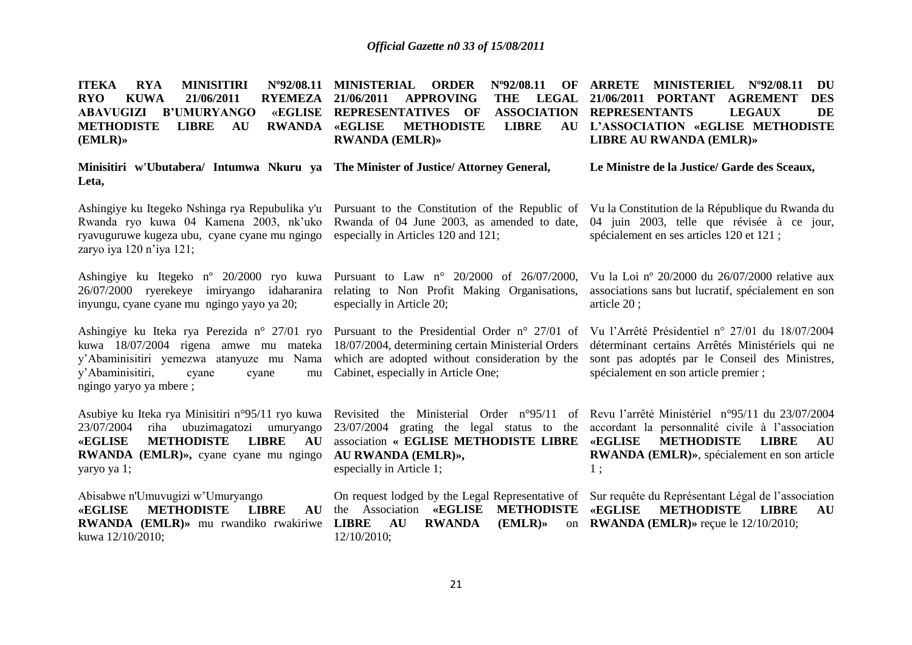**ITEKA RYA MINISITIRI Nº92/08.11 RYO KUWA 21/06/2011 RYEMEZA ABAVUGIZI B'UMURYANGO «EGLISE METHODISTE LIBRE AU RWANDA (EMLR)»**

**Minisitiri w'Ubutabera/ Intumwa Nkuru ya Leta,**

Ashingiye ku Itegeko Nshinga rya Repubulika y'u Rwanda ryo kuwa 04 Kamena 2003, nk'uko ryavuguruwe kugeza ubu, cyane cyane mu ngingo zaryo iya 120 n'iya 121;

Ashingiye ku Itegeko nº 20/2000 ryo kuwa 26/07/2000 ryerekeye imiryango idaharanira inyungu, cyane cyane mu ngingo yayo ya 20;

Ashingiye ku Iteka rya Perezida n° 27/01 ryo kuwa 18/07/2004 rigena amwe mu mateka y'Abaminisitiri yemezwa atanyuze mu Nama y'Abaminisitiri, cyane cyane mu ngingo yaryo ya mbere ;

Asubiye ku Iteka rya Minisitiri n°95/11 ryo kuwa 23/07/2004 riha ubuzimagatozi umuryango **«EGLISE METHODISTE LIBRE AU RWANDA (EMLR)»,** cyane cyane mu ngingo yaryo ya 1;

Abisabwe n'Umuvugizi w'Umuryango **«EGLISE METHODISTE LIBRE AU RWANDA (EMLR)»** mu rwandiko rwakiriwe kuwa 12/10/2010;

**MINISTERIAL ORDER Nº92/08.11 OF 21/06/2011 APPROVING THE LEGAL REPRESENTATIVES OF ASSOCIATION «EGLISE METHODISTE LIBRE AU RWANDA (EMLR)»**

**The Minister of Justice/ Attorney General,**

Pursuant to the Constitution of the Republic of Rwanda of 04 June 2003, as amended to date, especially in Articles 120 and 121;

Pursuant to Law n° 20/2000 of 26/07/2000, relating to Non Profit Making Organisations, especially in Article 20;

Pursuant to the Presidential Order n° 27/01 of 18/07/2004, determining certain Ministerial Orders which are adopted without consideration by the Cabinet, especially in Article One;

Revisited the Ministerial Order n°95/11 of 23/07/2004 grating the legal status to the association **« EGLISE METHODISTE LIBRE AU RWANDA (EMLR)»,** especially in Article 1;

On request lodged by the Legal Representative of the Association **«EGLISE METHODISTE LIBRE AU RWANDA (EMLR)»** on 12/10/2010;

**ARRETE MINISTERIEL Nº92/08.11 DU 21/06/2011 PORTANT AGREMENT DES REPRESENTANTS LEGAUX DE L'ASSOCIATION «EGLISE METHODISTE LIBRE AU RWANDA (EMLR)»**

**Le Ministre de la Justice/ Garde des Sceaux,**

Vu la Constitution de la République du Rwanda du 04 juin 2003, telle que révisée à ce jour, spécialement en ses articles 120 et 121 ;

Vu la Loi nº 20/2000 du 26/07/2000 relative aux associations sans but lucratif, spécialement en son article 20 ;

Vu l'Arrêté Présidentiel n° 27/01 du 18/07/2004 déterminant certains Arrêtés Ministériels qui ne sont pas adoptés par le Conseil des Ministres, spécialement en son article premier ;

Revu l'arrêté Ministériel n°95/11 du 23/07/2004 accordant la personnalité civile à l'association **«EGLISE METHODISTE LIBRE AU RWANDA (EMLR)»**, spécialement en son article 1 ;

Sur requête du Représentant Légal de l'association **«EGLISE METHODISTE LIBRE AU RWANDA (EMLR)»** reçue le 12/10/2010;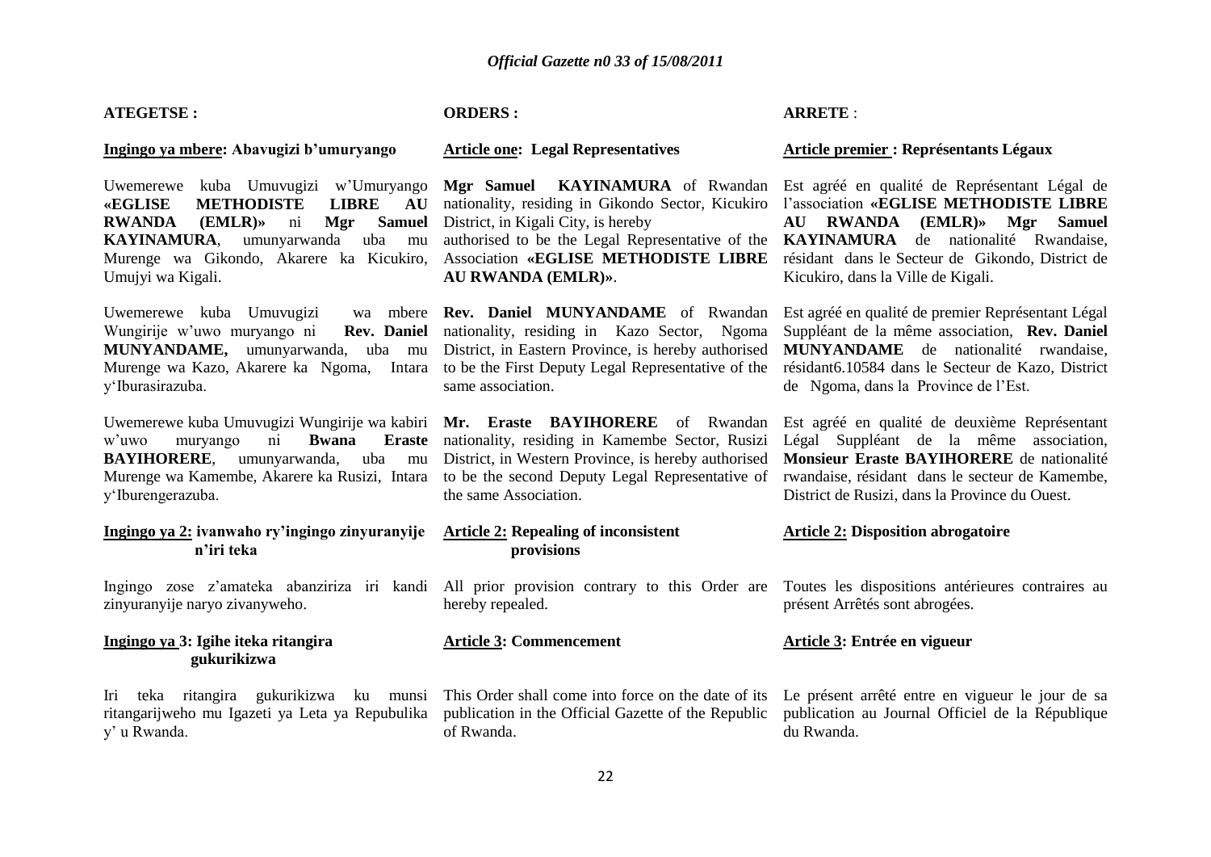**ATEGETSE :**

**Ingingo ya mbere: Abavugizi b'umuryango**

Uwemerewe kuba Umuvugizi w'Umuryango **«EGLISE METHODISTE LIBRE AU RWANDA (EMLR)»** ni **Mgr Samuel KAYINAMURA**, umunyarwanda uba mu Murenge wa Gikondo, Akarere ka Kicukiro, Umujyi wa Kigali.

Uwemerewe kuba Umuvugizi wa mbere Wungirije w'uwo muryango ni **Rev. Daniel MUNYANDAME,** umunyarwanda, uba mu Murenge wa Kazo, Akarere ka Ngoma, Intara y'Iburasirazuba.

Uwemerewe kuba Umuvugizi Wungirije wa kabiri w'uwo muryango ni **Bwana Eraste BAYIHORERE**, umunyarwanda, uba mu Murenge wa Kamembe, Akarere ka Rusizi, Intara y'Iburengerazuba.

**Ingingo ya 2: ivanwaho ry'ingingo zinyuranyije n'iri teka**

Ingingo zose z'amateka abanziriza iri kandi zinyuranyije naryo zivanyweho.

**Ingingo ya 3: Igihe iteka ritangira gukurikizwa**

Iri teka ritangira gukurikizwa ku munsi ritangarijweho mu Igazeti ya Leta ya Repubulika y' u Rwanda.

**ORDERS :**

**Article one: Legal Representatives**

**Mgr Samuel KAYINAMURA** of Rwandan nationality, residing in Gikondo Sector, Kicukiro District, in Kigali City, is hereby authorised to be the Legal Representative of the Association **«EGLISE METHODISTE LIBRE AU RWANDA (EMLR)»**.

**Rev. Daniel MUNYANDAME** of Rwandan nationality, residing in Kazo Sector, Ngoma District, in Eastern Province, is hereby authorised to be the First Deputy Legal Representative of the same association.

**Mr. Eraste BAYIHORERE** of Rwandan nationality, residing in Kamembe Sector, Rusizi District, in Western Province, is hereby authorised to be the second Deputy Legal Representative of the same Association.

**Article 2: Repealing of inconsistent provisions**

All prior provision contrary to this Order are hereby repealed.

**Article 3: Commencement**

This Order shall come into force on the date of its publication in the Official Gazette of the Republic of Rwanda.

**ARRETE** :

**Article premier : Représentants Légaux**

Est agréé en qualité de Représentant Légal de l'association **«EGLISE METHODISTE LIBRE AU RWANDA (EMLR)» Mgr Samuel KAYINAMURA** de nationalité Rwandaise, résidant dans le Secteur de Gikondo, District de Kicukiro, dans la Ville de Kigali.

Est agréé en qualité de premier Représentant Légal Suppléant de la même association, **Rev. Daniel MUNYANDAME** de nationalité rwandaise, résidant6.10584 dans le Secteur de Kazo, District de Ngoma, dans la Province de l'Est.

Est agréé en qualité de deuxième Représentant Légal Suppléant de la même association, **Monsieur Eraste BAYIHORERE** de nationalité rwandaise, résidant dans le secteur de Kamembe, District de Rusizi, dans la Province du Ouest.

**Article 2: Disposition abrogatoire**

Toutes les dispositions antérieures contraires au présent Arrêtés sont abrogées.

**Article 3: Entrée en vigueur**

Le présent arrêté entre en vigueur le jour de sa publication au Journal Officiel de la République du Rwanda.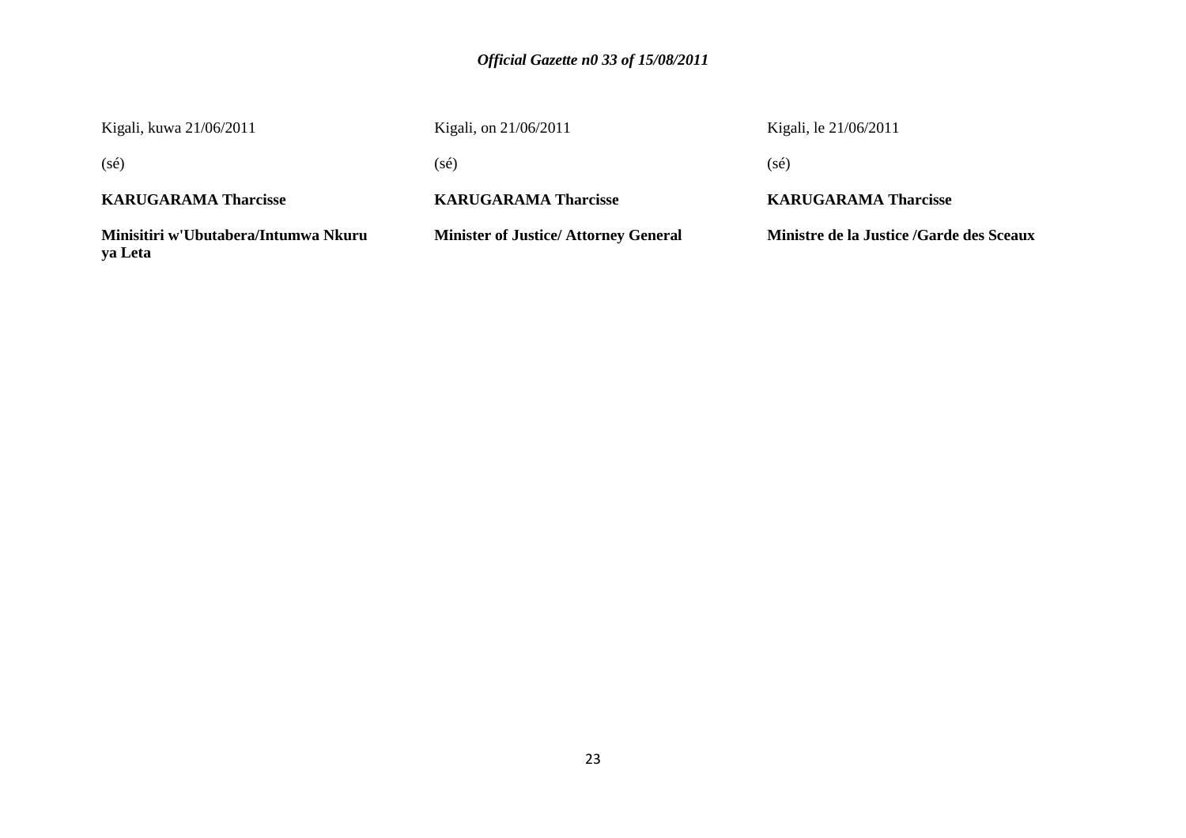Kigali, kuwa 21/06/2011

(sé)

**KARUGARAMA Tharcisse**

**Minisitiri w'Ubutabera/Intumwa Nkuru ya Leta**

Kigali, on 21/06/2011

(sé)

**KARUGARAMA Tharcisse**

**Minister of Justice/ Attorney General**

Kigali, le 21/06/2011

(sé)

**KARUGARAMA Tharcisse**

**Ministre de la Justice /Garde des Sceaux**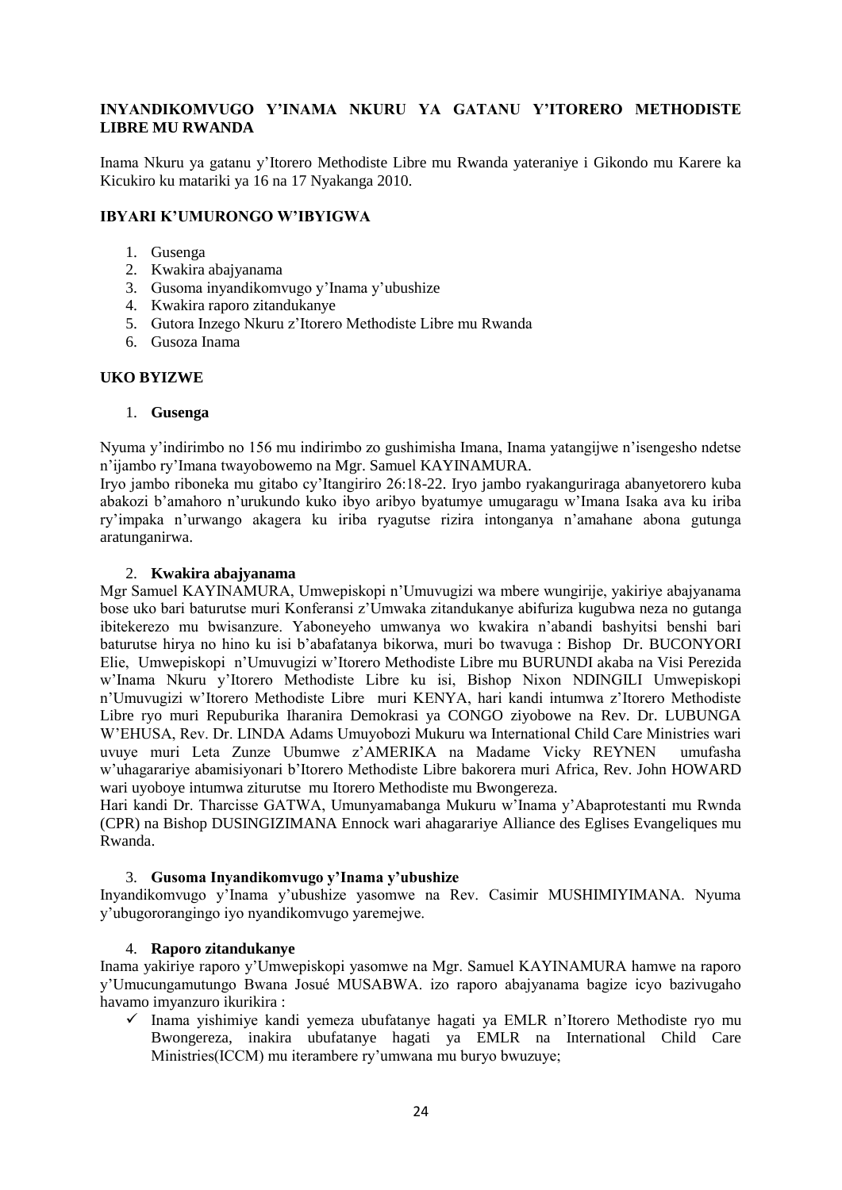## INYANDIKOMVUGO Y'INAMA NKURU YA GATANU Y'ITORERO METHODISTE LIBRE MU RWANDA

Inama Nkuru ya gatanu y'Itorero Methodiste Libre mu Rwanda yateraniye i Gikondo mu Karere ka Kicukiro ku matariki ya 16 na 17 Nyakanga 2010.

### IBYARI K'UMURONGO W'IBYIGWA

1. Gusenga
2. Kwakira abajyanama
3. Gusoma inyandikomvugo y'Inama y'ubushize
4. Kwakira raporo zitandukanye
5. Gutora Inzego Nkuru z'Itorero Methodiste Libre mu Rwanda
6. Gusoza Inama

### UKO BYIZWE

1. **Gusenga**

Nyuma y'indirimbo no 156 mu indirimbo zo gushimisha Imana, Inama yatangijwe n'isengesho ndetse n'ijambo ry'Imana twayobowemo na Mgr. Samuel KAYINAMURA.
Iryo jambo riboneka mu gitabo cy'Itangiriro 26:18-22. Iryo jambo ryakanguriraga abanyetorero kuba abakozi b'amahoro n'urukundo kuko ibyo aribyo byatumye umugaragu w'Imana Isaka ava ku iriba ry'impaka n'urwango akagera ku iriba ryagutse rizira intonganya n'amahane abona gutunga aratunganirwa.

2. **Kwakira abajyanama**

Mgr Samuel KAYINAMURA, Umwepiskopi n'Umuvugizi wa mbere wungirije, yakiriye abajyanama bose uko bari baturutse muri Konferansi z'Umwaka zitandukanye abifuriza kugubwa neza no gutanga ibitekerezo mu bwisanzure. Yaboneyeho umwanya wo kwakira n'abandi bashyitsi benshi bari baturutse hirya no hino ku isi b'abafatanya bikorwa, muri bo twavuga : Bishop Dr. BUCONYORI Elie, Umwepiskopi n'Umuvugizi w'Itorero Methodiste Libre mu BURUNDI akaba na Visi Perezida w'Inama Nkuru y'Itorero Methodiste Libre ku isi, Bishop Nixon NDINGILI Umwepiskopi n'Umuvugizi w'Itorero Methodiste Libre muri KENYA, hari kandi intumwa z'Itorero Methodiste Libre ryo muri Repuburika Iharanira Demokrasi ya CONGO ziyobowe na Rev. Dr. LUBUNGA W'EHUSA, Rev. Dr. LINDA Adams Umuyobozi Mukuru wa International Child Care Ministries wari uvuye muri Leta Zunze Ubumwe z'AMERIKA na Madame Vicky REYNEN umufasha w'uhagarariye abamisiyonari b'Itorero Methodiste Libre bakorera muri Africa, Rev. John HOWARD wari uyoboye intumwa ziturutse mu Itorero Methodiste mu Bwongereza.
Hari kandi Dr. Tharcisse GATWA, Umunyamabanga Mukuru w'Inama y'Abaprotestanti mu Rwnda (CPR) na Bishop DUSINGIZIMANA Ennock wari ahagarariye Alliance des Eglises Evangeliques mu Rwanda.

3. **Gusoma Inyandikomvugo y'Inama y'ubushize**

Inyandikomvugo y'Inama y'ubushize yasomwe na Rev. Casimir MUSHIMIYIMANA. Nyuma y'ubugororangingo iyo nyandikomvugo yaremejwe.

4. **Raporo zitandukanye**

Inama yakiriye raporo y'Umwepiskopi yasomwe na Mgr. Samuel KAYINAMURA hamwe na raporo y'Umucungamutungo Bwana Josué MUSABWA. izo raporo abajyanama bagize icyo bazivugaho havamo imyanzuro ikurikira :

- ✓ Inama yishimiye kandi yemeza ubufatanye hagati ya EMLR n'Itorero Methodiste ryo mu Bwongereza, inakira ubufatanye hagati ya EMLR na International Child Care Ministries(ICCM) mu iterambere ry'umwana mu buryo bwuzuye;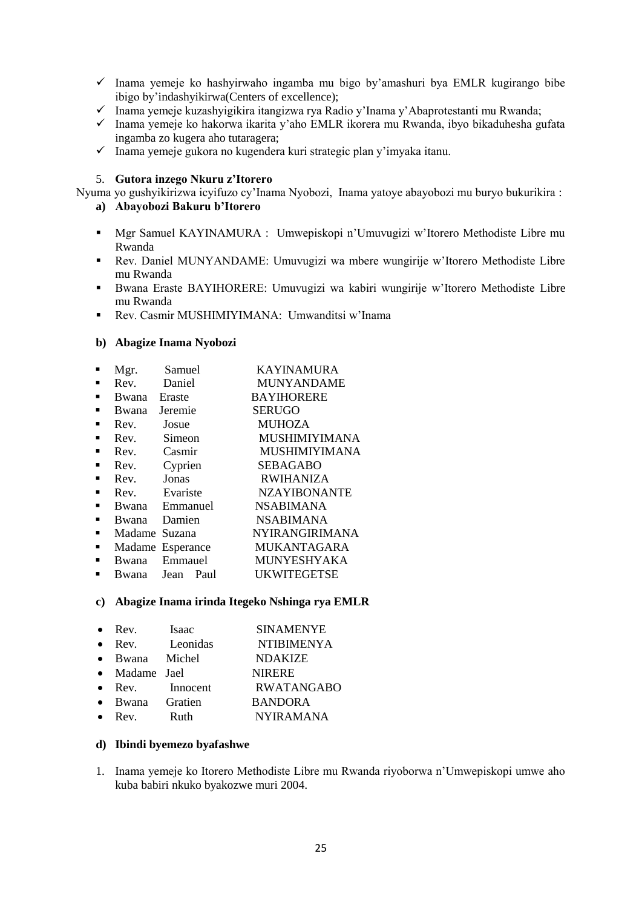- ✓ Inama yemeje ko hashyirwaho ingamba mu bigo by'amashuri bya EMLR kugirango bibe ibigo by'indashyikirwa(Centers of excellence);
- ✓ Inama yemeje kuzashyigikira itangizwa rya Radio y'Inama y'Abaprotestanti mu Rwanda;
- ✓ Inama yemeje ko hakorwa ikarita y'aho EMLR ikorera mu Rwanda, ibyo bikaduhesha gufata ingamba zo kugera aho tutaragera;
- ✓ Inama yemeje gukora no kugendera kuri strategic plan y'imyaka itanu.

5. **Gutora inzego Nkuru z'Itorero**

Nyuma yo gushyikirizwa icyifuzo cy'Inama Nyobozi, Inama yatoye abayobozi mu buryo bukurikira :

**a) Abayobozi Bakuru b'Itorero**

- Mgr Samuel KAYINAMURA : Umwepiskopi n'Umuvugizi w'Itorero Methodiste Libre mu Rwanda
- Rev. Daniel MUNYANDAME: Umuvugizi wa mbere wungirije w'Itorero Methodiste Libre mu Rwanda
- Bwana Eraste BAYIHORERE: Umuvugizi wa kabiri wungirije w'Itorero Methodiste Libre mu Rwanda
- Rev. Casmir MUSHIMIYIMANA: Umwanditsi w'Inama

**b) Abagize Inama Nyobozi**

- Mgr. Samuel KAYINAMURA
- Rev. Daniel MUNYANDAME
- Bwana Eraste BAYIHORERE
- Bwana Jeremie SERUGO
- Rev. Josue MUHOZA
- Rev. Simeon MUSHIMIYIMANA
- Rev. Casmir MUSHIMIYIMANA
- Rev. Cyprien SEBAGABO
- Rev. Jonas RWIHANIZA
- Rev. Evariste NZAYIBONANTE
- Bwana Emmanuel NSABIMANA
- Bwana Damien NSABIMANA
- Madame Suzana NYIRANGIRIMANA
- Madame Esperance MUKANTAGARA
- Bwana Emmauel MUNYESHYAKA
- Bwana Jean Paul UKWITEGETSE

**c) Abagize Inama irinda Itegeko Nshinga rya EMLR**

- Rev. Isaac SINAMENYE
- Rev. Leonidas NTIBIMENYA
- Bwana Michel NDAKIZE
- Madame Jael NIRERE
- Rev. Innocent RWATANGABO
- Bwana Gratien BANDORA
- Rev. Ruth NYIRAMANA

**d) Ibindi byemezo byafashwe**

1. Inama yemeje ko Itorero Methodiste Libre mu Rwanda riyoborwa n'Umwepiskopi umwe aho kuba babiri nkuko byakozwe muri 2004.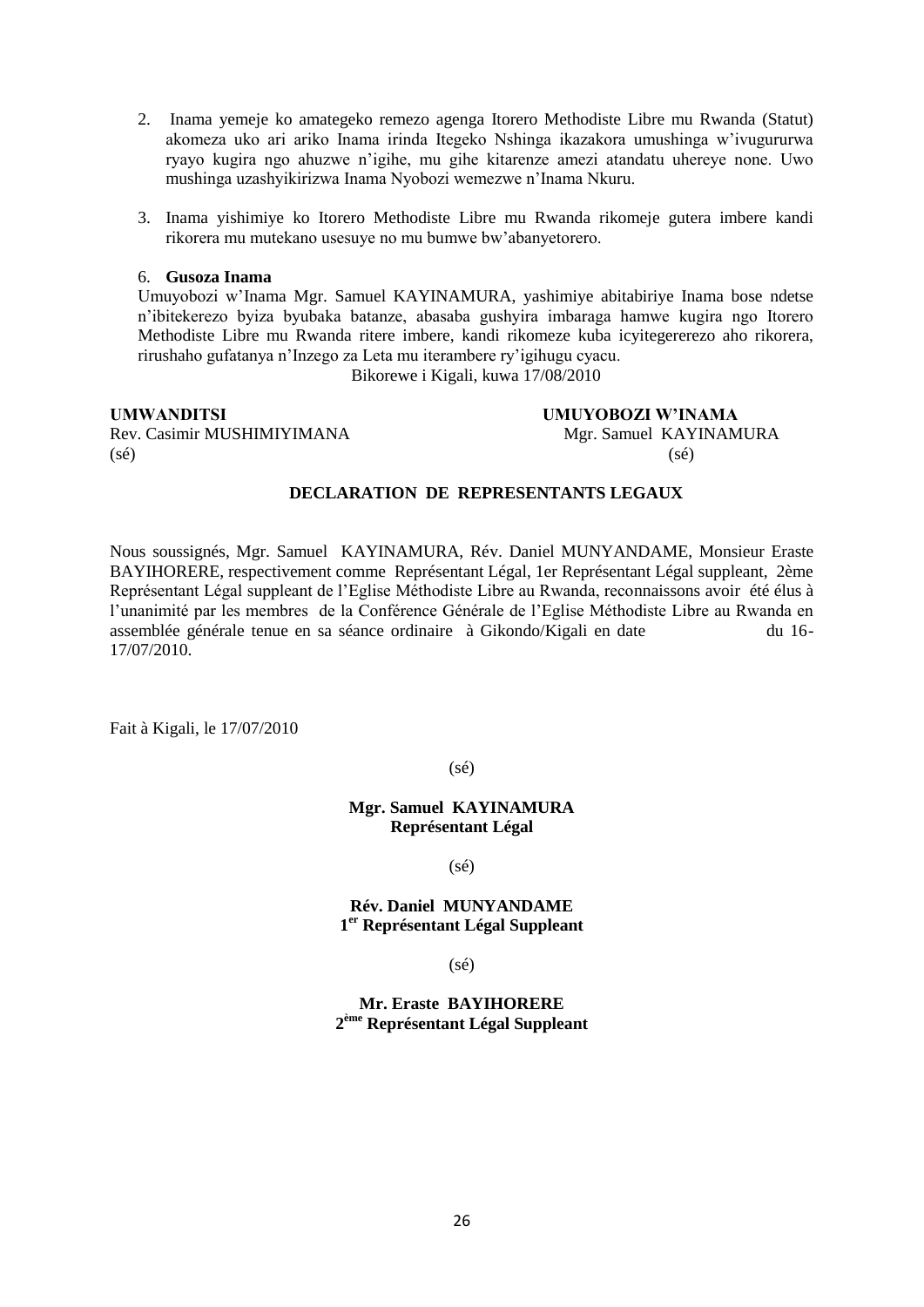2. Inama yemeje ko amategeko remezo agenga Itorero Methodiste Libre mu Rwanda (Statut) akomeza uko ari ariko Inama irinda Itegeko Nshinga ikazakora umushinga w'ivugururwa ryayo kugira ngo ahuzwe n'igihe, mu gihe kitarenze amezi atandatu uhereye none. Uwo mushinga uzashyikirizwa Inama Nyobozi wemezwe n'Inama Nkuru.

3. Inama yishimiye ko Itorero Methodiste Libre mu Rwanda rikomeje gutera imbere kandi rikorera mu mutekano usesuye no mu bumwe bw'abanyetorero.

6. **Gusoza Inama**

Umuyobozi w'Inama Mgr. Samuel KAYINAMURA, yashimiye abitabiriye Inama bose ndetse n'ibitekerezo byiza byubaka batanze, abasaba gushyira imbaraga hamwe kugira ngo Itorero Methodiste Libre mu Rwanda ritere imbere, kandi rikomeze kuba icyitegererezo aho rikorera, rirushaho gufatanya n'Inzego za Leta mu iterambere ry'igihugu cyacu.

Bikorewe i Kigali, kuwa 17/08/2010

**UMWANDITSI**
Rev. Casimir MUSHIMIYIMANA
(sé)

**UMUYOBOZI W'INAMA**
Mgr. Samuel KAYINAMURA
(sé)

**DECLARATION DE REPRESENTANTS LEGAUX**

Nous soussignés, Mgr. Samuel KAYINAMURA, Rév. Daniel MUNYANDAME, Monsieur Eraste BAYIHORERE, respectivement comme Représentant Légal, 1er Représentant Légal suppleant, 2ème Représentant Légal suppleant de l'Eglise Méthodiste Libre au Rwanda, reconnaissons avoir été élus à l'unanimité par les membres de la Conférence Générale de l'Eglise Méthodiste Libre au Rwanda en assemblée générale tenue en sa séance ordinaire à Gikondo/Kigali en date du 16-17/07/2010.

Fait à Kigali, le 17/07/2010

(sé)

**Mgr. Samuel KAYINAMURA**
**Représentant Légal**

(sé)

**Rév. Daniel MUNYANDAME**
**1er Représentant Légal Suppleant**

(sé)

**Mr. Eraste BAYIHORERE**
**2ème Représentant Légal Suppleant**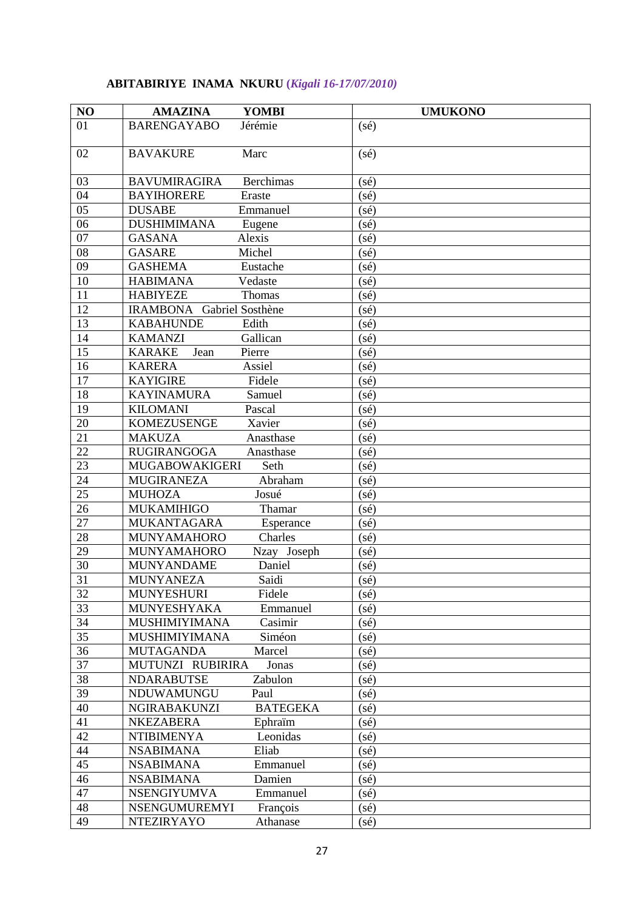**ABITABIRIYE INAMA NKURU (*Kigali 16-17/07/2010)***

| NO | AMAZINA YOMBI | UMUKONO |
|---|---|---|
| 01 | BARENGAYABO Jérémie | (sé) |
| 02 | BAVAKURE Marc | (sé) |
| 03 | BAVUMIRAGIRA Berchimas | (sé) |
| 04 | BAYIHORERE Eraste | (sé) |
| 05 | DUSABE Emmanuel | (sé) |
| 06 | DUSHIMIMANA Eugene | (sé) |
| 07 | GASANA Alexis | (sé) |
| 08 | GASARE Michel | (sé) |
| 09 | GASHEMA Eustache | (sé) |
| 10 | HABIMANA Vedaste | (sé) |
| 11 | HABIYEZE Thomas | (sé) |
| 12 | IRAMBONA Gabriel Sosthène | (sé) |
| 13 | KABAHUNDE Edith | (sé) |
| 14 | KAMANZI Gallican | (sé) |
| 15 | KARAKE Jean Pierre | (sé) |
| 16 | KARERA Assiel | (sé) |
| 17 | KAYIGIRE Fidele | (sé) |
| 18 | KAYINAMURA Samuel | (sé) |
| 19 | KILOMANI Pascal | (sé) |
| 20 | KOMEZUSENGE Xavier | (sé) |
| 21 | MAKUZA Anasthase | (sé) |
| 22 | RUGIRANGOGA Anasthase | (sé) |
| 23 | MUGABOWAKIGERI Seth | (sé) |
| 24 | MUGIRANEZA Abraham | (sé) |
| 25 | MUHOZA Josué | (sé) |
| 26 | MUKAMIHIGO Thamar | (sé) |
| 27 | MUKANTAGARA Esperance | (sé) |
| 28 | MUNYAMAHORO Charles | (sé) |
| 29 | MUNYAMAHORO Nzay Joseph | (sé) |
| 30 | MUNYANDAME Daniel | (sé) |
| 31 | MUNYANEZA Saidi | (sé) |
| 32 | MUNYESHURI Fidele | (sé) |
| 33 | MUNYESHYAKA Emmanuel | (sé) |
| 34 | MUSHIMIYIMANA Casimir | (sé) |
| 35 | MUSHIMIYIMANA Siméon | (sé) |
| 36 | MUTAGANDA Marcel | (sé) |
| 37 | MUTUNZI RUBIRIRA Jonas | (sé) |
| 38 | NDARABUTSE Zabulon | (sé) |
| 39 | NDUWAMUNGU Paul | (sé) |
| 40 | NGIRABAKUNZI BATEGEKA | (sé) |
| 41 | NKEZABERA Ephraïm | (sé) |
| 42 | NTIBIMENYA Leonidas | (sé) |
| 44 | NSABIMANA Eliab | (sé) |
| 45 | NSABIMANA Emmanuel | (sé) |
| 46 | NSABIMANA Damien | (sé) |
| 47 | NSENGIYUMVA Emmanuel | (sé) |
| 48 | NSENGUMUREMYI François | (sé) |
| 49 | NTEZIRYAYO Athanase | (sé) |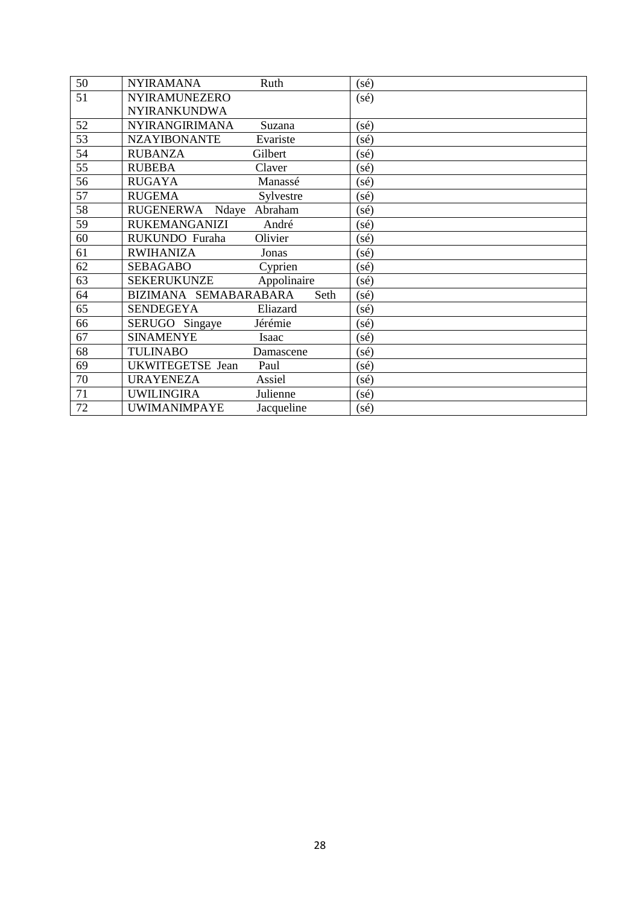| 50 | NYIRAMANA Ruth | (sé) |
|---|---|---|
| 51 | NYIRAMUNEZERO NYIRANKUNDWA | (sé) |
| 52 | NYIRANGIRIMANA Suzana | (sé) |
| 53 | NZAYIBONANTE Evariste | (sé) |
| 54 | RUBANZA Gilbert | (sé) |
| 55 | RUBEBA Claver | (sé) |
| 56 | RUGAYA Manassé | (sé) |
| 57 | RUGEMA Sylvestre | (sé) |
| 58 | RUGENERWA Ndaye Abraham | (sé) |
| 59 | RUKEMANGANIZI André | (sé) |
| 60 | RUKUNDO Furaha Olivier | (sé) |
| 61 | RWIHANIZA Jonas | (sé) |
| 62 | SEBAGABO Cyprien | (sé) |
| 63 | SEKERUKUNZE Appolinaire | (sé) |
| 64 | BIZIMANA SEMABARABARA Seth | (sé) |
| 65 | SENDEGEYA Eliazard | (sé) |
| 66 | SERUGO Singaye Jérémie | (sé) |
| 67 | SINAMENYE Isaac | (sé) |
| 68 | TULINABO Damascene | (sé) |
| 69 | UKWITEGETSE Jean Paul | (sé) |
| 70 | URAYENEZA Assiel | (sé) |
| 71 | UWILINGIRA Julienne | (sé) |
| 72 | UWIMANIMPAYE Jacqueline | (sé) |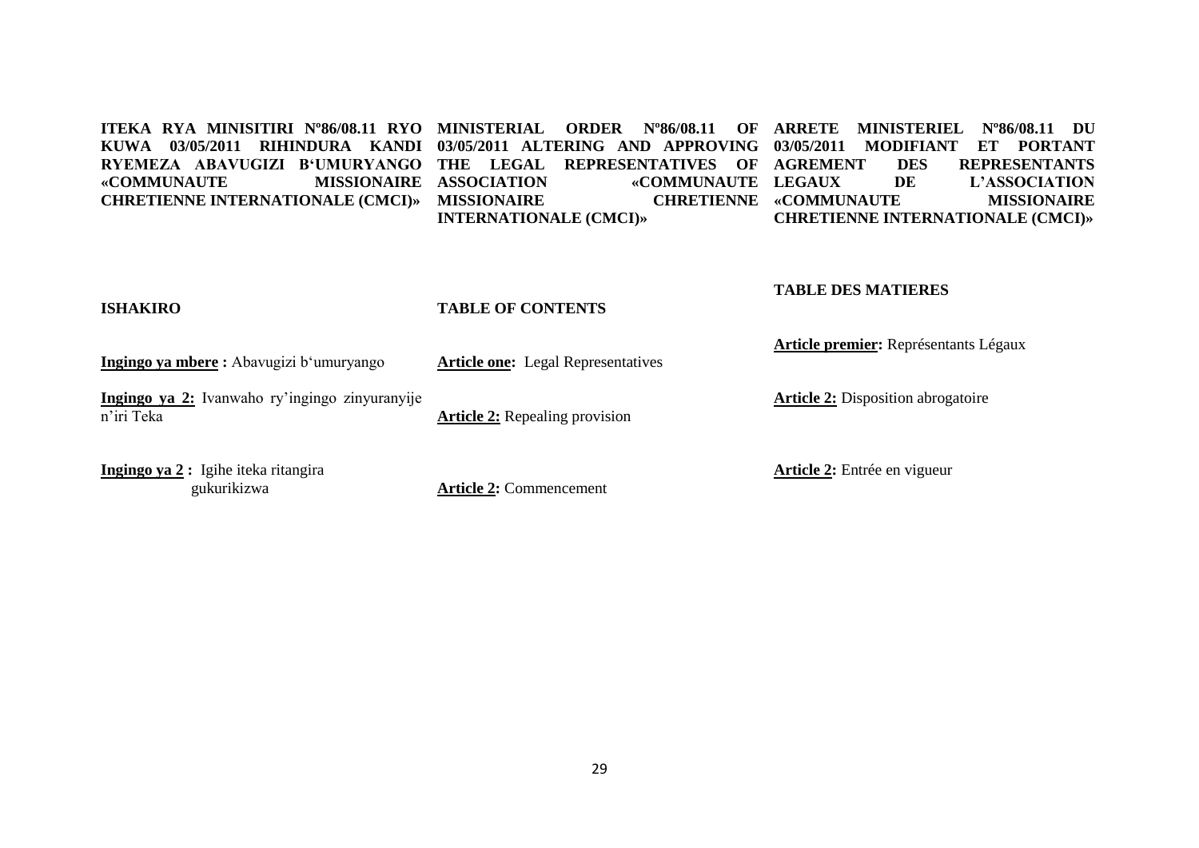**ITEKA RYA MINISITIRI Nº86/08.11 RYO KUWA 03/05/2011 RIHINDURA KANDI RYEMEZA ABAVUGIZI B'UMURYANGO «COMMUNAUTE MISSIONAIRE CHRETIENNE INTERNATIONALE (CMCI)»**

**ISHAKIRO**

**Ingingo ya mbere :** Abavugizi b'umuryango

**Ingingo ya 2:** Ivanwaho ry'ingingo zinyuranyije n'iri Teka

**Ingingo ya 2 :** Igihe iteka ritangira gukurikizwa

**MINISTERIAL ORDER Nº86/08.11 OF 03/05/2011 ALTERING AND APPROVING THE LEGAL REPRESENTATIVES OF ASSOCIATION «COMMUNAUTE MISSIONAIRE CHRETIENNE INTERNATIONALE (CMCI)»**

**TABLE OF CONTENTS**

**Article one:** Legal Representatives

**Article 2:** Repealing provision

**Article 2:** Commencement

**ARRETE MINISTERIEL Nº86/08.11 DU 03/05/2011 MODIFIANT ET PORTANT AGREMENT DES REPRESENTANTS LEGAUX DE L'ASSOCIATION «COMMUNAUTE MISSIONAIRE CHRETIENNE INTERNATIONALE (CMCI)»**

**TABLE DES MATIERES**

**Article premier:** Représentants Légaux

**Article 2:** Disposition abrogatoire

**Article 2:** Entrée en vigueur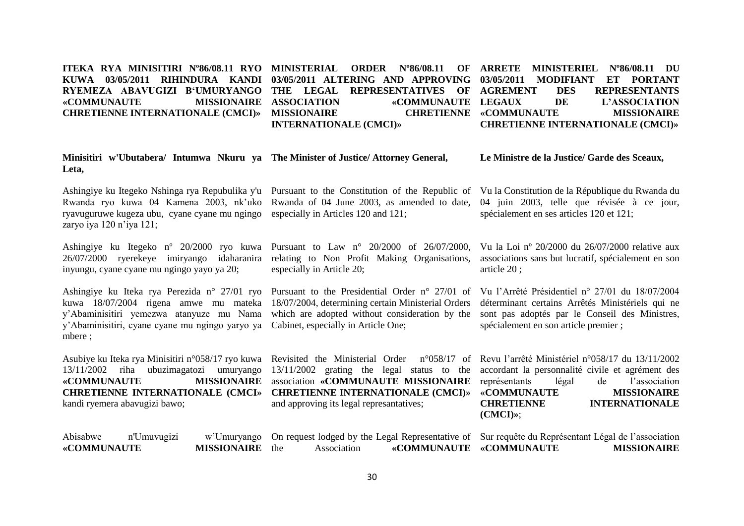**ITEKA RYA MINISITIRI Nº86/08.11 RYO KUWA 03/05/2011 RIHINDURA KANDI RYEMEZA ABAVUGIZI B'UMURYANGO «COMMUNAUTE MISSIONAIRE CHRETIENNE INTERNATIONALE (CMCI)»**

**Minisitiri w'Ubutabera/ Intumwa Nkuru ya Leta,**

Ashingiye ku Itegeko Nshinga rya Repubulika y'u Rwanda ryo kuwa 04 Kamena 2003, nk'uko ryavuguruwe kugeza ubu, cyane cyane mu ngingo zaryo iya 120 n'iya 121;

Ashingiye ku Itegeko nº 20/2000 ryo kuwa 26/07/2000 ryerekeye imiryango idaharanira inyungu, cyane cyane mu ngingo yayo ya 20;

Ashingiye ku Iteka rya Perezida n° 27/01 ryo kuwa 18/07/2004 rigena amwe mu mateka y'Abaminisitiri yemezwa atanyuze mu Nama y'Abaminisitiri, cyane cyane mu ngingo yaryo ya mbere ;

Asubiye ku Iteka rya Minisitiri n°058/17 ryo kuwa 13/11/2002 riha ubuzimagatozi umuryango **«COMMUNAUTE MISSIONAIRE CHRETIENNE INTERNATIONALE (CMCI»** kandi ryemera abavugizi bawo;

Abisabwe n'Umuvugizi w'Umuryango **«COMMUNAUTE MISSIONAIRE**

**MINISTERIAL ORDER Nº86/08.11 OF 03/05/2011 ALTERING AND APPROVING THE LEGAL REPRESENTATIVES OF ASSOCIATION «COMMUNAUTE MISSIONAIRE CHRETIENNE INTERNATIONALE (CMCI)»**

**The Minister of Justice/ Attorney General,**

Pursuant to the Constitution of the Republic of Rwanda of 04 June 2003, as amended to date, especially in Articles 120 and 121;

Pursuant to Law n° 20/2000 of 26/07/2000, relating to Non Profit Making Organisations, especially in Article 20;

Pursuant to the Presidential Order n° 27/01 of 18/07/2004, determining certain Ministerial Orders which are adopted without consideration by the Cabinet, especially in Article One;

Revisited the Ministerial Order n°058/17 of 13/11/2002 grating the legal status to the association **«COMMUNAUTE MISSIONAIRE CHRETIENNE INTERNATIONALE (CMCI)»** and approving its legal represantatives;

On request lodged by the Legal Representative of the Association **«COMMUNAUTE**

**ARRETE MINISTERIEL Nº86/08.11 DU 03/05/2011 MODIFIANT ET PORTANT AGREMENT DES REPRESENTANTS LEGAUX DE L'ASSOCIATION «COMMUNAUTE MISSIONAIRE CHRETIENNE INTERNATIONALE (CMCI)»**

**Le Ministre de la Justice/ Garde des Sceaux,**

Vu la Constitution de la République du Rwanda du 04 juin 2003, telle que révisée à ce jour, spécialement en ses articles 120 et 121;

Vu la Loi nº 20/2000 du 26/07/2000 relative aux associations sans but lucratif, spécialement en son article 20 ;

Vu l'Arrêté Présidentiel n° 27/01 du 18/07/2004 déterminant certains Arrêtés Ministériels qui ne sont pas adoptés par le Conseil des Ministres, spécialement en son article premier ;

Revu l'arrêté Ministériel n°058/17 du 13/11/2002 accordant la personnalité civile et agrément des représentants légal de l'association **«COMMUNAUTE MISSIONAIRE CHRETIENNE INTERNATIONALE (CMCI)»**;

Sur requête du Représentant Légal de l'association **«COMMUNAUTE MISSIONAIRE**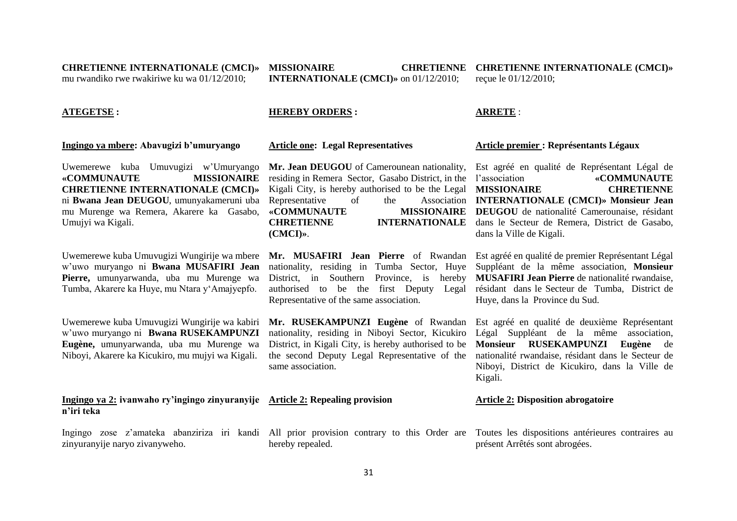**CHRETIENNE INTERNATIONALE (CMCI)»** mu rwandiko rwe rwakiriwe ku wa 01/12/2010;

**ATEGETSE :**

**Ingingo ya mbere: Abavugizi b'umuryango**

Uwemerewe kuba Umuvugizi w'Umuryango **«COMMUNAUTE MISSIONAIRE CHRETIENNE INTERNATIONALE (CMCI)»** ni **Bwana Jean DEUGOU**, umunyakameruni uba mu Murenge wa Remera, Akarere ka Gasabo, Umujyi wa Kigali.

Uwemerewe kuba Umuvugizi Wungirije wa mbere w'uwo muryango ni **Bwana MUSAFIRI Jean Pierre,** umunyarwanda, uba mu Murenge wa Tumba, Akarere ka Huye, mu Ntara y'Amajyepfo.

Uwemerewe kuba Umuvugizi Wungirije wa kabiri w'uwo muryango ni **Bwana RUSEKAMPUNZI Eugène,** umunyarwanda, uba mu Murenge wa Niboyi, Akarere ka Kicukiro, mu mujyi wa Kigali.

**Ingingo ya 2: ivanwaho ry'ingingo zinyuranyije n'iri teka**

Ingingo zose z'amateka abanziriza iri kandi zinyuranyije naryo zivanyweho.

**MISSIONAIRE CHRETIENNE INTERNATIONALE (CMCI)»** on 01/12/2010;

**HEREBY ORDERS :**

**Article one: Legal Representatives**

**Mr. Jean DEUGOU** of Camerounean nationality, residing in Remera Sector, Gasabo District, in the Kigali City, is hereby authorised to be the Legal Representative of the Association **«COMMUNAUTE MISSIONAIRE CHRETIENNE INTERNATIONALE (CMCI)»**.

**Mr. MUSAFIRI Jean Pierre** of Rwandan nationality, residing in Tumba Sector, Huye District, in Southern Province, is hereby authorised to be the first Deputy Legal Representative of the same association.

**Mr. RUSEKAMPUNZI Eugène** of Rwandan nationality, residing in Niboyi Sector, Kicukiro District, in Kigali City, is hereby authorised to be the second Deputy Legal Representative of the same association.

**Article 2: Repealing provision**

All prior provision contrary to this Order are hereby repealed.

**CHRETIENNE INTERNATIONALE (CMCI)»** reçue le 01/12/2010;

**ARRETE** :

**Article premier : Représentants Légaux**

Est agréé en qualité de Représentant Légal de l'association **«COMMUNAUTE MISSIONAIRE CHRETIENNE INTERNATIONALE (CMCI)» Monsieur Jean DEUGOU** de nationalité Camerounaise, résidant dans le Secteur de Remera, District de Gasabo, dans la Ville de Kigali.

Est agréé en qualité de premier Représentant Légal Suppléant de la même association, **Monsieur MUSAFIRI Jean Pierre** de nationalité rwandaise, résidant dans le Secteur de Tumba, District de Huye, dans la Province du Sud.

Est agréé en qualité de deuxième Représentant Légal Suppléant de la même association, **Monsieur RUSEKAMPUNZI Eugène** de nationalité rwandaise, résidant dans le Secteur de Niboyi, District de Kicukiro, dans la Ville de Kigali.

**Article 2: Disposition abrogatoire**

Toutes les dispositions antérieures contraires au présent Arrêtés sont abrogées.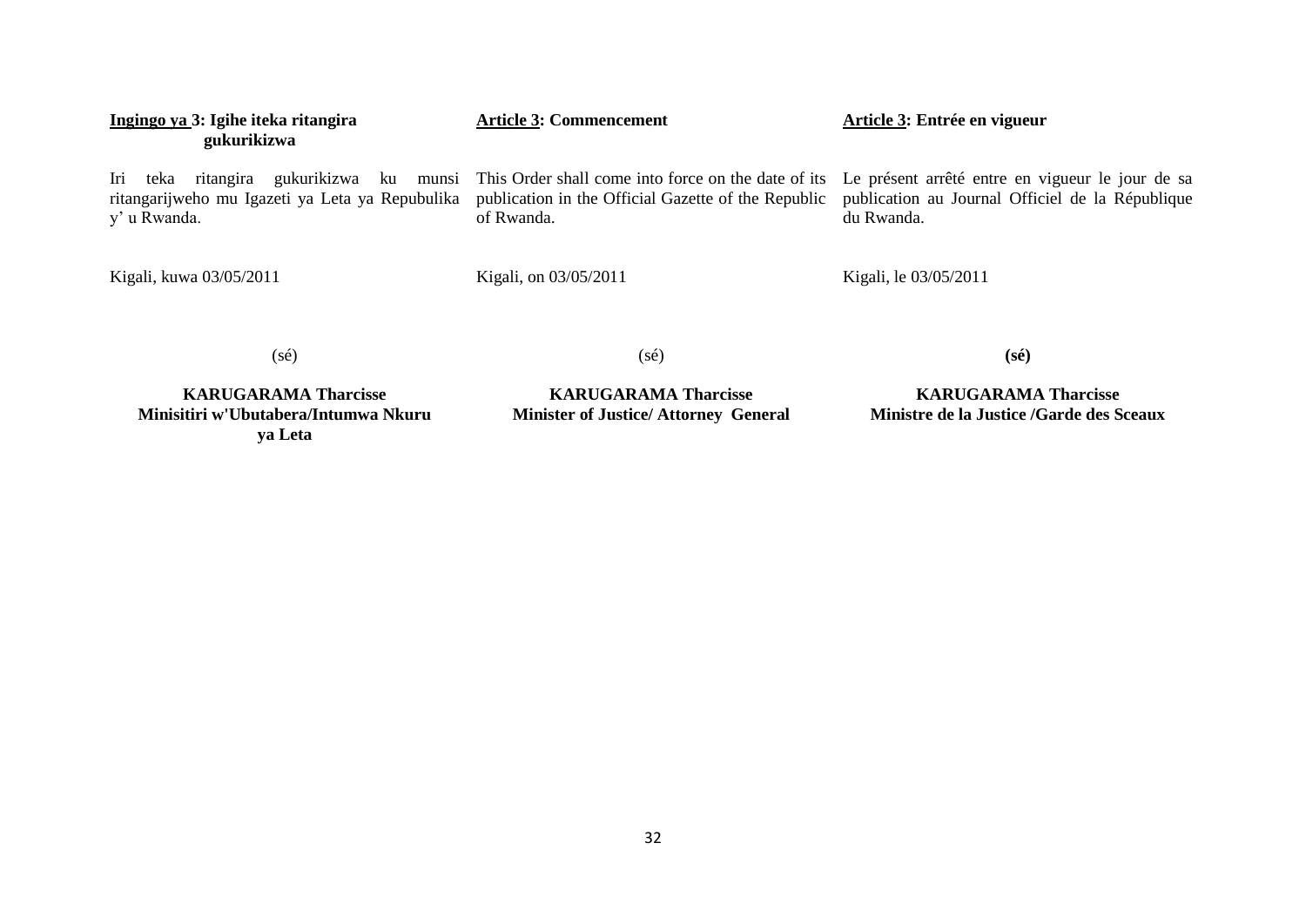**<u>Ingingo ya</u> 3: Igihe iteka ritangira gukurikizwa**

Iri teka ritangira gukurikizwa ku munsi ritangarijweho mu Igazeti ya Leta ya Repubulika y' u Rwanda.

Kigali, kuwa 03/05/2011

(sé)

**KARUGARAMA Tharcisse**
**Minisitiri w'Ubutabera/Intumwa Nkuru ya Leta**

**<u>Article 3</u>: Commencement**

This Order shall come into force on the date of its publication in the Official Gazette of the Republic of Rwanda.

Kigali, on 03/05/2011

(sé)

**KARUGARAMA Tharcisse**
**Minister of Justice/ Attorney General**

**<u>Article 3</u>: Entrée en vigueur**

Le présent arrêté entre en vigueur le jour de sa publication au Journal Officiel de la République du Rwanda.

Kigali, le 03/05/2011

**(sé)**

**KARUGARAMA Tharcisse**
**Ministre de la Justice /Garde des Sceaux**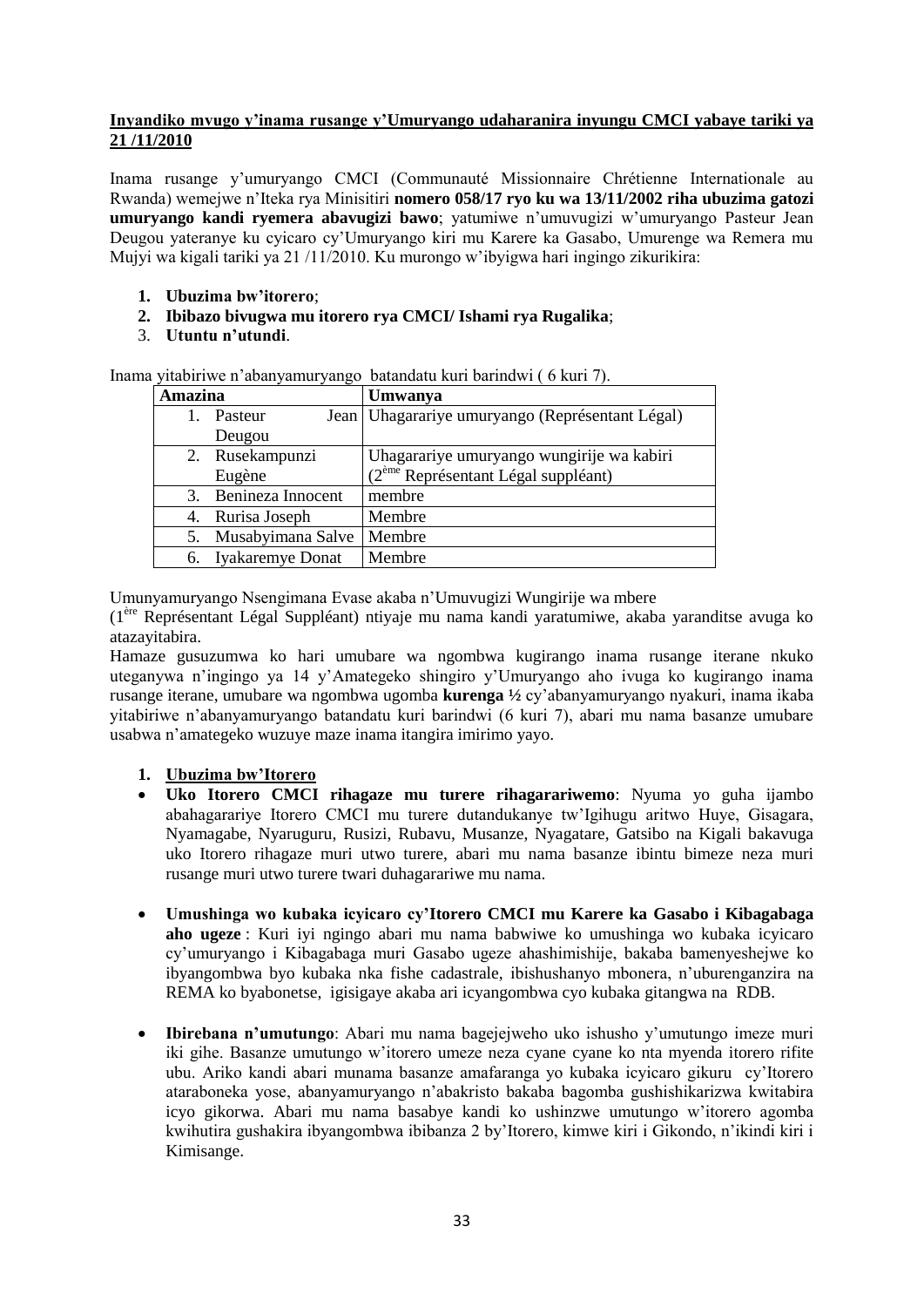**Inyandiko mvugo y'inama rusange y'Umuryango udaharanira inyungu CMCI yabaye tariki ya 21 /11/2010**

Inama rusange y'umuryango CMCI (Communauté Missionnaire Chrétienne Internationale au Rwanda) wemejwe n'Iteka rya Minisitiri **nomero 058/17 ryo ku wa 13/11/2002 riha ubuzima gatozi umuryango kandi ryemera abavugizi bawo**; yatumiwe n'umuvugizi w'umuryango Pasteur Jean Deugou yateranye ku cyicaro cy'Umuryango kiri mu Karere ka Gasabo, Umurenge wa Remera mu Mujyi wa kigali tariki ya 21 /11/2010. Ku murongo w'ibyigwa hari ingingo zikurikira:

1. **Ubuzima bw'itorero**;
2. **Ibibazo bivugwa mu itorero rya CMCI/ Ishami rya Rugalika**;
3. **Utuntu n'utundi**.

Inama yitabiriwe n'abanyamuryango batandatu kuri barindwi ( 6 kuri 7).

| Amazina | Umwanya |
|---|---|
| 1. Pasteur Jean Deugou | Uhagarariye umuryango (Représentant Légal) |
| 2. Rusekampunzi Eugène | Uhagarariye umuryango wungirije wa kabiri (2ème Représentant Légal suppléant) |
| 3. Benineza Innocent | membre |
| 4. Rurisa Joseph | Membre |
| 5. Musabyimana Salve | Membre |
| 6. Iyakaremye Donat | Membre |

Umunyamuryango Nsengimana Evase akaba n'Umuvugizi Wungirije wa mbere (1ère Représentant Légal Suppléant) ntiyaje mu nama kandi yaratumiwe, akaba yaranditse avuga ko atazayitabira.

Hamaze gusuzumwa ko hari umubare wa ngombwa kugirango inama rusange iterane nkuko uteganywa n'ingingo ya 14 y'Amategeko shingiro y'Umuryango aho ivuga ko kugirango inama rusange iterane, umubare wa ngombwa ugomba **kurenga ½** cy'abanyamuryango nyakuri, inama ikaba yitabiriwe n'abanyamuryango batandatu kuri barindwi (6 kuri 7), abari mu nama basanze umubare usabwa n'amategeko wuzuye maze inama itangira imirimo yayo.

1. **Ubuzima bw'Itorero**

- **Uko Itorero CMCI rihagaze mu turere rihagarariwemo**: Nyuma yo guha ijambo abahagarariye Itorero CMCI mu turere dutandukanye tw'Igihugu aritwo Huye, Gisagara, Nyamagabe, Nyaruguru, Rusizi, Rubavu, Musanze, Nyagatare, Gatsibo na Kigali bakavuga uko Itorero rihagaze muri utwo turere, abari mu nama basanze ibintu bimeze neza muri rusange muri utwo turere twari duhagarariwe mu nama.

- **Umushinga wo kubaka icyicaro cy'Itorero CMCI mu Karere ka Gasabo i Kibagabaga aho ugeze** : Kuri iyi ngingo abari mu nama babwiwe ko umushinga wo kubaka icyicaro cy'umuryango i Kibagabaga muri Gasabo ugeze ahashimishije, bakaba bamenyeshejwe ko ibyangombwa byo kubaka nka fishe cadastrale, ibishushanyo mbonera, n'uburenganzira na REMA ko byabonetse, igisigaye akaba ari icyangombwa cyo kubaka gitangwa na RDB.

- **Ibirebana n'umutungo**: Abari mu nama bagejejweho uko ishusho y'umutungo imeze muri iki gihe. Basanze umutungo w'itorero umeze neza cyane cyane ko nta myenda itorero rifite ubu. Ariko kandi abari munama basanze amafaranga yo kubaka icyicaro gikuru cy'Itorero ataraboneka yose, abanyamuryango n'abakristo bakaba bagomba gushishikarizwa kwitabira icyo gikorwa. Abari mu nama basabye kandi ko ushinzwe umutungo w'itorero agomba kwihutira gushakira ibyangombwa ibibanza 2 by'Itorero, kimwe kiri i Gikondo, n'ikindi kiri i Kimisange.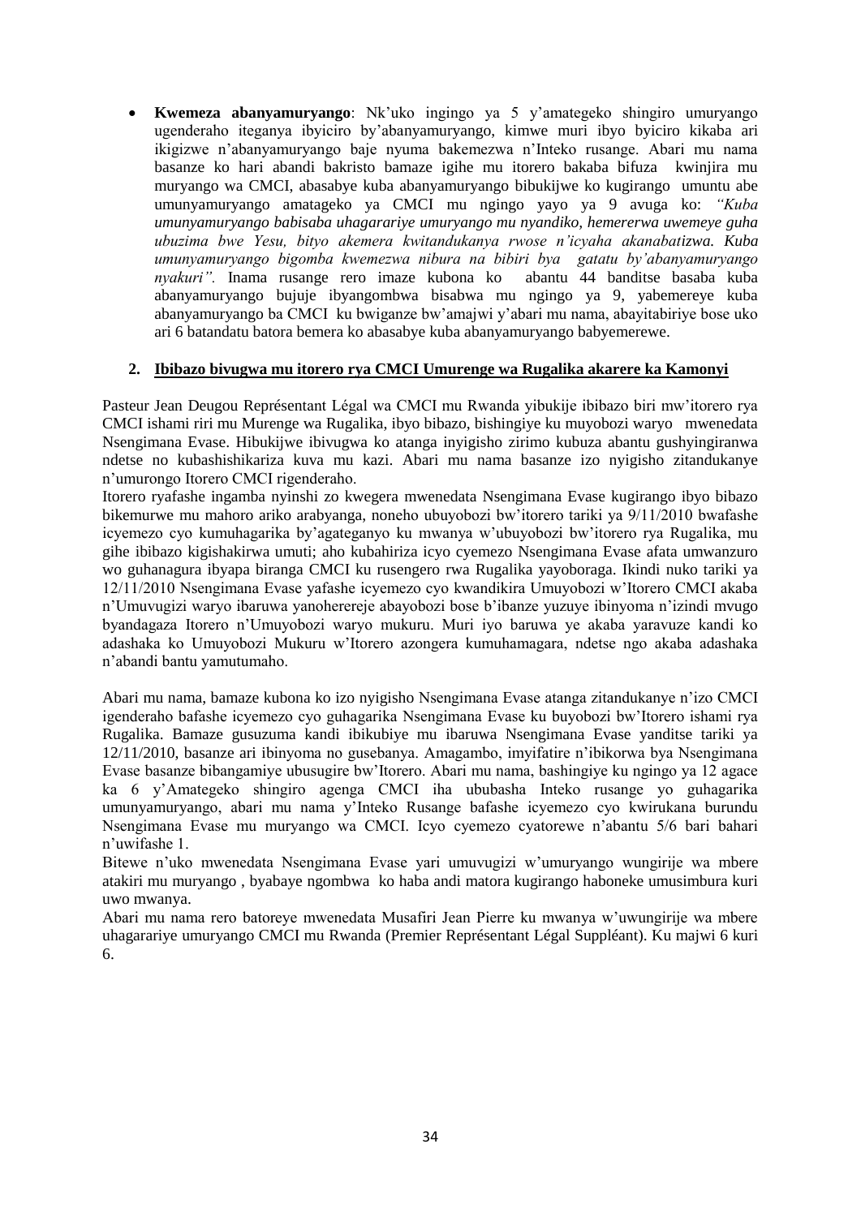- **Kwemeza abanyamuryango**: Nk'uko ingingo ya 5 y'amategeko shingiro umuryango ugenderaho iteganya ibyiciro by'abanyamuryango, kimwe muri ibyo byiciro kikaba ari ikigizwe n'abanyamuryango baje nyuma bakemezwa n'Inteko rusange. Abari mu nama basanze ko hari abandi bakristo bamaze igihe mu itorero bakaba bifuza kwinjira mu muryango wa CMCI, abasabye kuba abanyamuryango bibukijwe ko kugirango umuntu abe umunyamuryango amatageko ya CMCI mu ngingo yayo ya 9 avuga ko: *"Kuba umunyamuryango babisaba uhagarariye umuryango mu nyandiko, hemererwa uwemeye guha ubuzima bwe Yesu, bityo akemera kwitandukanya rwose n'icyaha akanabatizwa. Kuba umunyamuryango bigomba kwemezwa nibura na bibiri bya gatatu by'abanyamuryango nyakuri".* Inama rusange rero imaze kubona ko abantu 44 banditse basaba kuba abanyamuryango bujuje ibyangombwa bisabwa mu ngingo ya 9, yabemereye kuba abanyamuryango ba CMCI ku bwiganze bw'amajwi y'abari mu nama, abayitabiriye bose uko ari 6 batandatu batora bemera ko abasabye kuba abanyamuryango babyemerewe.

## 2. Ibibazo bivugwa mu itorero rya CMCI Umurenge wa Rugalika akarere ka Kamonyi

Pasteur Jean Deugou Représentant Légal wa CMCI mu Rwanda yibukije ibibazo biri mw'itorero rya CMCI ishami riri mu Murenge wa Rugalika, ibyo bibazo, bishingiye ku muyobozi waryo mwenedata Nsengimana Evase. Hibukijwe ibivugwa ko atanga inyigisho zirimo kubuza abantu gushyingiranwa ndetse no kubashishikariza kuva mu kazi. Abari mu nama basanze izo nyigisho zitandukanye n'umurongo Itorero CMCI rigenderaho.

Itorero ryafashe ingamba nyinshi zo kwegera mwenedata Nsengimana Evase kugirango ibyo bibazo bikemurwe mu mahoro ariko arabyanga, noneho ubuyobozi bw'itorero tariki ya 9/11/2010 bwafashe icyemezo cyo kumuhagarika by'agateganyo ku mwanya w'ubuyobozi bw'itorero rya Rugalika, mu gihe ibibazo kigishakirwa umuti; aho kubahiriza icyo cyemezo Nsengimana Evase afata umwanzuro wo guhanagura ibyapa biranga CMCI ku rusengero rwa Rugalika yayoboraga. Ikindi nuko tariki ya 12/11/2010 Nsengimana Evase yafashe icyemezo cyo kwandikira Umuyobozi w'Itorero CMCI akaba n'Umuvugizi waryo ibaruwa yanohererej e abayobozi bose b'ibanze yuzuye ibinyoma n'izindi mvugo byandagaza Itorero n'Umuyobozi waryo mukuru. Muri iyo baruwa ye akaba yaravuze kandi ko adashaka ko Umuyobozi Mukuru w'Itorero azongera kumuhamagara, ndetse ngo akaba adashaka n'abandi bantu yamutumaho.

Abari mu nama, bamaze kubona ko izo nyigisho Nsengimana Evase atanga zitandukanye n'izo CMCI igenderaho bafashe icyemezo cyo guhagarika Nsengimana Evase ku buyobozi bw'Itorero ishami rya Rugalika. Bamaze gusuzuma kandi ibikubiye mu ibaruwa Nsengimana Evase yanditse tariki ya 12/11/2010, basanze ari ibinyoma no gusebanya. Amagambo, imyifatire n'ibikorwa bya Nsengimana Evase basanze bibangamiye ubusugire bw'Itorero. Abari mu nama, bashingiye ku ngingo ya 12 agace ka 6 y'Amategeko shingiro agenga CMCI iha ububasha Inteko rusange yo guhagarika umunyamuryango, abari mu nama y'Inteko Rusange bafashe icyemezo cyo kwirukana burundu Nsengimana Evase mu muryango wa CMCI. Icyo cyemezo cyatorewe n'abantu 5/6 bari bahari n'uwifashe 1.

Bitewe n'uko mwenedata Nsengimana Evase yari umuvugizi w'umuryango wungirije wa mbere atakiri mu muryango , byabaye ngombwa ko haba andi matora kugirango haboneke umusimbura kuri uwo mwanya.

Abari mu nama rero batoreye mwenedata Musafiri Jean Pierre ku mwanya w'uwungirije wa mbere uhagarariye umuryango CMCI mu Rwanda (Premier Représentant Légal Suppléant). Ku majwi 6 kuri 6.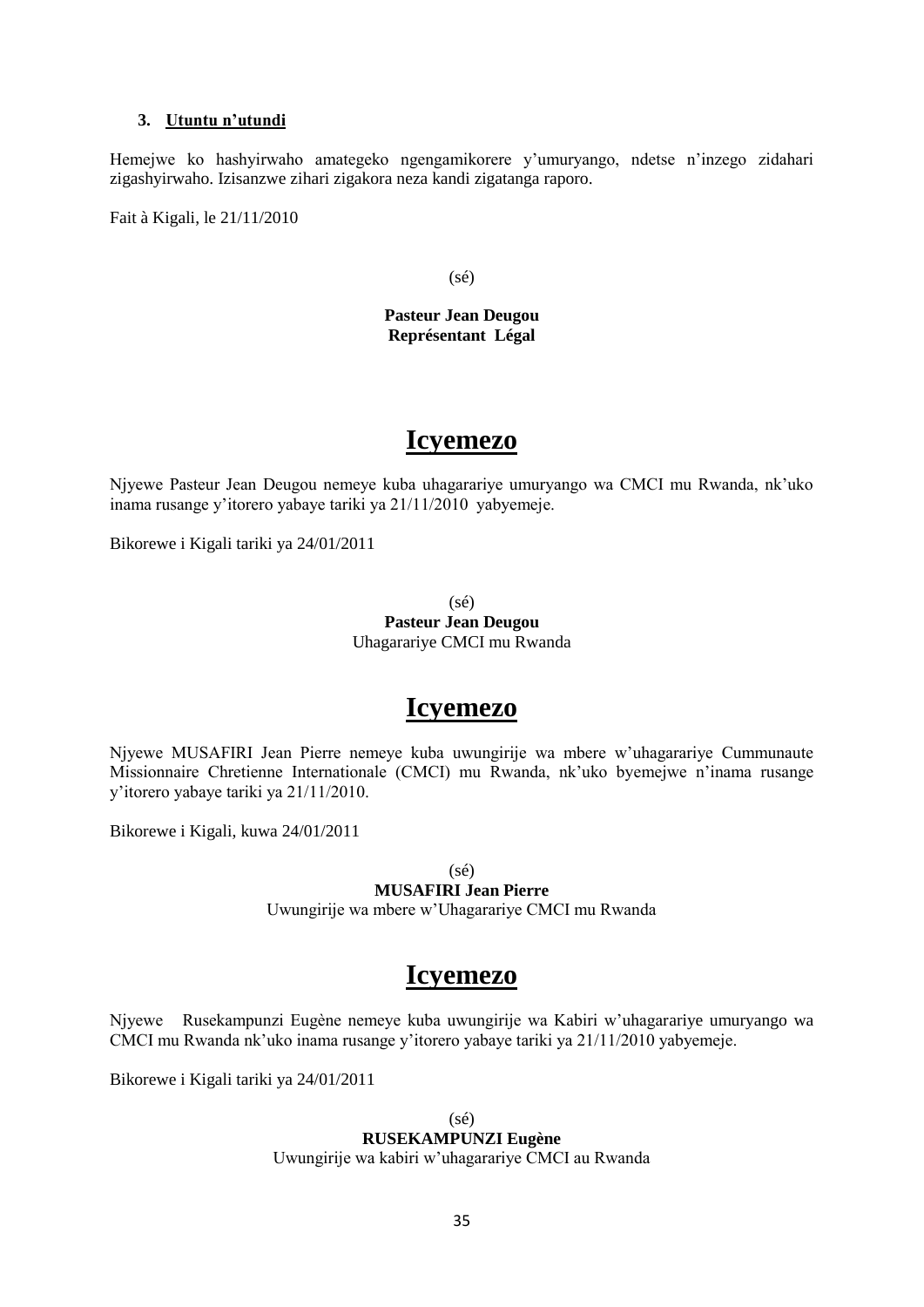**3. Utuntu n'utundi**

Hemejwe ko hashyirwaho amategeko ngengamikorere y'umuryango, ndetse n'inzego zidahari zigashyirwaho. Izisanzwe zihari zigakora neza kandi zigatanga raporo.

Fait à Kigali, le 21/11/2010

(sé)

**Pasteur Jean Deugou**
**Représentant Légal**

# Icyemezo

Njyewe Pasteur Jean Deugou nemeye kuba uhagarariye umuryango wa CMCI mu Rwanda, nk'uko inama rusange y'itorero yabaye tariki ya 21/11/2010 yabyemeje.

Bikorewe i Kigali tariki ya 24/01/2011

(sé)
**Pasteur Jean Deugou**
Uhagarariye CMCI mu Rwanda

# Icyemezo

Njyewe MUSAFIRI Jean Pierre nemeye kuba uwungirije wa mbere w'uhagarariye Cummunaute Missionnaire Chretienne Internationale (CMCI) mu Rwanda, nk'uko byemejwe n'inama rusange y'itorero yabaye tariki ya 21/11/2010.

Bikorewe i Kigali, kuwa 24/01/2011

(sé)
**MUSAFIRI Jean Pierre**
Uwungirije wa mbere w'Uhagarariye CMCI mu Rwanda

# Icyemezo

Njyewe Rusekampunzi Eugène nemeye kuba uwungirije wa Kabiri w'uhagarariye umuryango wa CMCI mu Rwanda nk'uko inama rusange y'itorero yabaye tariki ya 21/11/2010 yabyemeje.

Bikorewe i Kigali tariki ya 24/01/2011

(sé)
**RUSEKAMPUNZI Eugène**
Uwungirije wa kabiri w'uhagarariye CMCI au Rwanda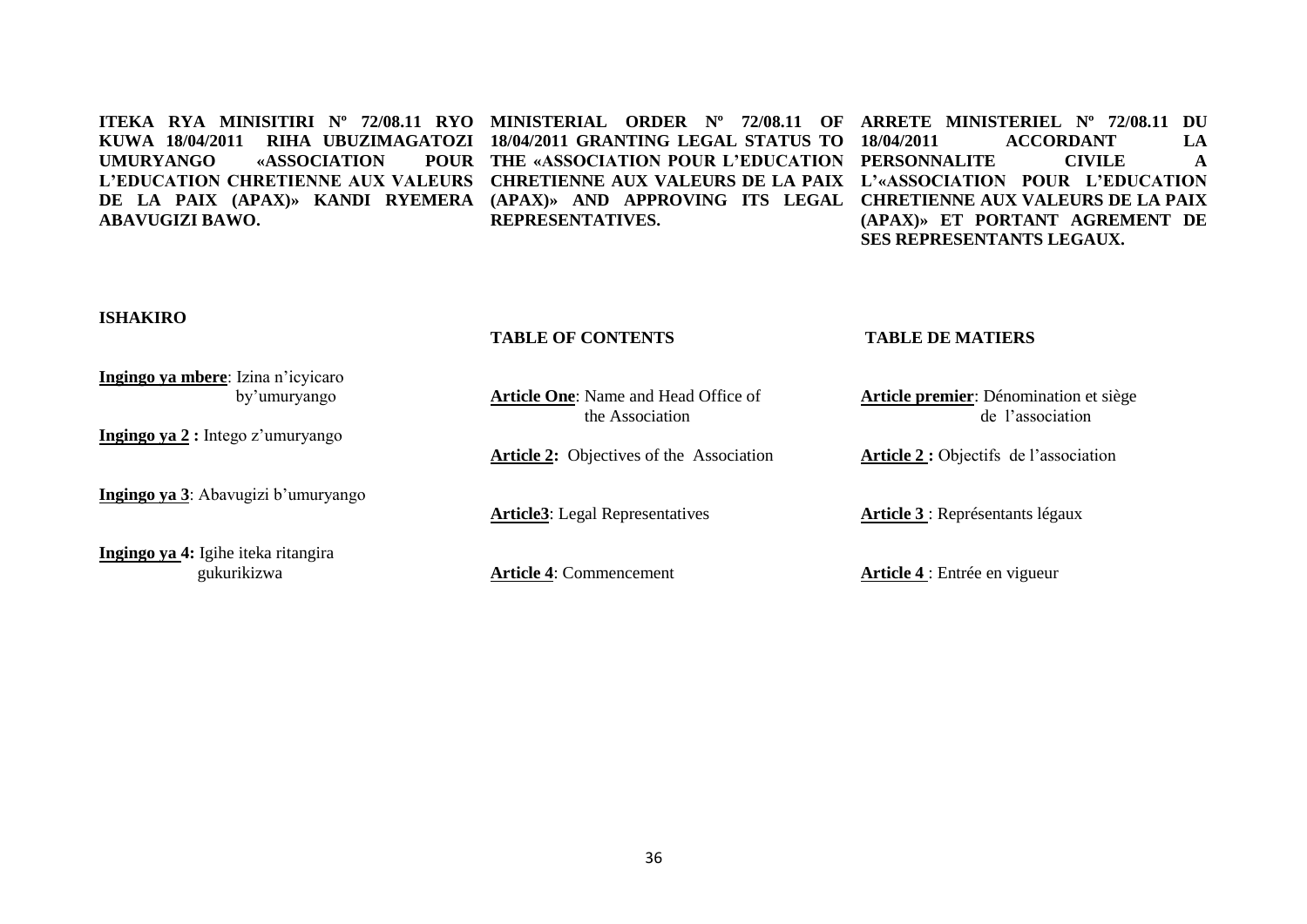**ITEKA RYA MINISITIRI Nº 72/08.11 RYO KUWA 18/04/2011 RIHA UBUZIMAGATOZI UMURYANGO «ASSOCIATION POUR L'EDUCATION CHRETIENNE AUX VALEURS DE LA PAIX (APAX)» KANDI RYEMERA ABAVUGIZI BAWO.**

**ISHAKIRO**

**Ingingo ya mbere**: Izina n'icyicaro by'umuryango

**Ingingo ya 2 :** Intego z'umuryango

**Ingingo ya 3**: Abavugizi b'umuryango

**Ingingo ya 4:** Igihe iteka ritangira gukurikizwa

**MINISTERIAL ORDER Nº 72/08.11 OF 18/04/2011 GRANTING LEGAL STATUS TO THE «ASSOCIATION POUR L'EDUCATION CHRETIENNE AUX VALEURS DE LA PAIX (APAX)» AND APPROVING ITS LEGAL REPRESENTATIVES.**

**TABLE OF CONTENTS**

**Article One**: Name and Head Office of the Association

**Article 2:** Objectives of the Association

**Article3**: Legal Representatives

**Article 4**: Commencement

**ARRETE MINISTERIEL Nº 72/08.11 DU 18/04/2011 ACCORDANT LA PERSONNALITE CIVILE A L'«ASSOCIATION POUR L'EDUCATION CHRETIENNE AUX VALEURS DE LA PAIX (APAX)» ET PORTANT AGREMENT DE SES REPRESENTANTS LEGAUX.**

**TABLE DE MATIERS**

**Article premier**: Dénomination et siège de l'association

**Article 2 :** Objectifs de l'association

**Article 3** : Représentants légaux

**Article 4** : Entrée en vigueur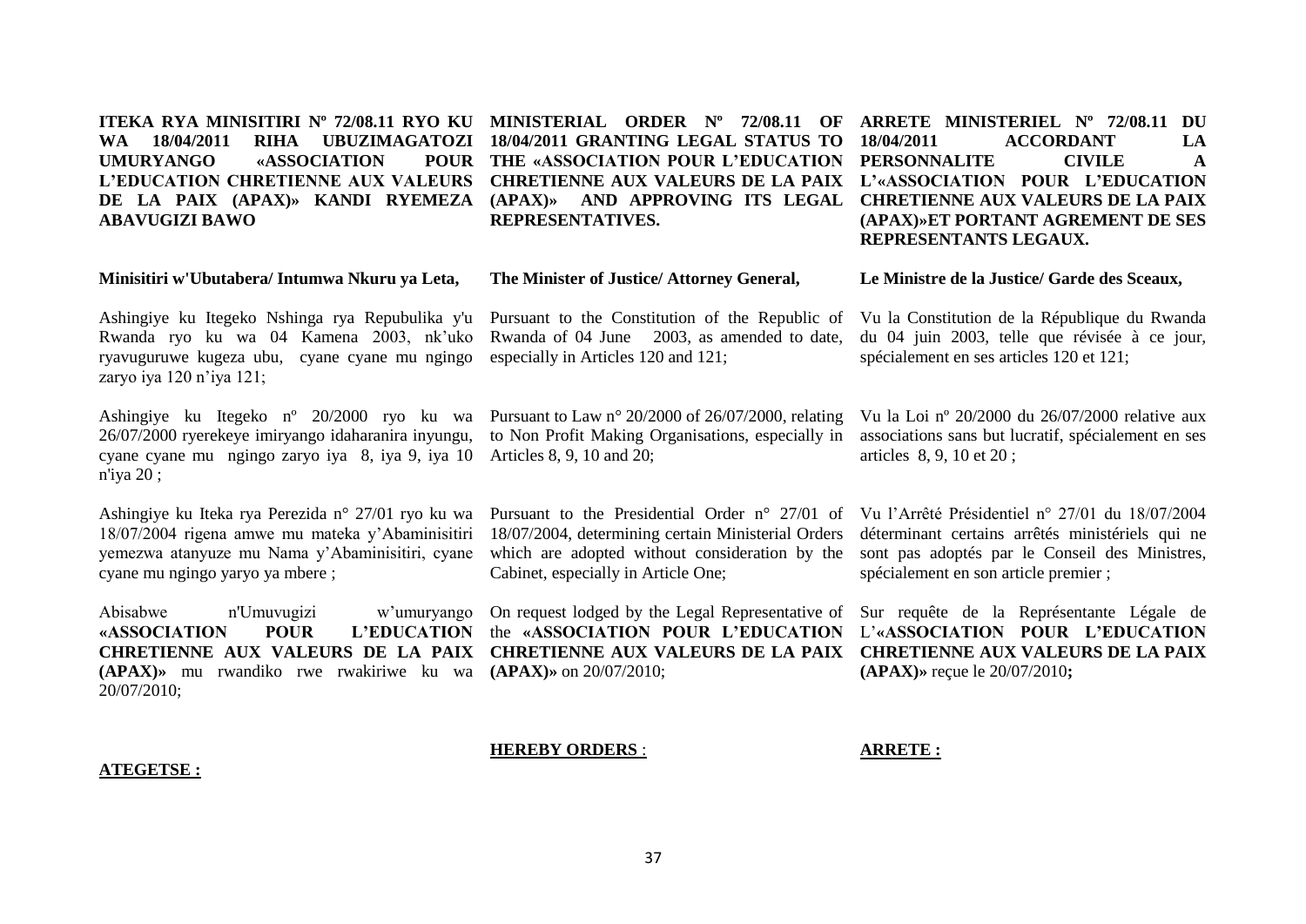**ITEKA RYA MINISITIRI Nº 72/08.11 RYO KU WA 18/04/2011 RIHA UBUZIMAGATOZI UMURYANGO «ASSOCIATION POUR L'EDUCATION CHRETIENNE AUX VALEURS DE LA PAIX (APAX)» KANDI RYEMEZA ABAVUGIZI BAWO**

**Minisitiri w'Ubutabera/ Intumwa Nkuru ya Leta,**

Ashingiye ku Itegeko Nshinga rya Repubulika y'u Rwanda ryo ku wa 04 Kamena 2003, nk'uko ryavuguruwe kugeza ubu, cyane cyane mu ngingo zaryo iya 120 n'iya 121;

Ashingiye ku Itegeko nº 20/2000 ryo ku wa 26/07/2000 ryerekeye imiryango idaharanira inyungu, cyane cyane mu ngingo zaryo iya 8, iya 9, iya 10 n'iya 20 ;

Ashingiye ku Iteka rya Perezida n° 27/01 ryo ku wa 18/07/2004 rigena amwe mu mateka y'Abaminisitiri yemezwa atanyuze mu Nama y'Abaminisitiri, cyane cyane mu ngingo yaryo ya mbere ;

Abisabwe n'Umuvugizi w'umuryango **«ASSOCIATION POUR L'EDUCATION CHRETIENNE AUX VALEURS DE LA PAIX (APAX)»** mu rwandiko rwe rwakiriwe ku wa 20/07/2010;

**ATEGETSE :**

**MINISTERIAL ORDER Nº 72/08.11 OF 18/04/2011 GRANTING LEGAL STATUS TO THE «ASSOCIATION POUR L'EDUCATION CHRETIENNE AUX VALEURS DE LA PAIX (APAX)» AND APPROVING ITS LEGAL REPRESENTATIVES.**

**The Minister of Justice/ Attorney General,**

Pursuant to the Constitution of the Republic of Rwanda of 04 June 2003, as amended to date, especially in Articles 120 and 121;

Pursuant to Law n° 20/2000 of 26/07/2000, relating to Non Profit Making Organisations, especially in Articles 8, 9, 10 and 20;

Pursuant to the Presidential Order n° 27/01 of 18/07/2004, determining certain Ministerial Orders which are adopted without consideration by the Cabinet, especially in Article One;

On request lodged by the Legal Representative of the **«ASSOCIATION POUR L'EDUCATION CHRETIENNE AUX VALEURS DE LA PAIX (APAX)»** on 20/07/2010;

**HEREBY ORDERS** :

**ARRETE MINISTERIEL Nº 72/08.11 DU 18/04/2011 ACCORDANT LA PERSONNALITE CIVILE A L'«ASSOCIATION POUR L'EDUCATION CHRETIENNE AUX VALEURS DE LA PAIX (APAX)»ET PORTANT AGREMENT DE SES REPRESENTANTS LEGAUX.**

**Le Ministre de la Justice/ Garde des Sceaux,**

Vu la Constitution de la République du Rwanda du 04 juin 2003, telle que révisée à ce jour, spécialement en ses articles 120 et 121;

Vu la Loi nº 20/2000 du 26/07/2000 relative aux associations sans but lucratif, spécialement en ses articles 8, 9, 10 et 20 ;

Vu l'Arrêté Présidentiel n° 27/01 du 18/07/2004 déterminant certains arrêtés ministériels qui ne sont pas adoptés par le Conseil des Ministres, spécialement en son article premier ;

Sur requête de la Représentante Légale de L'**«ASSOCIATION POUR L'EDUCATION CHRETIENNE AUX VALEURS DE LA PAIX (APAX)»** reçue le 20/07/2010**;**

**ARRETE :**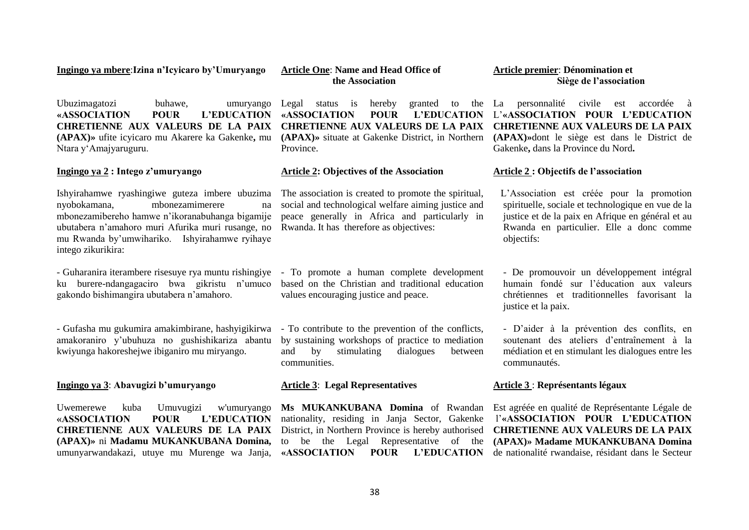**Ingingo ya mbere**: **Izina n'Icyicaro by'Umuryango**

Ubuzimagatozi buhawe, umuryango **«ASSOCIATION POUR L'EDUCATION CHRETIENNE AUX VALEURS DE LA PAIX (APAX)»** ufite icyicaro mu Akarere ka Gakenke**,** mu Ntara y'Amajyaruguru.

**Ingingo ya 2 : Intego z'umuryango**

Ishyirahamwe ryashingiwe guteza imbere ubuzima nyobokamana, mbonezamimerere na mbonezamibereho hamwe n'ikoranabuhanga bigamije ubutabera n'amahoro muri Afurika muri rusange, no mu Rwanda by'umwihariko. Ishyirahamwe ryihaye intego zikurikira:

- Guharanira iterambere risesuye rya muntu rishingiye ku burere-ndangagaciro bwa gikristu n'umuco gakondo bishimangira ubutabera n'amahoro.

- Gufasha mu gukumira amakimbirane, hashyigikirwa amakoraniro y'ubuhuza no gushishikariza abantu kwiyunga hakoreshejwe ibiganiro mu miryango.

**Ingingo ya 3**: **Abavugizi b'umuryango**

Uwemerewe kuba Umuvugizi w'umuryango **«ASSOCIATION POUR L'EDUCATION CHRETIENNE AUX VALEURS DE LA PAIX (APAX)»** ni **Madamu MUKANKUBANA Domina,** umunyarwandakazi, utuye mu Murenge wa Janja,

**Article One**: **Name and Head Office of the Association**

Legal status is hereby granted to the **«ASSOCIATION POUR L'EDUCATION CHRETIENNE AUX VALEURS DE LA PAIX (APAX)»** situate at Gakenke District, in Northern Province.

**Article 2: Objectives of the Association**

The association is created to promote the spiritual, social and technological welfare aiming justice and peace generally in Africa and particularly in Rwanda. It has therefore as objectives:

- To promote a human complete development based on the Christian and traditional education values encouraging justice and peace.

- To contribute to the prevention of the conflicts, by sustaining workshops of practice to mediation and by stimulating dialogues between communities.

**Article 3**: **Legal Representatives**

**Ms MUKANKUBANA Domina** of Rwandan nationality, residing in Janja Sector, Gakenke District, in Northern Province is hereby authorised to be the Legal Representative of the **«ASSOCIATION POUR L'EDUCATION**

**Article premier**: **Dénomination et Siège de l'association**

La personnalité civile est accordée à L'**«ASSOCIATION POUR L'EDUCATION CHRETIENNE AUX VALEURS DE LA PAIX (APAX)»**dont le siège est dans le District de Gakenke**,** dans la Province du Nord**.**

**Article 2 : Objectifs de l'association**

L'Association est créée pour la promotion spirituelle, sociale et technologique en vue de la justice et de la paix en Afrique en général et au Rwanda en particulier. Elle a donc comme objectifs:

- De promouvoir un développement intégral humain fondé sur l'éducation aux valeurs chrétiennes et traditionnelles favorisant la justice et la paix.

- D'aider à la prévention des conflits, en soutenant des ateliers d'entraînement à la médiation et en stimulant les dialogues entre les communautés.

**Article 3** : **Représentants légaux**

Est agréée en qualité de Représentante Légale de l'**«ASSOCIATION POUR L'EDUCATION CHRETIENNE AUX VALEURS DE LA PAIX (APAX)» Madame MUKANKUBANA Domina** de nationalité rwandaise, résidant dans le Secteur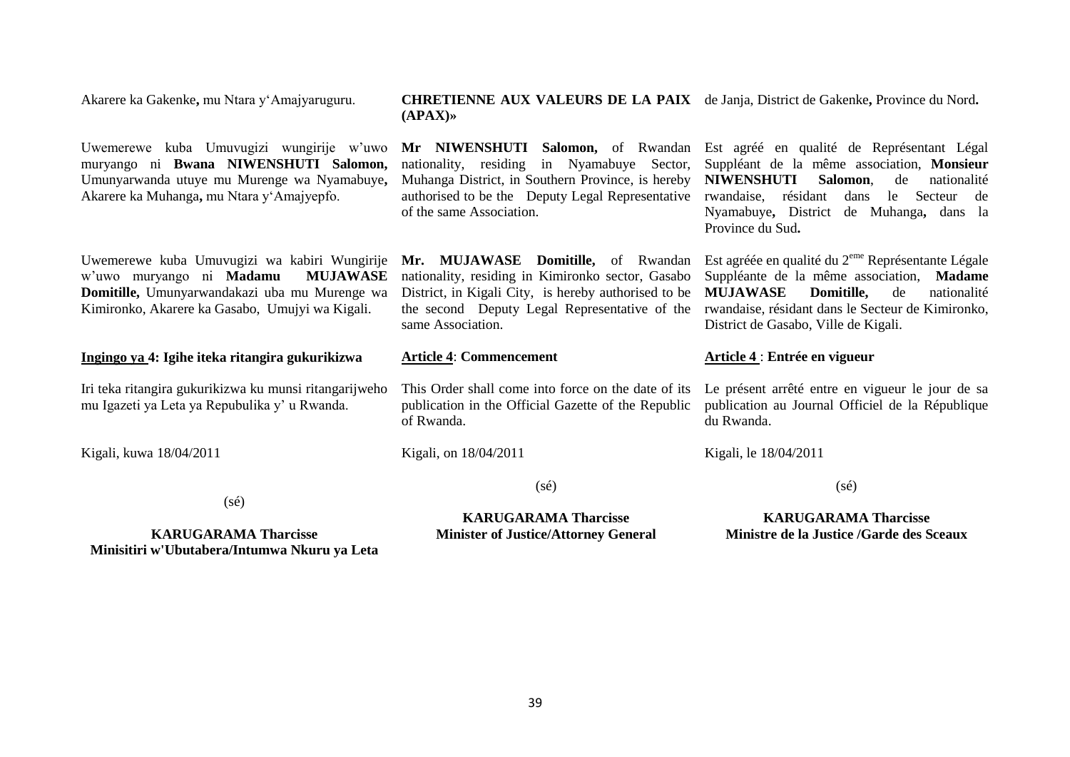Akarere ka Gakenke**,** mu Ntara y'Amajyaruguru.

Uwemerewe kuba Umuvugizi wungirije w'uwo muryango ni **Bwana NIWENSHUTI Salomon,** Umunyarwanda utuye mu Murenge wa Nyamabuye**,** Akarere ka Muhanga**,** mu Ntara y'Amajyepfo.

Uwemerewe kuba Umuvugizi wa kabiri Wungirije w'uwo muryango ni **Madamu MUJAWASE Domitille,** Umunyarwandakazi uba mu Murenge wa Kimironko, Akarere ka Gasabo, Umujyi wa Kigali.

**Ingingo ya 4: Igihe iteka ritangira gukurikizwa**

Iri teka ritangira gukurikizwa ku munsi ritangarijweho mu Igazeti ya Leta ya Repubulika y' u Rwanda.

Kigali, kuwa 18/04/2011

(sé)

**KARUGARAMA Tharcisse**
**Minisitiri w'Ubutabera/Intumwa Nkuru ya Leta**

**CHRETIENNE AUX VALEURS DE LA PAIX (APAX)»**

**Mr NIWENSHUTI Salomon,** of Rwandan nationality, residing in Nyamabuye Sector, Muhanga District, in Southern Province, is hereby authorised to be the Deputy Legal Representative of the same Association.

**Mr. MUJAWASE Domitille,** of Rwandan nationality, residing in Kimironko sector, Gasabo District, in Kigali City, is hereby authorised to be the second Deputy Legal Representative of the same Association.

**Article 4**: **Commencement**

This Order shall come into force on the date of its publication in the Official Gazette of the Republic of Rwanda.

Kigali, on 18/04/2011

(sé)

**KARUGARAMA Tharcisse**
**Minister of Justice/Attorney General**

de Janja, District de Gakenke**,** Province du Nord**.**

Est agréé en qualité de Représentant Légal Suppléant de la même association, **Monsieur NIWENSHUTI Salomon**, de nationalité rwandaise, résidant dans le Secteur de Nyamabuye**,** District de Muhanga**,** dans la Province du Sud**.**

Est agréée en qualité du 2[eme] Représentante Légale Suppléante de la même association, **Madame MUJAWASE Domitille,** de nationalité rwandaise, résidant dans le Secteur de Kimironko, District de Gasabo, Ville de Kigali.

**Article 4** : **Entrée en vigueur**

Le présent arrêté entre en vigueur le jour de sa publication au Journal Officiel de la République du Rwanda.

Kigali, le 18/04/2011

(sé)

**KARUGARAMA Tharcisse**
**Ministre de la Justice /Garde des Sceaux**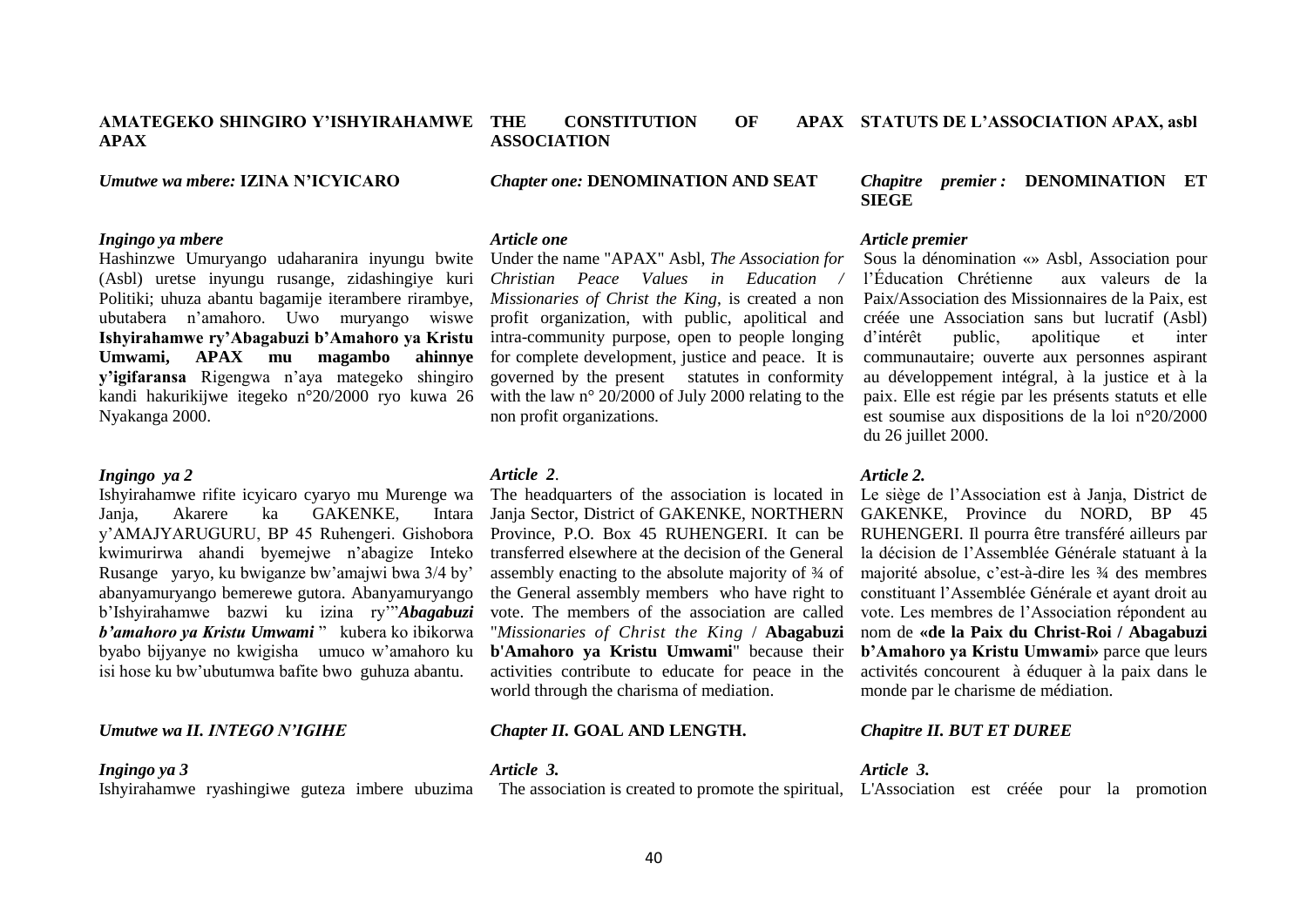**AMATEGEKO SHINGIRO Y'ISHYIRAHAMWE APAX**

*Umutwe wa mbere:* **IZINA N'ICYICARO**

***Ingingo ya mbere***

Hashinzwe Umuryango udaharanira inyungu bwite (Asbl) uretse inyungu rusange, zidashingiye kuri Politiki; uhuza abantu bagamije iterambere rirambye, ubutabera n'amahoro. Uwo muryango wiswe **Ishyirahamwe ry'Abagabuzi b'Amahoro ya Kristu Umwami, APAX mu magambo ahinnye y'igifaransa** Rigengwa n'aya mategeko shingiro kandi hakurikijwe itegeko n°20/2000 ryo kuwa 26 Nyakanga 2000.

***Ingingo ya 2***

Ishyirahamwe rifite icyicaro cyaryo mu Murenge wa Janja, Akarere ka GAKENKE, Intara y'AMAJYARUGURU, BP 45 Ruhengeri. Gishobora kwimurirwa ahandi byemejwe n'abagize Inteko Rusange yaryo, ku bwiganze bw'amajwi bwa 3/4 by' abanyamuryango bemerewe gutora. Abanyamuryango b'Ishyirahamwe bazwi ku izina ry'"***Abagabuzi b'amahoro ya Kristu Umwami*** " kubera ko ibikorwa byabo bijyanye no kwigisha umuco w'amahoro ku isi hose ku bw'ubutumwa bafite bwo guhuza abantu.

*Umutwe wa II. INTEGO N'IGIHE*

***Ingingo ya 3***

Ishyirahamwe ryashingiwe guteza imbere ubuzima

**THE CONSTITUTION OF APAX ASSOCIATION**

*Chapter one:* **DENOMINATION AND SEAT**

***Article one***

Under the name "APAX" Asbl, *The Association for Christian Peace Values in Education / Missionaries of Christ the King*, is created a non profit organization, with public, apolitical and intra-community purpose, open to people longing for complete development, justice and peace. It is governed by the present statutes in conformity with the law n° 20/2000 of July 2000 relating to the non profit organizations.

***Article 2***.

The headquarters of the association is located in Janja Sector, District of GAKENKE, NORTHERN Province, P.O. Box 45 RUHENGERI. It can be transferred elsewhere at the decision of the General assembly enacting to the absolute majority of ¾ of the General assembly members who have right to vote. The members of the association are called "*Missionaries of Christ the King* / **Abagabuzi b'Amahoro ya Kristu Umwami**" because their activities contribute to educate for peace in the world through the charisma of mediation.

*Chapter II.* **GOAL AND LENGTH.**

***Article 3.***

The association is created to promote the spiritual,

**STATUTS DE L'ASSOCIATION APAX, asbl**

*Chapitre premier :* **DENOMINATION ET SIEGE**

***Article premier***

Sous la dénomination «» Asbl, Association pour l'Éducation Chrétienne aux valeurs de la Paix/Association des Missionnaires de la Paix, est créée une Association sans but lucratif (Asbl) d'intérêt public, apolitique et inter communautaire; ouverte aux personnes aspirant au développement intégral, à la justice et à la paix. Elle est régie par les présents statuts et elle est soumise aux dispositions de la loi n°20/2000 du 26 juillet 2000.

***Article 2.***

Le siège de l'Association est à Janja, District de GAKENKE, Province du NORD, BP 45 RUHENGERI. Il pourra être transféré ailleurs par la décision de l'Assemblée Générale statuant à la majorité absolue, c'est-à-dire les ¾ des membres constituant l'Assemblée Générale et ayant droit au vote. Les membres de l'Association répondent au nom de **«de la Paix du Christ-Roi / Abagabuzi b'Amahoro ya Kristu Umwami»** parce que leurs activités concourent à éduquer à la paix dans le monde par le charisme de médiation.

*Chapitre II. BUT ET DUREE*

***Article 3.***

L'Association est créée pour la promotion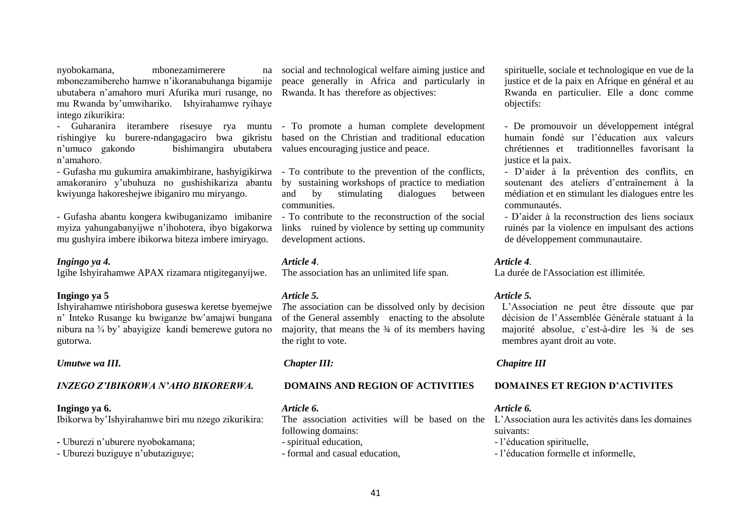nyobokamana, mbonezamimerere na mbonezamibereho hamwe n'ikoranabuhanga bigamije ubutabera n'amahoro muri Afurika muri rusange, no mu Rwanda by'umwihariko. Ishyirahamwe ryihaye intego zikurikira:

- Guharanira iterambere risesuye rya muntu rishingiye ku burere-ndangagaciro bwa gikristu n'umuco gakondo bishimangira ubutabera n'amahoro.
- Gufasha mu gukumira amakimbirane, hashyigikirwa amakoraniro y'ubuhuza no gushishikariza abantu kwiyunga hakoreshejwe ibiganiro mu miryango.
- Gufasha abantu kongera kwibuganizamo imibanire myiza yahungabanyijwe n'ihohotera, ibyo bigakorwa mu gushyira imbere ibikorwa biteza imbere imiryago.

*Ingingo ya 4.*
Igihe Ishyirahamwe APAX rizamara ntigiteganyijwe.

**Ingingo ya 5**
Ishyirahamwe ntirishobora guseswa keretse byemejwe n' Inteko Rusange ku bwiganze bw'amajwi bungana nibura na ¾ by' abayigize kandi bemerewe gutora no gutorwa.

*Umutwe wa III.*

*INZEGO Z'IBIKORWA N'AHO BIKORERWA.*

**Ingingo ya 6.**
Ibikorwa by'Ishyirahamwe biri mu nzego zikurikira:

- Uburezi n'uburere nyobokamana;
- Uburezi buziguye n'ubutaziguye;

social and technological welfare aiming justice and peace generally in Africa and particularly in Rwanda. It has therefore as objectives:

- To promote a human complete development based on the Christian and traditional education values encouraging justice and peace.
- To contribute to the prevention of the conflicts, by sustaining workshops of practice to mediation and by stimulating dialogues between communities.
- To contribute to the reconstruction of the social links ruined by violence by setting up community development actions.

*Article 4*.
The association has an unlimited life span.

*Article 5.*
*T*he association can be dissolved only by decision of the General assembly enacting to the absolute majority, that means the ¾ of its members having the right to vote.

*Chapter III:*

**DOMAINS AND REGION OF ACTIVITIES**

*Article 6.*
The association activities will be based on the following domains:

- spiritual education,
- formal and casual education,

spirituelle, sociale et technologique en vue de la justice et de la paix en Afrique en général et au Rwanda en particulier. Elle a donc comme objectifs:

- De promouvoir un développement intégral humain fondé sur l'éducation aux valeurs chrétiennes et traditionnelles favorisant la justice et la paix.
- D'aider à la prévention des conflits, en soutenant des ateliers d'entraînement à la médiation et en stimulant les dialogues entre les communautés.
- D'aider à la reconstruction des liens sociaux ruinés par la violence en impulsant des actions de développement communautaire.

*Article 4*.
La durée de l'Association est illimitée.

*Article 5.*
L'Association ne peut être dissoute que par décision de l'Assemblée Générale statuant à la majorité absolue, c'est-à-dire les ¾ de ses membres ayant droit au vote.

*Chapitre III*

**DOMAINES ET REGION D'ACTIVITES**

*Article 6.*
L'Association aura les activités dans les domaines suivants:

- l'éducation spirituelle,
- l'éducation formelle et informelle,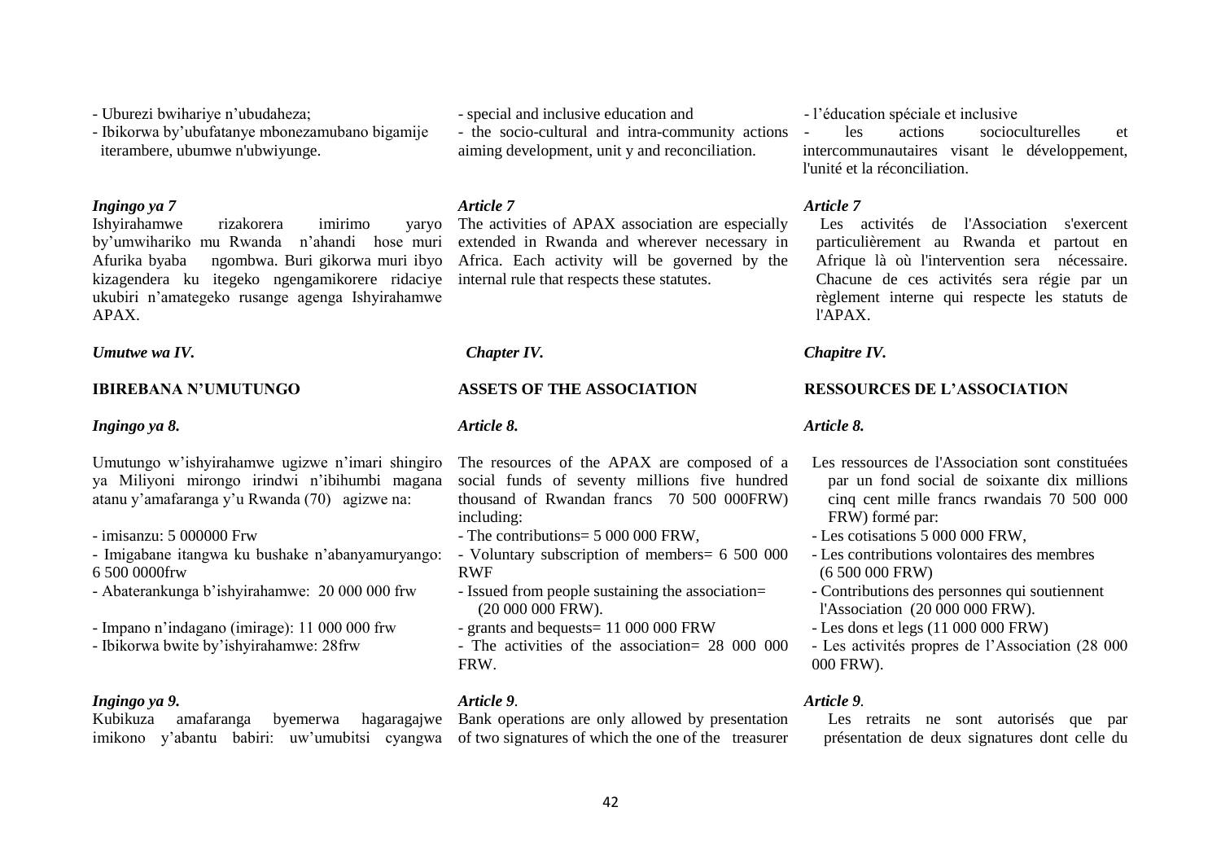- Uburezi bwihariye n'ubudaheza;
- Ibikorwa by'ubufatanye mbonezamubano bigamije iterambere, ubumwe n'ubwiyunge.

*Ingingo ya 7*
Ishyirahamwe rizakorera imirimo yaryo by'umwihariko mu Rwanda n'ahandi hose muri Afurika byaba ngombwa. Buri gikorwa muri ibyo kizagendera ku itegeko ngengamikorere ridaciye ukubiri n'amategeko rusange agenga Ishyirahamwe APAX.

***Umutwe wa IV.***

**IBIREBANA N'UMUTUNGO**

***Ingingo ya 8.***

Umutungo w'ishyirahamwe ugizwe n'imari shingiro ya Miliyoni mirongo irindwi n'ibihumbi magana atanu y'amafaranga y'u Rwanda (70) agizwe na:

- imisanzu: 5 000000 Frw
- Imigabane itangwa ku bushake n'abanyamuryango: 6 500 0000frw
- Abaterankunga b'ishyirahamwe: 20 000 000 frw
- Impano n'indagano (imirage): 11 000 000 frw
- Ibikorwa bwite by'ishyirahamwe: 28frw

***Ingingo ya 9.***
Kubikuza amafaranga byemerwa hagaragajwe imikono y'abantu babiri: uw'umubitsi cyangwa

- special and inclusive education and
- the socio-cultural and intra-community actions aiming development, unit y and reconciliation.

*Article 7*
The activities of APAX association are especially extended in Rwanda and wherever necessary in Africa. Each activity will be governed by the internal rule that respects these statutes.

***Chapter IV.***

**ASSETS OF THE ASSOCIATION**

***Article 8.***

The resources of the APAX are composed of a social funds of seventy millions five hundred thousand of Rwandan francs 70 500 000FRW) including:

- The contributions= 5 000 000 FRW,
- Voluntary subscription of members= 6 500 000 RWF
- Issued from people sustaining the association= (20 000 000 FRW).
- grants and bequests= 11 000 000 FRW
- The activities of the association= 28 000 000 FRW.

*Article 9.*
Bank operations are only allowed by presentation of two signatures of which the one of the treasurer

- l'éducation spéciale et inclusive
- les actions socioculturelles et intercommunautaires visant le développement, l'unité et la réconciliation.

*Article 7*
Les activités de l'Association s'exercent particulièrement au Rwanda et partout en Afrique là où l'intervention sera nécessaire. Chacune de ces activités sera régie par un règlement interne qui respecte les statuts de l'APAX.

***Chapitre IV.***

**RESSOURCES DE L'ASSOCIATION**

***Article 8.***

Les ressources de l'Association sont constituées par un fond social de soixante dix millions cinq cent mille francs rwandais 70 500 000 FRW) formé par:

- Les cotisations 5 000 000 FRW,
- Les contributions volontaires des membres (6 500 000 FRW)
- Contributions des personnes qui soutiennent l'Association (20 000 000 FRW).
- Les dons et legs (11 000 000 FRW)
- Les activités propres de l'Association (28 000 000 FRW).

*Article 9.*
Les retraits ne sont autorisés que par présentation de deux signatures dont celle du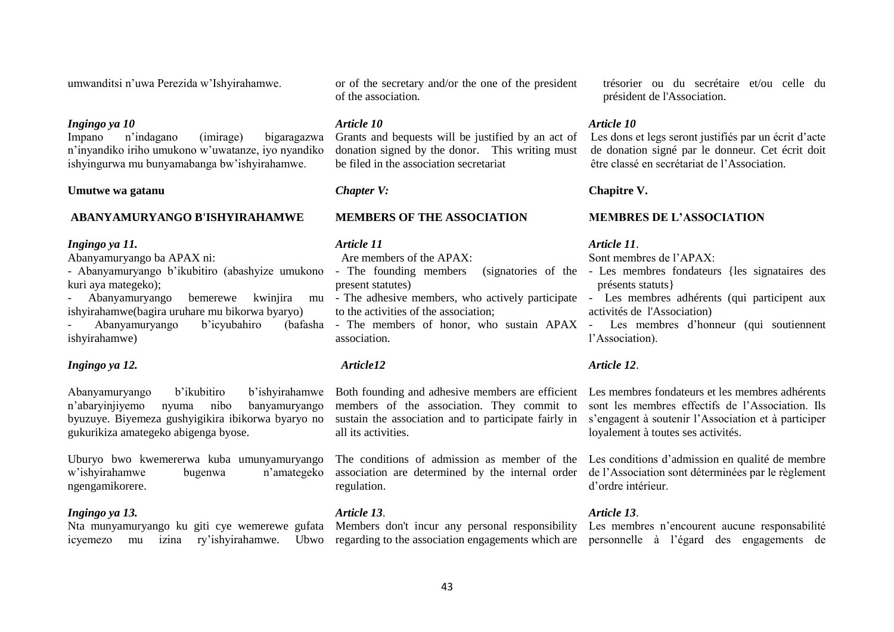umwanditsi n'uwa Perezida w'Ishyirahamwe.

*Ingingo ya 10*
Impano n'indagano (imirage) bigaragazwa n'inyandiko iriho umukono w'uwatanze, iyo nyandiko ishyingurwa mu bunyamabanga bw'ishyirahamwe.

**Umutwe wa gatanu**

**ABANYAMURYANGO B'ISHYIRAHAMWE**

***Ingingo ya 11.***
Abanyamuryango ba APAX ni:
- Abanyamuryango b'ikubitiro (abashyize umukono kuri aya mategeko);
- Abanyamuryango bemerewe kwinjira mu ishyirahamwe(bagira uruhare mu bikorwa byaryo)
- Abanyamuryango b'icyubahiro (bafasha ishyirahamwe)

***Ingingo ya 12.***

Abanyamuryango b'ikubitiro b'ishyirahamwe n'abaryinjiyemo nyuma nibo banyamuryango byuzuye. Biyemeza gushyigikira ibikorwa byaryo no gukurikiza amategeko abigenga byose.

Uburyo bwo kwemererwa kuba umunyamuryango w'ishyirahamwe bugenwa n'amategeko ngengamikorere.

***Ingingo ya 13.***
Nta munyamuryango ku giti cye wemerewe gufata icyemezo mu izina ry'ishyirahamwe. Ubwo

---

or of the secretary and/or the one of the president of the association.

***Article 10***
Grants and bequests will be justified by an act of donation signed by the donor. This writing must be filed in the association secretariat

***Chapter V:***

**MEMBERS OF THE ASSOCIATION**

***Article 11***
Are members of the APAX:
- The founding members (signatories of the present statutes)
- The adhesive members, who actively participate to the activities of the association;
- The members of honor, who sustain APAX association.

***Article12***

Both founding and adhesive members are efficient members of the association. They commit to sustain the association and to participate fairly in all its activities.

The conditions of admission as member of the association are determined by the internal order regulation.

***Article 13***.
Members don't incur any personal responsibility regarding to the association engagements which are

---

trésorier ou du secrétaire et/ou celle du président de l'Association.

***Article 10***
Les dons et legs seront justifiés par un écrit d'acte de donation signé par le donneur. Cet écrit doit être classé en secrétariat de l'Association.

**Chapitre V.**

**MEMBRES DE L'ASSOCIATION**

***Article 11***.
Sont membres de l'APAX:
- Les membres fondateurs {les signataires des présents statuts}
- Les membres adhérents (qui participent aux activités de l'Association)
- Les membres d'honneur (qui soutiennent l'Association).

***Article 12***.

Les membres fondateurs et les membres adhérents sont les membres effectifs de l'Association. Ils s'engagent à soutenir l'Association et à participer loyalement à toutes ses activités.

Les conditions d'admission en qualité de membre de l'Association sont déterminées par le règlement d'ordre intérieur.

***Article 13***.
Les membres n'encourent aucune responsabilité personnelle à l'égard des engagements de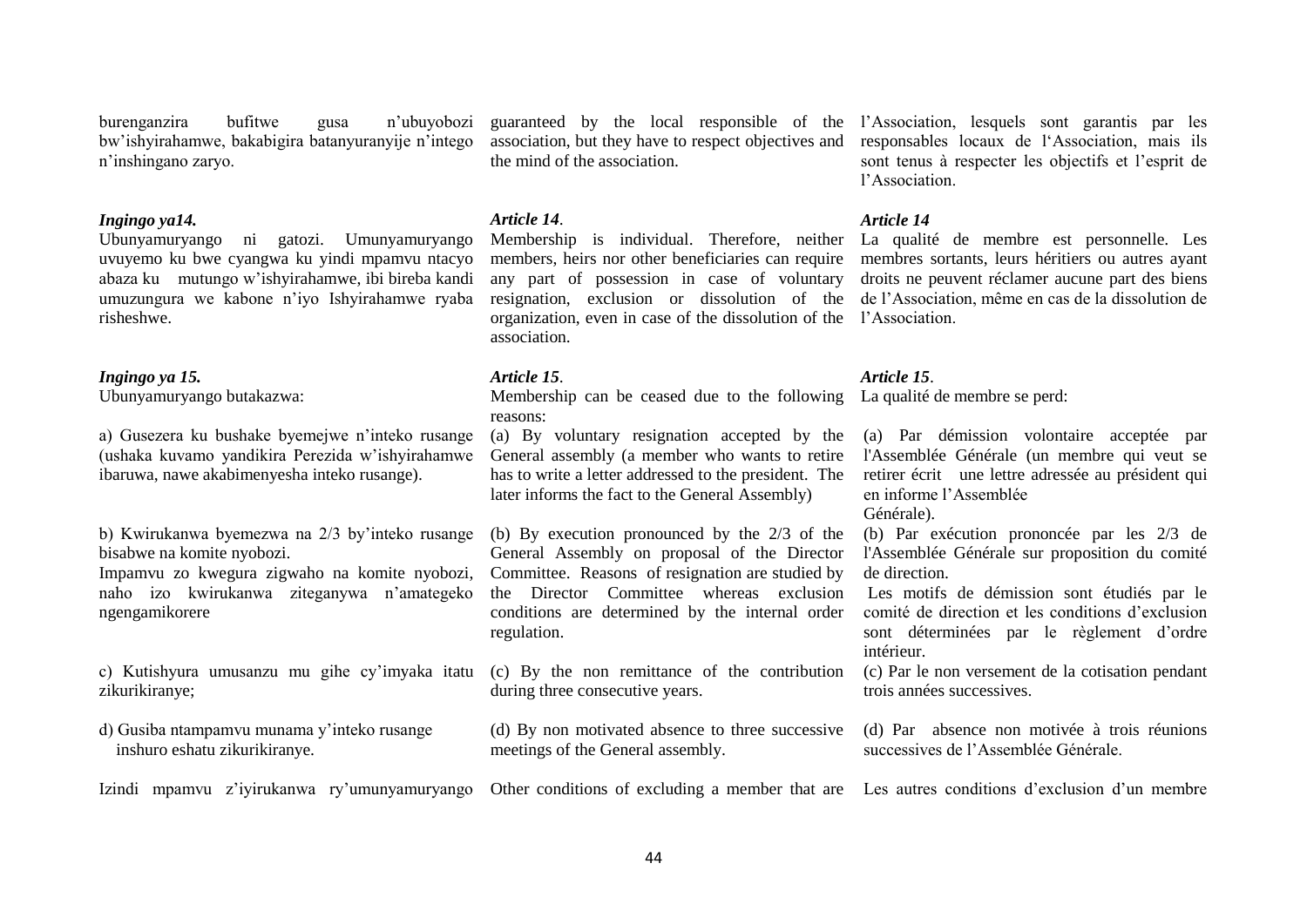burenganzira bufitwe gusa n'ubuyobozi bw'ishyirahamwe, bakabigira batanyuranyije n'intego n'inshingano zaryo.

*Ingingo ya14.*
Ubunyamuryango ni gatozi. Umunyamuryango uvuyemo ku bwe cyangwa ku yindi mpamvu ntacyo abaza ku mutungo w'ishyirahamwe, ibi bireba kandi umuzungura we kabone n'iyo Ishyirahamwe ryaba risheshwe.

*Ingingo ya 15.*
Ubunyamuryango butakazwa:

a) Gusezera ku bushake byemejwe n'inteko rusange (ushaka kuvamo yandikira Perezida w'ishyirahamwe ibaruwa, nawe akabimenyesha inteko rusange).

b) Kwirukanwa byemezwa na 2/3 by'inteko rusange bisabwe na komite nyobozi.
Impamvu zo kwegura zigwaho na komite nyobozi, naho izo kwirukanwa ziteganywa n'amategeko ngengamikorere

c) Kutishyura umusanzu mu gihe cy'imyaka itatu zikurikiranye;

d) Gusiba ntampamvu munama y'inteko rusange inshuro eshatu zikurikiranye.

Izindi mpamvu z'iyirukanwa ry'umunyamuryango

guaranteed by the local responsible of the association, but they have to respect objectives and the mind of the association.

*Article 14*.
Membership is individual. Therefore, neither members, heirs nor other beneficiaries can require any part of possession in case of voluntary resignation, exclusion or dissolution of the organization, even in case of the dissolution of the association.

*Article 15*.
Membership can be ceased due to the following reasons:

(a) By voluntary resignation accepted by the General assembly (a member who wants to retire has to write a letter addressed to the president. The later informs the fact to the General Assembly)

(b) By execution pronounced by the 2/3 of the General Assembly on proposal of the Director Committee. Reasons of resignation are studied by the Director Committee whereas exclusion conditions are determined by the internal order regulation.

(c) By the non remittance of the contribution during three consecutive years.

(d) By non motivated absence to three successive meetings of the General assembly.

Other conditions of excluding a member that are

l'Association, lesquels sont garantis par les responsables locaux de l'Association, mais ils sont tenus à respecter les objectifs et l'esprit de l'Association.

*Article 14*
La qualité de membre est personnelle. Les membres sortants, leurs héritiers ou autres ayant droits ne peuvent réclamer aucune part des biens de l'Association, même en cas de la dissolution de l'Association.

*Article 15*.
La qualité de membre se perd:

(a) Par démission volontaire acceptée par l'Assemblée Générale (un membre qui veut se retirer écrit une lettre adressée au président qui en informe l'Assemblée Générale).

(b) Par exécution prononcée par les 2/3 de l'Assemblée Générale sur proposition du comité de direction.
Les motifs de démission sont étudiés par le comité de direction et les conditions d'exclusion sont déterminées par le règlement d'ordre intérieur.

(c) Par le non versement de la cotisation pendant trois années successives.

(d) Par absence non motivée à trois réunions successives de l'Assemblée Générale.

Les autres conditions d'exclusion d'un membre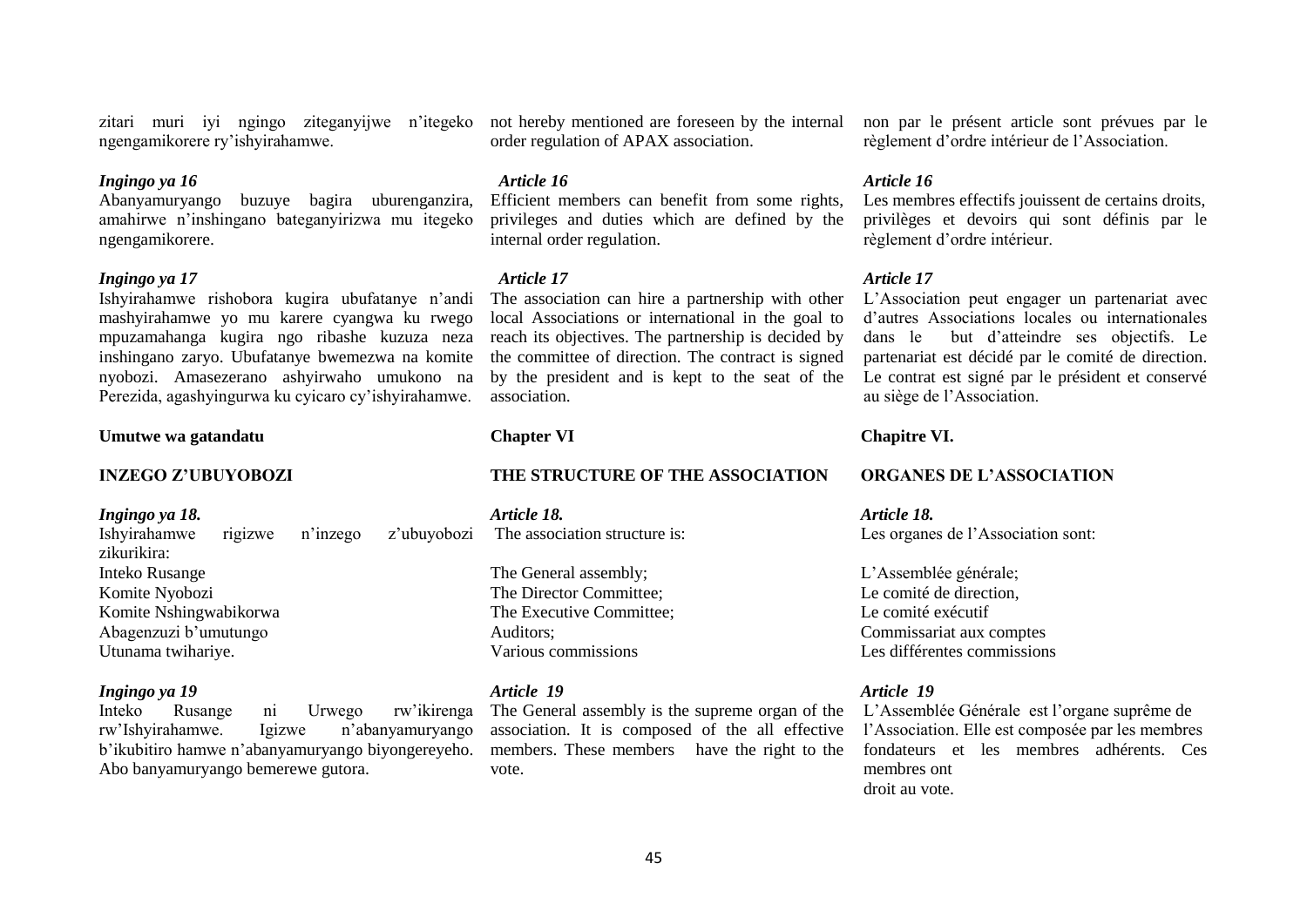zitari muri iyi ngingo ziteganyijwe n'itegeko ngengamikorere ry'ishyirahamwe.

*Ingingo ya 16*
Abanyamuryango buzuye bagira uburenganzira, amahirwe n'inshingano bateganyirizwa mu itegeko ngengamikorere.

*Ingingo ya 17*
Ishyirahamwe rishobora kugira ubufatanye n'andi mashyirahamwe yo mu karere cyangwa ku rwego mpuzamahanga kugira ngo ribashe kuzuza neza inshingano zaryo. Ubufatanye bwemezwa na komite nyobozi. Amasezerano ashyirwaho umukono na Perezida, agashyingurwa ku cyicaro cy'ishyirahamwe.

**Umutwe wa gatandatu**

**INZEGO Z'UBUYOBOZI**

*Ingingo ya 18.*
Ishyirahamwe rigizwe n'inzego z'ubuyobozi zikurikira:
Inteko Rusange
Komite Nyobozi
Komite Nshingwabikorwa
Abagenzuzi b'umutungo
Utunama twihariye.

*Ingingo ya 19*
Inteko Rusange ni Urwego rw'ikirenga rw'Ishyirahamwe. Igizwe n'abanyamuryango b'ikubitiro hamwe n'abanyamuryango biyongereyeho. Abo banyamuryango bemerewe gutora.

not hereby mentioned are foreseen by the internal order regulation of APAX association.

*Article 16*
Efficient members can benefit from some rights, privileges and duties which are defined by the internal order regulation.

*Article 17*
The association can hire a partnership with other local Associations or international in the goal to reach its objectives. The partnership is decided by the committee of direction. The contract is signed by the president and is kept to the seat of the association.

**Chapter VI**

**THE STRUCTURE OF THE ASSOCIATION**

*Article 18.*
The association structure is:

The General assembly;
The Director Committee;
The Executive Committee;
Auditors;
Various commissions

*Article 19*
The General assembly is the supreme organ of the association. It is composed of the all effective members. These members have the right to the vote.

non par le présent article sont prévues par le règlement d'ordre intérieur de l'Association.

*Article 16*
Les membres effectifs jouissent de certains droits, privilèges et devoirs qui sont définis par le règlement d'ordre intérieur.

*Article 17*
L'Association peut engager un partenariat avec d'autres Associations locales ou internationales dans le but d'atteindre ses objectifs. Le partenariat est décidé par le comité de direction. Le contrat est signé par le président et conservé au siège de l'Association.

**Chapitre VI.**

**ORGANES DE L'ASSOCIATION**

*Article 18.*
Les organes de l'Association sont:

L'Assemblée générale;
Le comité de direction,
Le comité exécutif
Commissariat aux comptes
Les différentes commissions

*Article 19*
L'Assemblée Générale est l'organe suprême de l'Association. Elle est composée par les membres fondateurs et les membres adhérents. Ces membres ont droit au vote.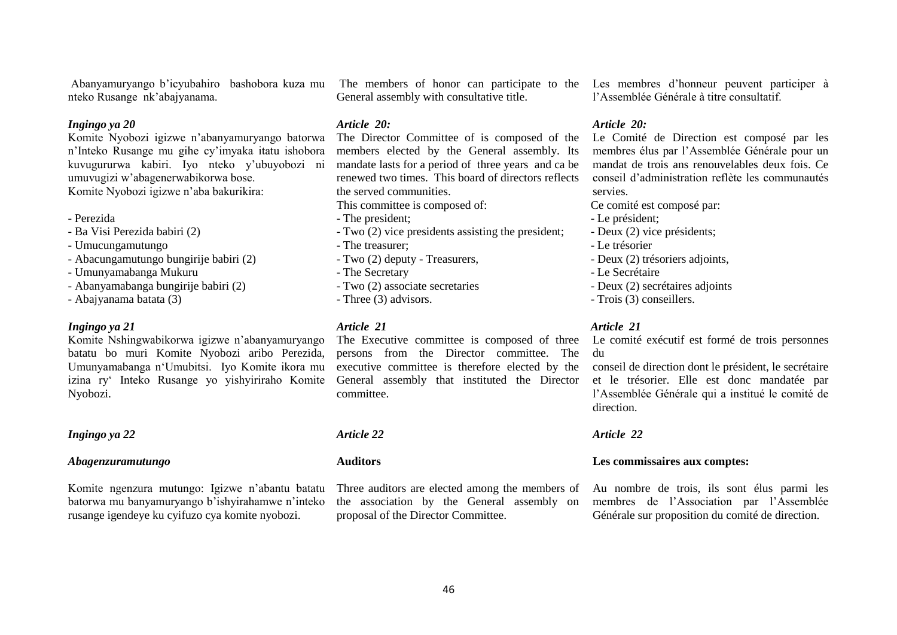Abanyamuryango b'icyubahiro bashobora kuza mu nteko Rusange nk'abajyanama.

*Ingingo ya 20*

Komite Nyobozi igizwe n'abanyamuryango batorwa n'Inteko Rusange mu gihe cy'imyaka itatu ishobora kuvugururwa kabiri. Iyo nteko y'ubuyobozi ni umuvugizi w'abagenerwabikorwa bose.
Komite Nyobozi igizwe n'aba bakurikira:

- Perezida
- Ba Visi Perezida babiri (2)
- Umucungamutungo
- Abacungamutungo bungirije babiri (2)
- Umunyamabanga Mukuru
- Abanyamabanga bungirije babiri (2)
- Abajyanama batata (3)

*Ingingo ya 21*

Komite Nshingwabikorwa igizwe n'abanyamuryango batatu bo muri Komite Nyobozi aribo Perezida, Umunyamabanga n'Umubitsi. Iyo Komite ikora mu izina ry' Inteko Rusange yo yishyiriraho Komite Nyobozi.

*Ingingo ya 22*

*Abagenzuramutungo*

Komite ngenzura mutungo: Igizwe n'abantu batatu batorwa mu banyamuryango b'ishyirahamwe n'inteko rusange igendeye ku cyifuzo cya komite nyobozi.

The members of honor can participate to the General assembly with consultative title.

*Article 20:*

The Director Committee of is composed of the members elected by the General assembly. Its mandate lasts for a period of three years and ca be renewed two times. This board of directors reflects the served communities.
This committee is composed of:
- The president;
- Two (2) vice presidents assisting the president;
- The treasurer;
- Two (2) deputy - Treasurers,
- The Secretary
- Two (2) associate secretaries
- Three (3) advisors.

*Article 21*

The Executive committee is composed of three persons from the Director committee. The executive committee is therefore elected by the General assembly that instituted the Director committee.

*Article 22*

**Auditors**

Three auditors are elected among the members of the association by the General assembly on proposal of the Director Committee.

Les membres d'honneur peuvent participer à l'Assemblée Générale à titre consultatif.

*Article 20:*

Le Comité de Direction est composé par les membres élus par l'Assemblée Générale pour un mandat de trois ans renouvelables deux fois. Ce conseil d'administration reflète les communautés servies.
Ce comité est composé par:
- Le président;
- Deux (2) vice présidents;
- Le trésorier
- Deux (2) trésoriers adjoints,
- Le Secrétaire
- Deux (2) secrétaires adjoints
- Trois (3) conseillers.

*Article 21*

Le comité exécutif est formé de trois personnes du
conseil de direction dont le président, le secrétaire et le trésorier. Elle est donc mandatée par l'Assemblée Générale qui a institué le comité de direction.

*Article 22*

**Les commissaires aux comptes:**

Au nombre de trois, ils sont élus parmi les membres de l'Association par l'Assemblée Générale sur proposition du comité de direction.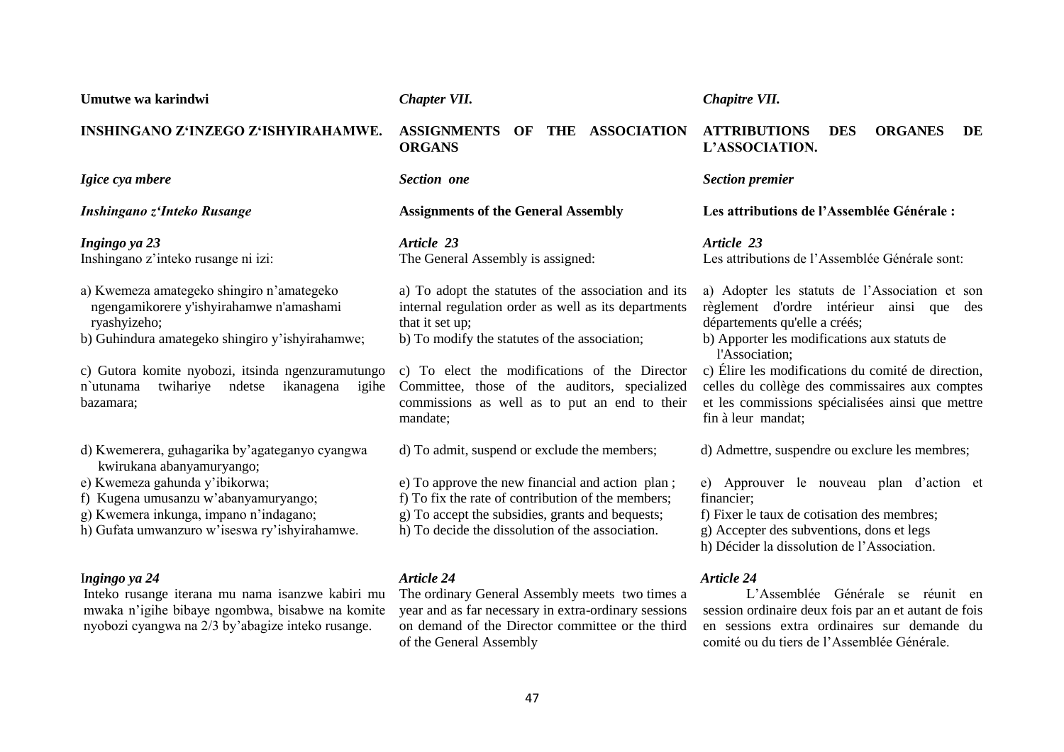**Umutwe wa karindwi**

**INSHINGANO Z'INZEGO Z'ISHYIRAHAMWE.**

*Igice cya mbere*

***Inshingano z'Inteko Rusange***

***Ingingo ya 23***
Inshingano z'inteko rusange ni izi:

a) Kwemeza amategeko shingiro n'amategeko ngengamikorere y'ishyirahamwe n'amashami ryashyizeho;
b) Guhindura amategeko shingiro y'ishyirahamwe;

c) Gutora komite nyobozi, itsinda ngenzuramutungo n`utunama twihariye ndetse ikanagena igihe bazamara;

d) Kwemerera, guhagarika by'agateganyo cyangwa kwirukana abanyamuryango;
e) Kwemeza gahunda y'ibikorwa;
f) Kugena umusanzu w'abanyamuryango;
g) Kwemera inkunga, impano n'indagano;
h) Gufata umwanzuro w'iseswa ry'ishyirahamwe.

***Ingingo ya 24***
Inteko rusange iterana mu nama isanzwe kabiri mu mwaka n'igihe bibaye ngombwa, bisabwe na komite nyobozi cyangwa na 2/3 by'abagize inteko rusange.

***Chapter VII.***

**ASSIGNMENTS OF THE ASSOCIATION ORGANS**

***Section one***

**Assignments of the General Assembly**

***Article 23***
The General Assembly is assigned:

a) To adopt the statutes of the association and its internal regulation order as well as its departments that it set up;
b) To modify the statutes of the association;

c) To elect the modifications of the Director Committee, those of the auditors, specialized commissions as well as to put an end to their mandate;

d) To admit, suspend or exclude the members;

e) To approve the new financial and action plan ;
f) To fix the rate of contribution of the members;
g) To accept the subsidies, grants and bequests;
h) To decide the dissolution of the association.

***Article 24***
The ordinary General Assembly meets two times a year and as far necessary in extra-ordinary sessions on demand of the Director committee or the third of the General Assembly

***Chapitre VII.***

**ATTRIBUTIONS DES ORGANES DE L'ASSOCIATION.**

***Section premier***

**Les attributions de l'Assemblée Générale :**

***Article 23***
Les attributions de l'Assemblée Générale sont:

a) Adopter les statuts de l'Association et son règlement d'ordre intérieur ainsi que des départements qu'elle a créés;
b) Apporter les modifications aux statuts de l'Association;
c) Élire les modifications du comité de direction, celles du collège des commissaires aux comptes et les commissions spécialisées ainsi que mettre fin à leur mandat;

d) Admettre, suspendre ou exclure les membres;

e) Approuver le nouveau plan d'action et financier;
f) Fixer le taux de cotisation des membres;
g) Accepter des subventions, dons et legs
h) Décider la dissolution de l'Association.

***Article 24***
L'Assemblée Générale se réunit en session ordinaire deux fois par an et autant de fois en sessions extra ordinaires sur demande du comité ou du tiers de l'Assemblée Générale.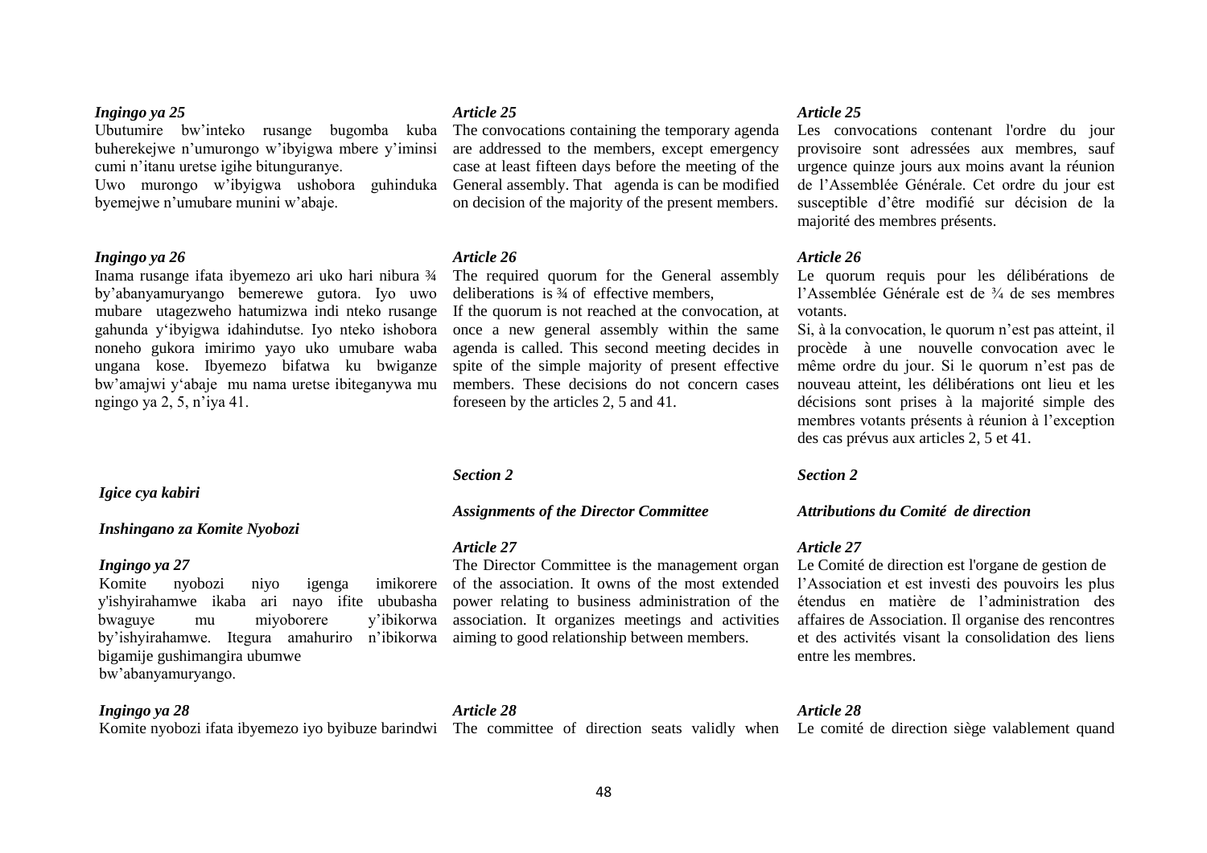*Ingingo ya 25*

Ubutumire bw'inteko rusange bugomba kuba buherekejwe n'umurongo w'ibyigwa mbere y'iminsi cumi n'itanu uretse igihe bitunguranye.

Uwo murongo w'ibyigwa ushobora guhinduka byemejwe n'umubare munini w'abaje.

*Ingingo ya 26*

Inama rusange ifata ibyemezo ari uko hari nibura ¾ by'abanyamuryango bemerewe gutora. Iyo uwo mubare utagezweho hatumizwa indi nteko rusange gahunda y'ibyigwa idahindutse. Iyo nteko ishobora noneho gukora imirimo yayo uko umubare waba ungana kose. Ibyemezo bifatwa ku bwiganze bw'amajwi y'abaje mu nama uretse ibiteganywa mu ngingo ya 2, 5, n'iya 41.

*Igice cya kabiri*

*Inshingano za Komite Nyobozi*

*Ingingo ya 27*

Komite nyobozi niyo igenga imikorere y'ishyirahamwe ikaba ari nayo ifite ububasha bwaguye mu miyoborere y'ibikorwa by'ishyirahamwe. Itegura amahuriro n'ibikorwa bigamije gushimangira ubumwe bw'abanyamuryango.

*Ingingo ya 28*

Komite nyobozi ifata ibyemezo iyo byibuze barindwi

*Article 25*

The convocations containing the temporary agenda are addressed to the members, except emergency case at least fifteen days before the meeting of the General assembly. That agenda is can be modified on decision of the majority of the present members.

*Article 26*

The required quorum for the General assembly deliberations is ¾ of effective members,

If the quorum is not reached at the convocation, at once a new general assembly within the same agenda is called. This second meeting decides in spite of the simple majority of present effective members. These decisions do not concern cases foreseen by the articles 2, 5 and 41.

*Section 2*

*Assignments of the Director Committee*

*Article 27*

The Director Committee is the management organ of the association. It owns of the most extended power relating to business administration of the association. It organizes meetings and activities aiming to good relationship between members.

*Article 28*

The committee of direction seats validly when

*Article 25*

Les convocations contenant l'ordre du jour provisoire sont adressées aux membres, sauf urgence quinze jours aux moins avant la réunion de l'Assemblée Générale. Cet ordre du jour est susceptible d'être modifié sur décision de la majorité des membres présents.

*Article 26*

Le quorum requis pour les délibérations de l'Assemblée Générale est de ¾ de ses membres votants.

Si, à la convocation, le quorum n'est pas atteint, il procède à une nouvelle convocation avec le même ordre du jour. Si le quorum n'est pas de nouveau atteint, les délibérations ont lieu et les décisions sont prises à la majorité simple des membres votants présents à réunion à l'exception des cas prévus aux articles 2, 5 et 41.

*Section 2*

*Attributions du Comité de direction*

*Article 27*

Le Comité de direction est l'organe de gestion de l'Association et est investi des pouvoirs les plus étendus en matière de l'administration des affaires de Association. Il organise des rencontres et des activités visant la consolidation des liens entre les membres.

*Article 28*

Le comité de direction siège valablement quand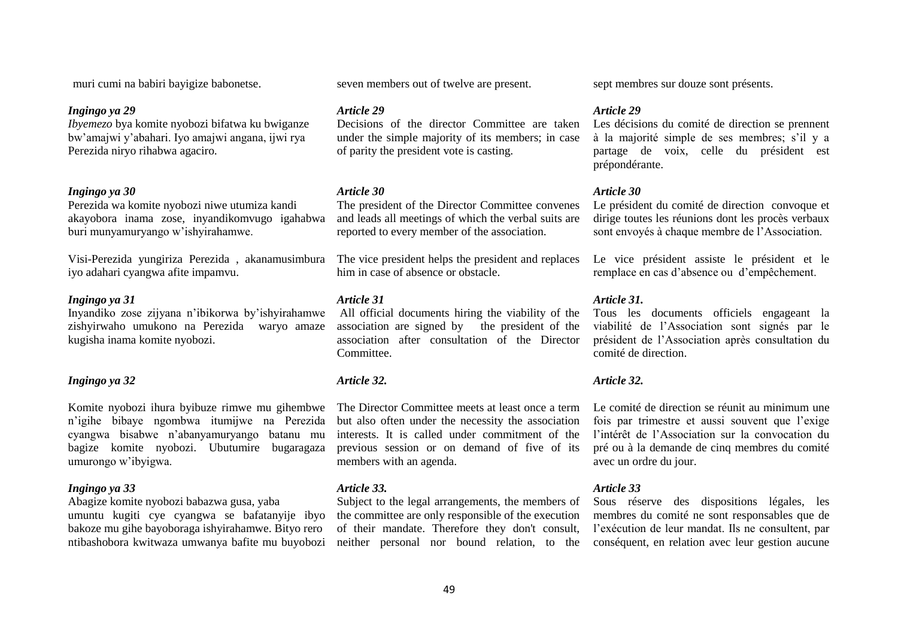muri cumi na babiri bayigize babonetse.

*Ingingo ya 29*
*Ibyemezo* bya komite nyobozi bifatwa ku bwiganze bw'amajwi y'abahari. Iyo amajwi angana, ijwi rya Perezida niryo rihabwa agaciro.

*Ingingo ya 30*
Perezida wa komite nyobozi niwe utumiza kandi akayobora inama zose, inyandikomvugo igahabwa buri munyamuryango w'ishyirahamwe.

Visi-Perezida yungiriza Perezida , akanamusimbura iyo adahari cyangwa afite impamvu.

*Ingingo ya 31*
Inyandiko zose zijyana n'ibikorwa by'ishyirahamwe zishyirwaho umukono na Perezida waryo amaze kugisha inama komite nyobozi.

*Ingingo ya 32*

Komite nyobozi ihura byibuze rimwe mu gihembwe n'igihe bibaye ngombwa itumijwe na Perezida cyangwa bisabwe n'abanyamuryango batanu mu bagize komite nyobozi. Ubutumire bugaragaza umurongo w'ibyigwa.

*Ingingo ya 33*
Abagize komite nyobozi babazwa gusa, yaba umuntu kugiti cye cyangwa se bafatanyije ibyo bakoze mu gihe bayoboraga ishyirahamwe. Bityo rero ntibashobora kwitwaza umwanya bafite mu buyobozi

seven members out of twelve are present.

*Article 29*
Decisions of the director Committee are taken under the simple majority of its members; in case of parity the president vote is casting.

*Article 30*
The president of the Director Committee convenes and leads all meetings of which the verbal suits are reported to every member of the association.

The vice president helps the president and replaces him in case of absence or obstacle.

*Article 31*
All official documents hiring the viability of the association are signed by the president of the association after consultation of the Director Committee.

*Article 32.*

The Director Committee meets at least once a term but also often under the necessity the association interests. It is called under commitment of the previous session or on demand of five of its members with an agenda.

*Article 33.*
Subject to the legal arrangements, the members of the committee are only responsible of the execution of their mandate. Therefore they don't consult, neither personal nor bound relation, to the

sept membres sur douze sont présents.

*Article 29*
Les décisions du comité de direction se prennent à la majorité simple de ses membres; s'il y a partage de voix, celle du président est prépondérante.

*Article 30*
Le président du comité de direction convoque et dirige toutes les réunions dont les procès verbaux sont envoyés à chaque membre de l'Association.

Le vice président assiste le président et le remplace en cas d'absence ou d'empêchement.

*Article 31.*
Tous les documents officiels engageant la viabilité de l'Association sont signés par le président de l'Association après consultation du comité de direction.

*Article 32.*

Le comité de direction se réunit au minimum une fois par trimestre et aussi souvent que l'exige l'intérêt de l'Association sur la convocation du pré ou à la demande de cinq membres du comité avec un ordre du jour.

*Article 33*
Sous réserve des dispositions légales, les membres du comité ne sont responsables que de l'exécution de leur mandat. Ils ne consultent, par conséquent, en relation avec leur gestion aucune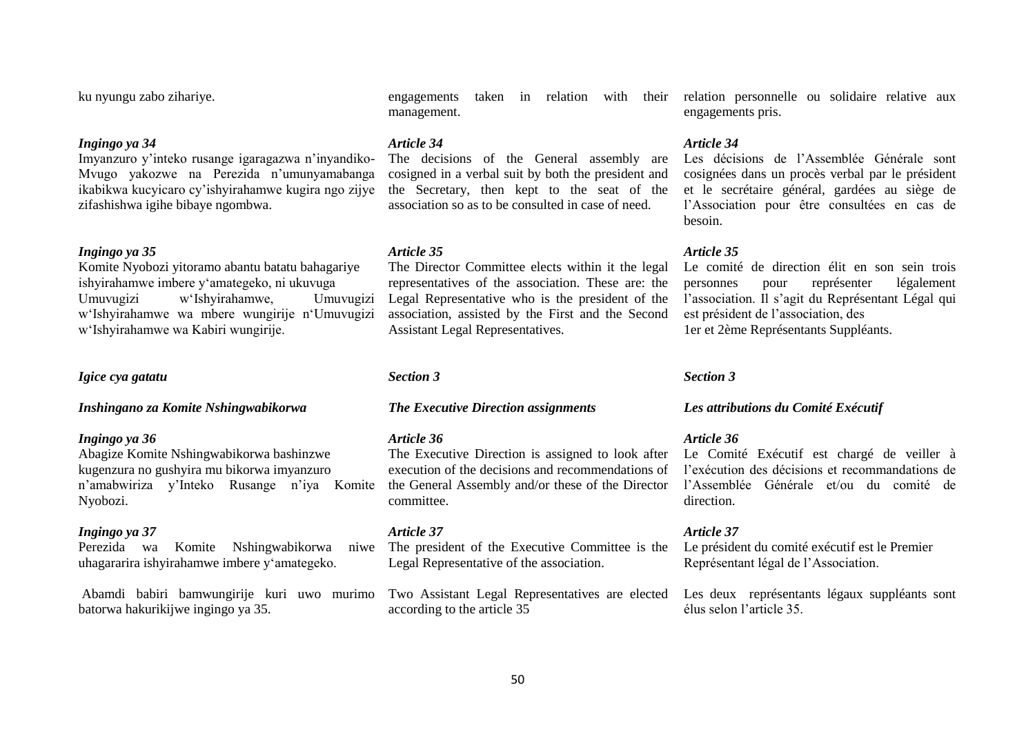ku nyungu zabo zihariye.

*Ingingo ya 34*
Imyanzuro y'inteko rusange igaragazwa n'inyandiko-Mvugo yakozwe na Perezida n'umunyamabanga ikabikwa kucyicaro cy'ishyirahamwe kugira ngo zijye zifashishwa igihe bibaye ngombwa.

*Ingingo ya 35*
Komite Nyobozi yitoramo abantu batatu bahagariye ishyirahamwe imbere y'amategeko, ni ukuvuga Umuvugizi w'Ishyirahamwe, Umuvugizi w'Ishyirahamwe wa mbere wungirije n'Umuvugizi w'Ishyirahamwe wa Kabiri wungirije.

*Igice cya gatatu*

*Inshingano za Komite Nshingwabikorwa*

*Ingingo ya 36*
Abagize Komite Nshingwabikorwa bashinzwe kugenzura no gushyira mu bikorwa imyanzuro n'amabwiriza y'Inteko Rusange n'iya Komite Nyobozi.

*Ingingo ya 37*
Perezida wa Komite Nshingwabikorwa niwe uhagararira ishyirahamwe imbere y'amategeko.

Abamdi babiri bamwungirije kuri uwo murimo batorwa hakurikijwe ingingo ya 35.

engagements taken in relation with their management.

*Article 34*
The decisions of the General assembly are cosigned in a verbal suit by both the president and the Secretary, then kept to the seat of the association so as to be consulted in case of need.

*Article 35*
The Director Committee elects within it the legal representatives of the association. These are: the Legal Representative who is the president of the association, assisted by the First and the Second Assistant Legal Representatives.

*Section 3*

*The Executive Direction assignments*

*Article 36*
The Executive Direction is assigned to look after execution of the decisions and recommendations of the General Assembly and/or these of the Director committee.

*Article 37*
The president of the Executive Committee is the Legal Representative of the association.

Two Assistant Legal Representatives are elected according to the article 35

relation personnelle ou solidaire relative aux engagements pris.

*Article 34*
Les décisions de l'Assemblée Générale sont cosignées dans un procès verbal par le président et le secrétaire général, gardées au siège de l'Association pour être consultées en cas de besoin.

*Article 35*
Le comité de direction élit en son sein trois personnes pour représenter légalement l'association. Il s'agit du Représentant Légal qui est président de l'association, des
1er et 2ème Représentants Suppléants.

*Section 3*

*Les attributions du Comité Exécutif*

*Article 36*
Le Comité Exécutif est chargé de veiller à l'exécution des décisions et recommandations de l'Assemblée Générale et/ou du comité de direction.

*Article 37*
Le président du comité exécutif est le Premier Représentant légal de l'Association.

Les deux représentants légaux suppléants sont élus selon l'article 35.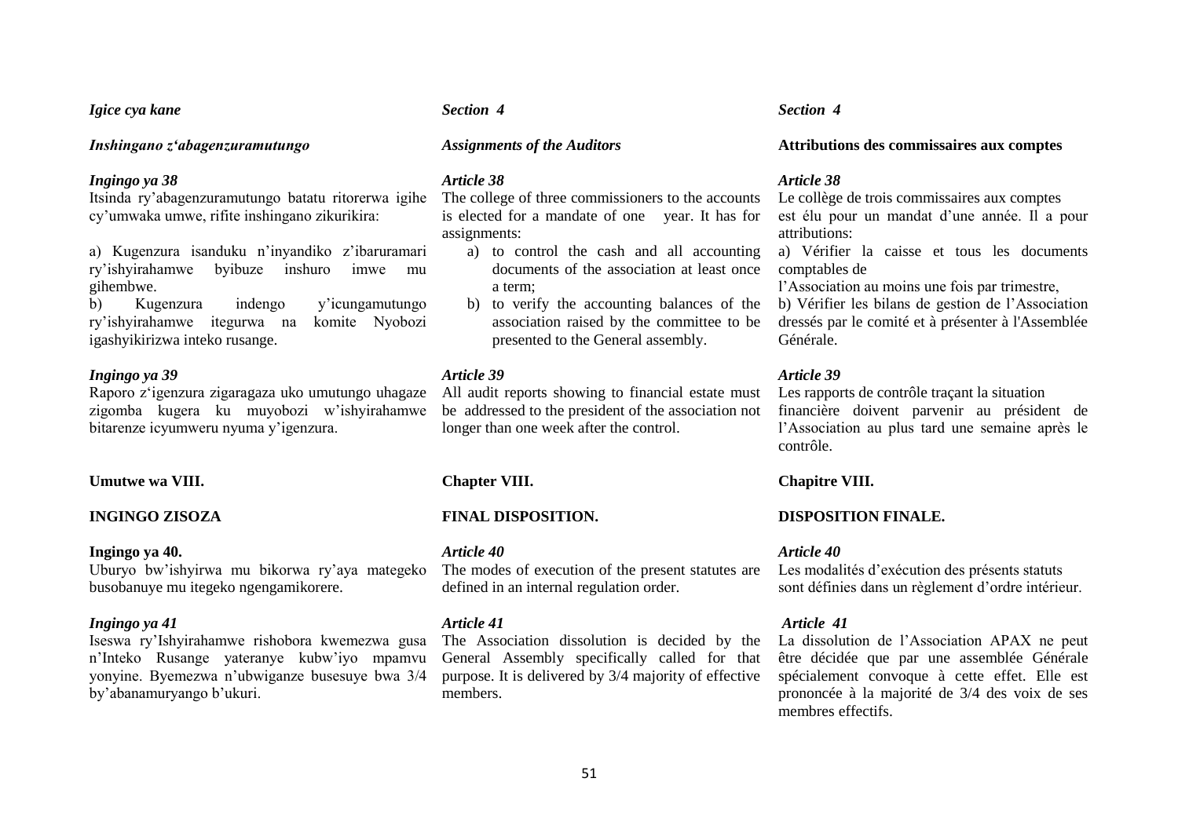*Igice cya kane*

*Inshingano z'abagenzuramutungo*

*Ingingo ya 38*

Itsinda ry'abagenzuramutungo batatu ritorerwa igihe cy'umwaka umwe, rifite inshingano zikurikira:

a) Kugenzura isanduku n'inyandiko z'ibaruramari ry'ishyirahamwe byibuze inshuro imwe mu gihembwe.

b) Kugenzura indengo y'icungamutungo ry'ishyirahamwe itegurwa na komite Nyobozi igashyikirizwa inteko rusange.

*Ingingo ya 39*

Raporo z'igenzura zigaragaza uko umutungo uhagaze zigomba kugera ku muyobozi w'ishyirahamwe bitarenze icyumweru nyuma y'igenzura.

**Umutwe wa VIII.**

**INGINGO ZISOZA**

**Ingingo ya 40.**

Uburyo bw'ishyirwa mu bikorwa ry'aya mategeko busobanuye mu itegeko ngengamikorere.

*Ingingo ya 41*

Iseswa ry'Ishyirahamwe rishobora kwemezwa gusa n'Inteko Rusange yateranye kubw'iyo mpamvu yonyine. Byemezwa n'ubwiganze busesuye bwa 3/4 by'abanamuryango b'ukuri.

*Section 4*

*Assignments of the Auditors*

*Article 38*

The college of three commissioners to the accounts is elected for a mandate of one year. It has for assignments:

a) to control the cash and all accounting documents of the association at least once a term;
b) to verify the accounting balances of the association raised by the committee to be presented to the General assembly.

*Article 39*

All audit reports showing to financial estate must be addressed to the president of the association not longer than one week after the control.

**Chapter VIII.**

**FINAL DISPOSITION.**

*Article 40*

The modes of execution of the present statutes are defined in an internal regulation order.

*Article 41*

The Association dissolution is decided by the General Assembly specifically called for that purpose. It is delivered by 3/4 majority of effective members.

*Section 4*

**Attributions des commissaires aux comptes**

*Article 38*

Le collège de trois commissaires aux comptes est élu pour un mandat d'une année. Il a pour attributions:

a) Vérifier la caisse et tous les documents comptables de l'Association au moins une fois par trimestre,

b) Vérifier les bilans de gestion de l'Association dressés par le comité et à présenter à l'Assemblée Générale.

*Article 39*

Les rapports de contrôle traçant la situation financière doivent parvenir au président de l'Association au plus tard une semaine après le contrôle.

**Chapitre VIII.**

**DISPOSITION FINALE.**

*Article 40*

Les modalités d'exécution des présents statuts sont définies dans un règlement d'ordre intérieur.

*Article 41*

La dissolution de l'Association APAX ne peut être décidée que par une assemblée Générale spécialement convoque à cette effet. Elle est prononcée à la majorité de 3/4 des voix de ses membres effectifs.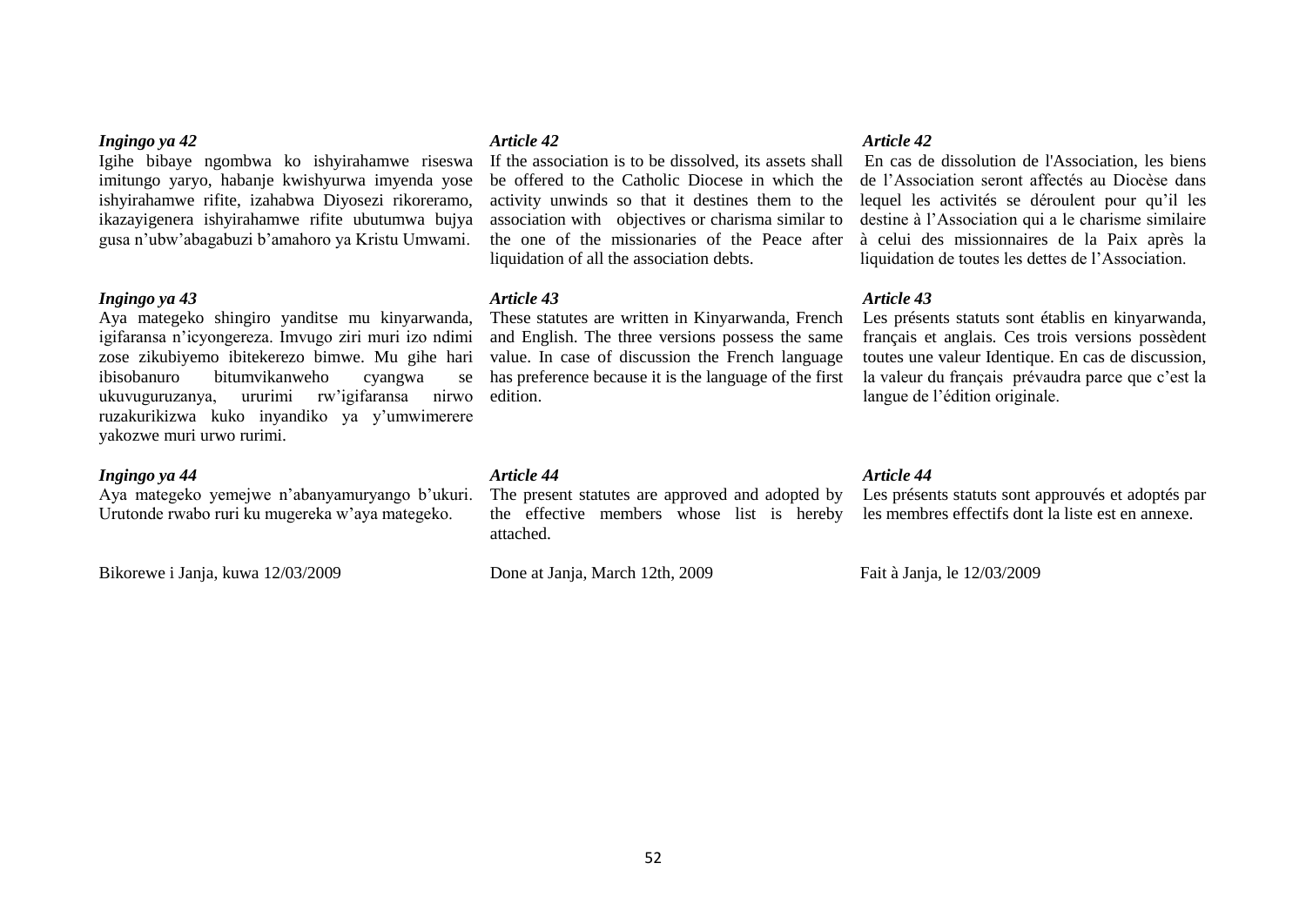*Ingingo ya 42*

Igihe bibaye ngombwa ko ishyirahamwe riseswa imitungo yaryo, habanje kwishyurwa imyenda yose ishyirahamwe rifite, izahabwa Diyosezi rikoreramo, ikazayigenera ishyirahamwe rifite ubutumwa bujya gusa n'ubw'abagabuzi b'amahoro ya Kristu Umwami.

*Ingingo ya 43*

Aya mategeko shingiro yanditse mu kinyarwanda, igifaransa n'icyongereza. Imvugo ziri muri izo ndimi zose zikubiyemo ibitekerezo bimwe. Mu gihe hari ibisobanuro bitumvikanweho cyangwa se ukuvuguruzanya, ururimi rw'igifaransa nirwo ruzakurikizwa kuko inyandiko ya y'umwimerere yakozwe muri urwo rurimi.

*Ingingo ya 44*

Aya mategeko yemejwe n'abanyamuryango b'ukuri. Urutonde rwabo ruri ku mugereka w'aya mategeko.

Bikorewe i Janja, kuwa 12/03/2009

*Article 42*

If the association is to be dissolved, its assets shall be offered to the Catholic Diocese in which the activity unwinds so that it destines them to the association with objectives or charisma similar to the one of the missionaries of the Peace after liquidation of all the association debts.

*Article 43*

These statutes are written in Kinyarwanda, French and English. The three versions possess the same value. In case of discussion the French language has preference because it is the language of the first edition.

*Article 44*

The present statutes are approved and adopted by the effective members whose list is hereby attached.

Done at Janja, March 12th, 2009

*Article 42*

En cas de dissolution de l'Association, les biens de l'Association seront affectés au Diocèse dans lequel les activités se déroulent pour qu'il les destine à l'Association qui a le charisme similaire à celui des missionnaires de la Paix après la liquidation de toutes les dettes de l'Association.

*Article 43*

Les présents statuts sont établis en kinyarwanda, français et anglais. Ces trois versions possèdent toutes une valeur Identique. En cas de discussion, la valeur du français prévaudra parce que c'est la langue de l'édition originale.

*Article 44*

Les présents statuts sont approuvés et adoptés par les membres effectifs dont la liste est en annexe.

Fait à Janja, le 12/03/2009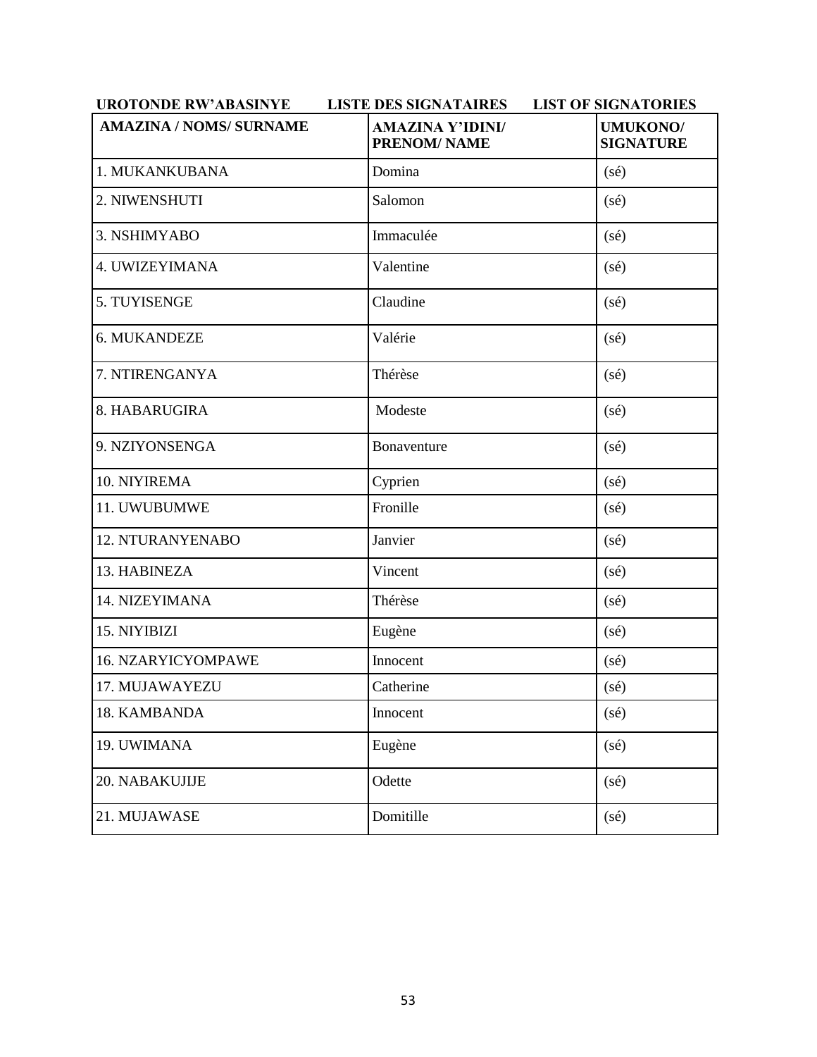**UROTONDE RW'ABASINYE LISTE DES SIGNATAIRES LIST OF SIGNATORIES**

| AMAZINA / NOMS/ SURNAME | AMAZINA Y'IDINI/ PRENOM/ NAME | UMUKONO/ SIGNATURE |
|---|---|---|
| 1. MUKANKUBANA | Domina | (sé) |
| 2. NIWENSHUTI | Salomon | (sé) |
| 3. NSHIMYABO | Immaculée | (sé) |
| 4. UWIZEYIMANA | Valentine | (sé) |
| 5. TUYISENGE | Claudine | (sé) |
| 6. MUKANDEZE | Valérie | (sé) |
| 7. NTIRENGANYA | Thérèse | (sé) |
| 8. HABARUGIRA | Modeste | (sé) |
| 9. NZIYONSENGA | Bonaventure | (sé) |
| 10. NIYIREMA | Cyprien | (sé) |
| 11. UWUBUMWE | Fronille | (sé) |
| 12. NTURANYENABO | Janvier | (sé) |
| 13. HABINEZA | Vincent | (sé) |
| 14. NIZEYIMANA | Thérèse | (sé) |
| 15. NIYIBIZI | Eugène | (sé) |
| 16. NZARYICYOMPAWE | Innocent | (sé) |
| 17. MUJAWAYEZU | Catherine | (sé) |
| 18. KAMBANDA | Innocent | (sé) |
| 19. UWIMANA | Eugène | (sé) |
| 20. NABAKUJIJE | Odette | (sé) |
| 21. MUJAWASE | Domitille | (sé) |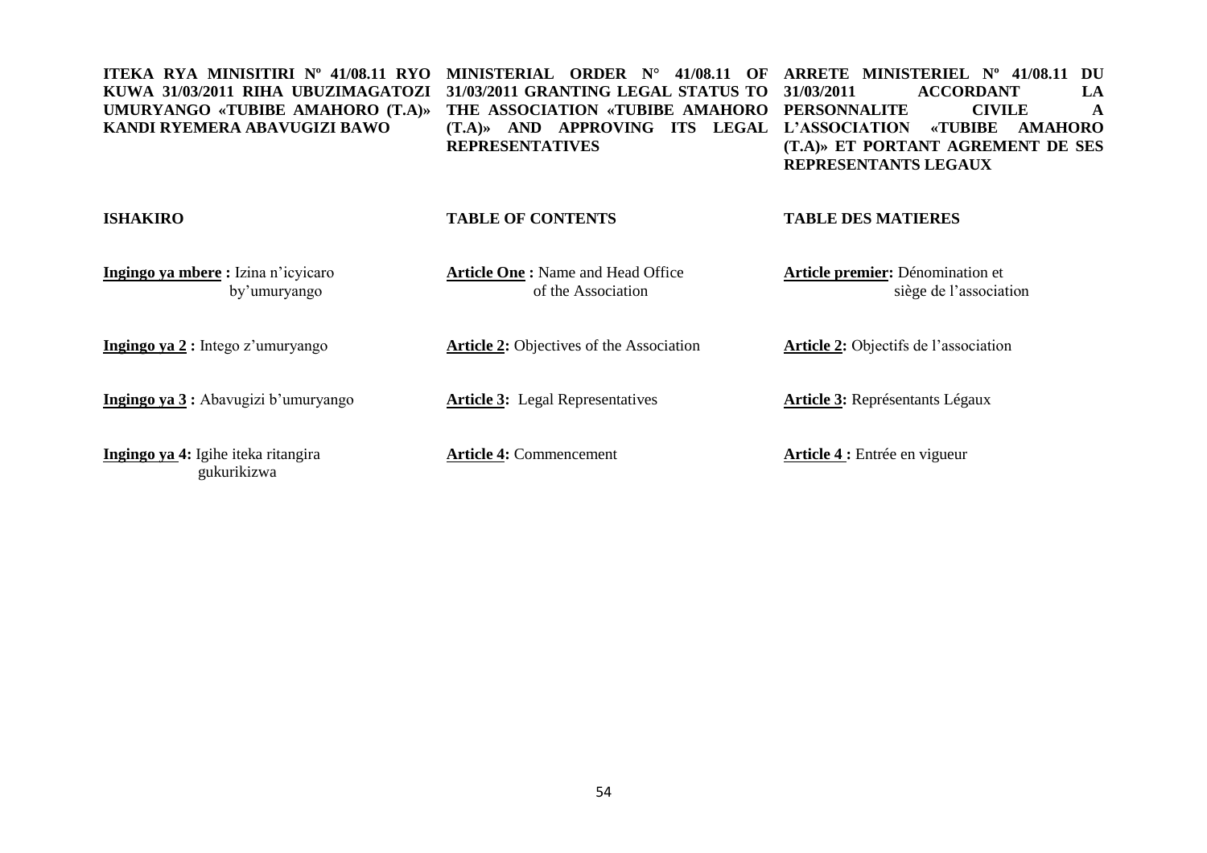**ITEKA RYA MINISITIRI Nº 41/08.11 RYO KUWA 31/03/2011 RIHA UBUZIMAGATOZI UMURYANGO «TUBIBE AMAHORO (T.A)» KANDI RYEMERA ABAVUGIZI BAWO**

**ISHAKIRO**

**Ingingo ya mbere :** Izina n'icyicaro by'umuryango

**Ingingo ya 2 :** Intego z'umuryango

**Ingingo ya 3 :** Abavugizi b'umuryango

**Ingingo ya 4:** Igihe iteka ritangira gukurikizwa

**MINISTERIAL ORDER N° 41/08.11 OF 31/03/2011 GRANTING LEGAL STATUS TO THE ASSOCIATION «TUBIBE AMAHORO (T.A)» AND APPROVING ITS LEGAL REPRESENTATIVES**

**TABLE OF CONTENTS**

**Article One :** Name and Head Office of the Association

**Article 2:** Objectives of the Association

**Article 3:** Legal Representatives

**Article 4:** Commencement

**ARRETE MINISTERIEL Nº 41/08.11 DU 31/03/2011 ACCORDANT LA PERSONNALITE CIVILE A L'ASSOCIATION «TUBIBE AMAHORO (T.A)» ET PORTANT AGREMENT DE SES REPRESENTANTS LEGAUX**

**TABLE DES MATIERES**

**Article premier:** Dénomination et siège de l'association

**Article 2:** Objectifs de l'association

**Article 3:** Représentants Légaux

**Article 4 :** Entrée en vigueur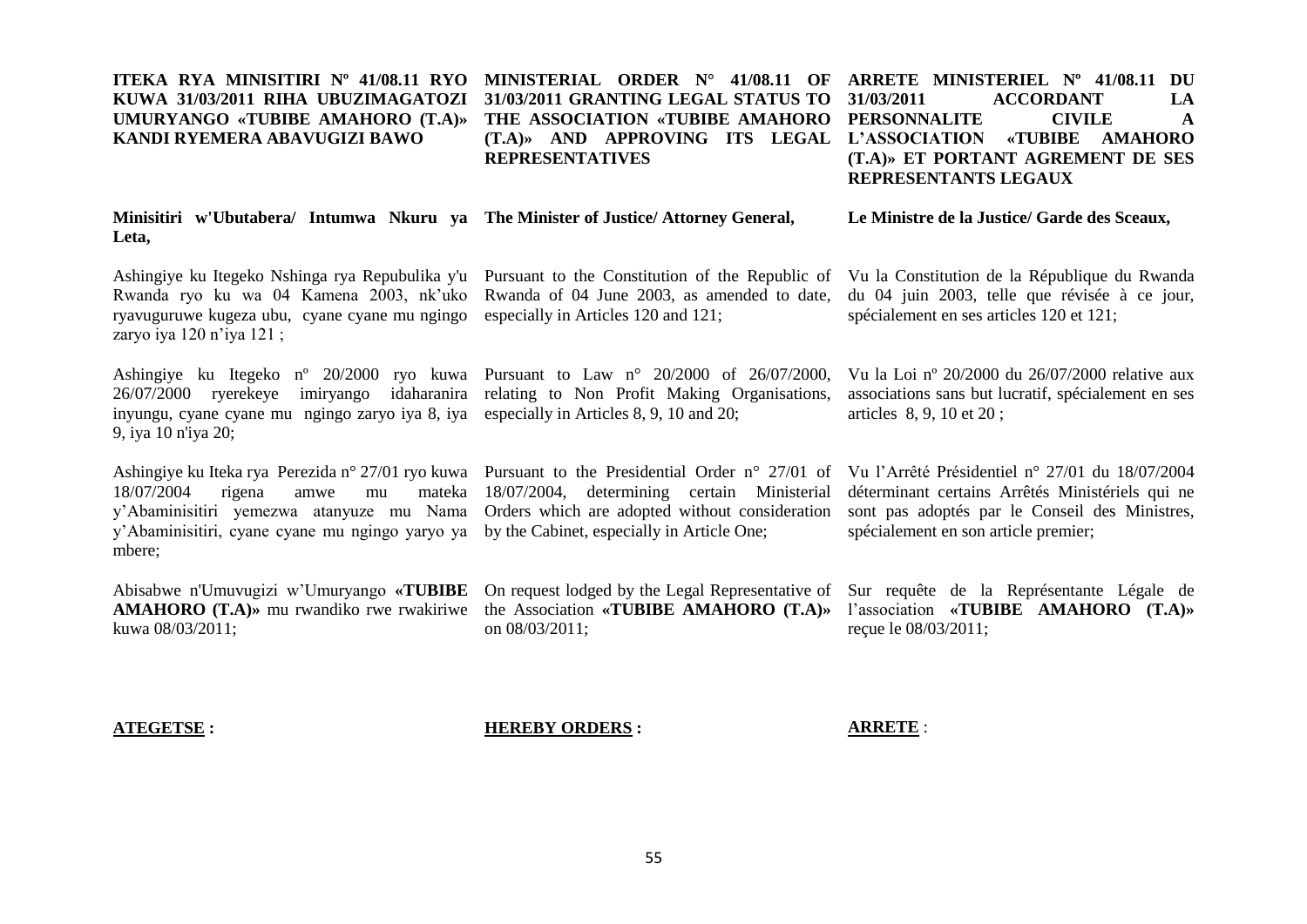**ITEKA RYA MINISITIRI Nº 41/08.11 RYO KUWA 31/03/2011 RIHA UBUZIMAGATOZI UMURYANGO «TUBIBE AMAHORO (T.A)» KANDI RYEMERA ABAVUGIZI BAWO**

**Minisitiri w'Ubutabera/ Intumwa Nkuru ya Leta,**

Ashingiye ku Itegeko Nshinga rya Repubulika y'u Rwanda ryo ku wa 04 Kamena 2003, nk'uko ryavuguruwe kugeza ubu, cyane cyane mu ngingo zaryo iya 120 n'iya 121 ;

Ashingiye ku Itegeko nº 20/2000 ryo kuwa 26/07/2000 ryerekeye imiryango idaharanira inyungu, cyane cyane mu ngingo zaryo iya 8, iya 9, iya 10 n'iya 20;

Ashingiye ku Iteka rya Perezida n° 27/01 ryo kuwa 18/07/2004 rigena amwe mu mateka y'Abaminisitiri yemezwa atanyuze mu Nama y'Abaminisitiri, cyane cyane mu ngingo yaryo ya mbere;

Abisabwe n'Umuvugizi w'Umuryango **«TUBIBE AMAHORO (T.A)»** mu rwandiko rwe rwakiriwe kuwa 08/03/2011;

**ATEGETSE :**

**MINISTERIAL ORDER N° 41/08.11 OF 31/03/2011 GRANTING LEGAL STATUS TO THE ASSOCIATION «TUBIBE AMAHORO (T.A)» AND APPROVING ITS LEGAL REPRESENTATIVES**

**The Minister of Justice/ Attorney General,**

Pursuant to the Constitution of the Republic of Rwanda of 04 June 2003, as amended to date, especially in Articles 120 and 121;

Pursuant to Law n° 20/2000 of 26/07/2000, relating to Non Profit Making Organisations, especially in Articles 8, 9, 10 and 20;

Pursuant to the Presidential Order n° 27/01 of 18/07/2004, determining certain Ministerial Orders which are adopted without consideration by the Cabinet, especially in Article One;

On request lodged by the Legal Representative of the Association **«TUBIBE AMAHORO (T.A)»** on 08/03/2011;

**HEREBY ORDERS :**

**ARRETE MINISTERIEL Nº 41/08.11 DU 31/03/2011 ACCORDANT LA PERSONNALITE CIVILE A L'ASSOCIATION «TUBIBE AMAHORO (T.A)» ET PORTANT AGREMENT DE SES REPRESENTANTS LEGAUX**

**Le Ministre de la Justice/ Garde des Sceaux,**

Vu la Constitution de la République du Rwanda du 04 juin 2003, telle que révisée à ce jour, spécialement en ses articles 120 et 121;

Vu la Loi nº 20/2000 du 26/07/2000 relative aux associations sans but lucratif, spécialement en ses articles 8, 9, 10 et 20 ;

Vu l'Arrêté Présidentiel n° 27/01 du 18/07/2004 déterminant certains Arrêtés Ministériels qui ne sont pas adoptés par le Conseil des Ministres, spécialement en son article premier;

Sur requête de la Représentante Légale de l'association **«TUBIBE AMAHORO (T.A)»** reçue le 08/03/2011;

**ARRETE** :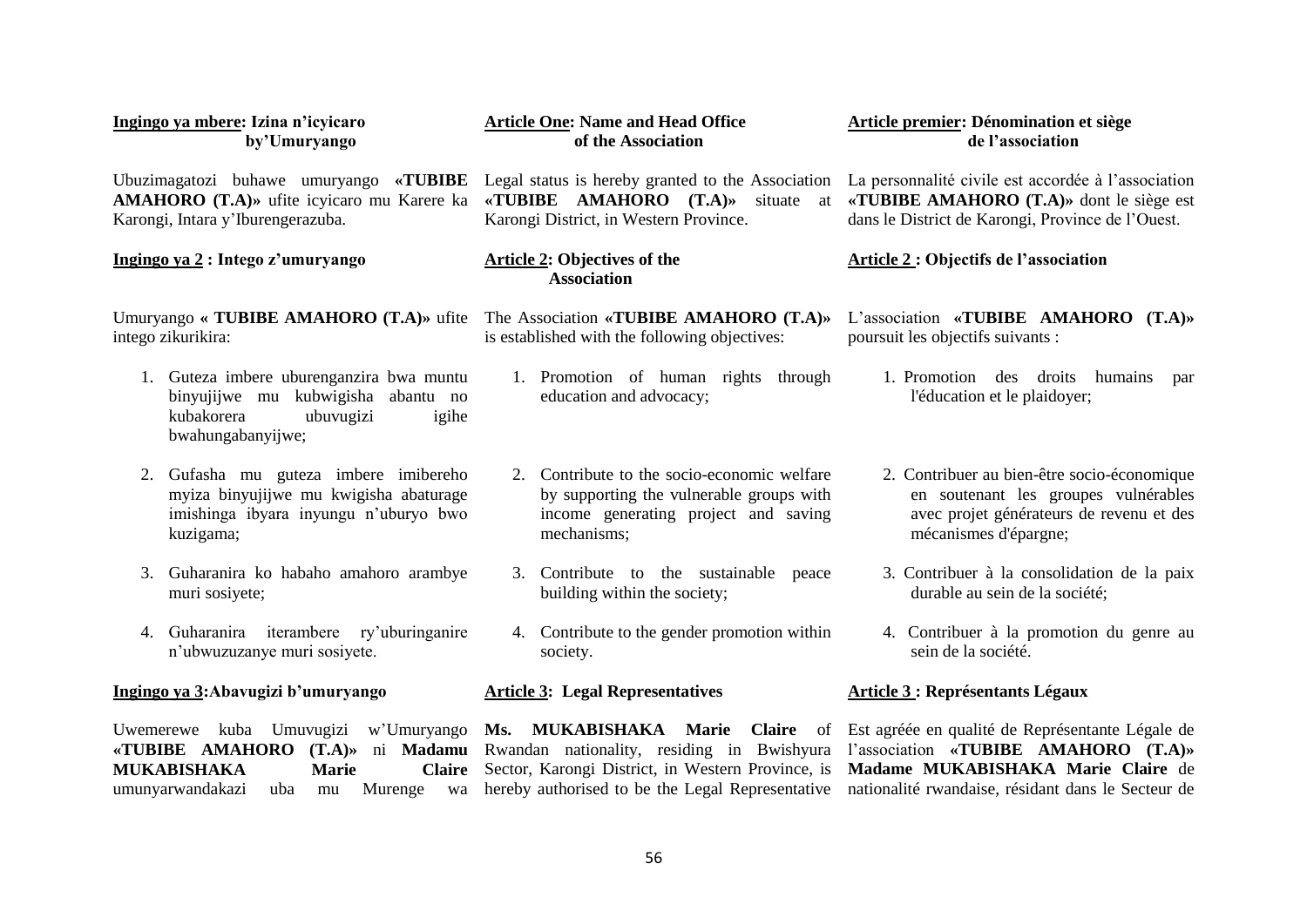**Ingingo ya mbere: Izina n'icyicaro by'Umuryango**

Ubuzimagatozi buhawe umuryango **«TUBIBE AMAHORO (T.A)»** ufite icyicaro mu Karere ka Karongi, Intara y'Iburengerazuba.

**Ingingo ya 2 : Intego z'umuryango**

Umuryango **« TUBIBE AMAHORO (T.A)»** ufite intego zikurikira:

1. Guteza imbere uburenganzira bwa muntu binyujijwe mu kubwigisha abantu no kubakorera ubuvugizi igihe bwahungabanyijwe;
2. Gufasha mu guteza imbere imibereho myiza binyujijwe mu kwigisha abaturage imishinga ibyara inyungu n'uburyo bwo kuzigama;
3. Guharanira ko habaho amahoro arambye muri sosiyete;
4. Guharanira iterambere ry'uburinganire n'ubwuzuzanye muri sosiyete.

**Ingingo ya 3:Abavugizi b'umuryango**

Uwemerewe kuba Umuvugizi w'Umuryango **«TUBIBE AMAHORO (T.A)»** ni **Madamu MUKABISHAKA Marie Claire** umunyarwandakazi uba mu Murenge wa

**Article One: Name and Head Office of the Association**

Legal status is hereby granted to the Association **«TUBIBE AMAHORO (T.A)»** situate at Karongi District, in Western Province.

**Article 2: Objectives of the Association**

The Association **«TUBIBE AMAHORO (T.A)»** is established with the following objectives:

1. Promotion of human rights through education and advocacy;
2. Contribute to the socio-economic welfare by supporting the vulnerable groups with income generating project and saving mechanisms;
3. Contribute to the sustainable peace building within the society;
4. Contribute to the gender promotion within society.

**Article 3: Legal Representatives**

**Ms. MUKABISHAKA Marie Claire** of Rwandan nationality, residing in Bwishyura Sector, Karongi District, in Western Province, is hereby authorised to be the Legal Representative

**Article premier: Dénomination et siège de l'association**

La personnalité civile est accordée à l'association **«TUBIBE AMAHORO (T.A)»** dont le siège est dans le District de Karongi, Province de l'Ouest.

**Article 2 : Objectifs de l'association**

L'association **«TUBIBE AMAHORO (T.A)»** poursuit les objectifs suivants :

1. Promotion des droits humains par l'éducation et le plaidoyer;
2. Contribuer au bien-être socio-économique en soutenant les groupes vulnérables avec projet générateurs de revenu et des mécanismes d'épargne;
3. Contribuer à la consolidation de la paix durable au sein de la société;
4. Contribuer à la promotion du genre au sein de la société.

**Article 3 : Représentants Légaux**

Est agréée en qualité de Représentante Légale de l'association **«TUBIBE AMAHORO (T.A)» Madame MUKABISHAKA Marie Claire** de nationalité rwandaise, résidant dans le Secteur de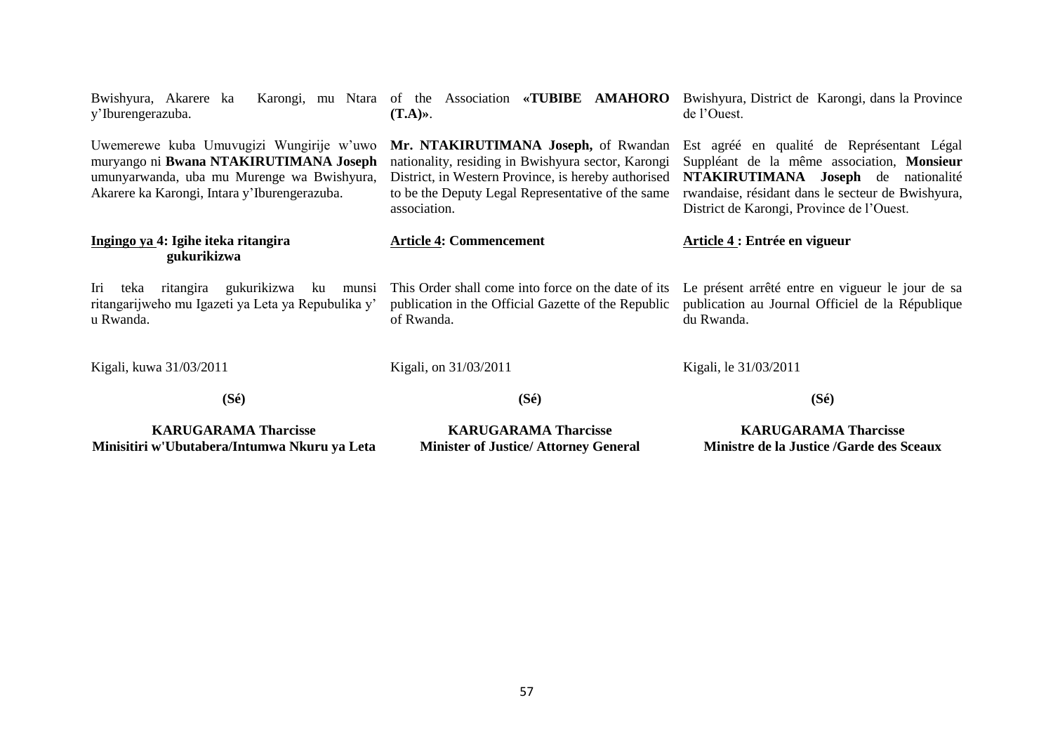Bwishyura, Akarere ka Karongi, mu Ntara y'Iburengerazuba.

Uwemerewe kuba Umuvugizi Wungirije w'uwo muryango ni **Bwana NTAKIRUTIMANA Joseph** umunyarwanda, uba mu Murenge wa Bwishyura, Akarere ka Karongi, Intara y'Iburengerazuba.

**Ingingo ya 4: Igihe iteka ritangira gukurikizwa**

Iri teka ritangira gukurikizwa ku munsi ritangarijweho mu Igazeti ya Leta ya Repubulika y' u Rwanda.

Kigali, kuwa 31/03/2011

**(Sé)**

**KARUGARAMA Tharcisse**
**Minisitiri w'Ubutabera/Intumwa Nkuru ya Leta**

of the Association **«TUBIBE AMAHORO (T.A)»**.

**Mr. NTAKIRUTIMANA Joseph,** of Rwandan nationality, residing in Bwishyura sector, Karongi District, in Western Province, is hereby authorised to be the Deputy Legal Representative of the same association.

**Article 4: Commencement**

This Order shall come into force on the date of its publication in the Official Gazette of the Republic of Rwanda.

Kigali, on 31/03/2011

**(Sé)**

**KARUGARAMA Tharcisse**
**Minister of Justice/ Attorney General**

Bwishyura, District de Karongi, dans la Province de l'Ouest.

Est agréé en qualité de Représentant Légal Suppléant de la même association, **Monsieur NTAKIRUTIMANA Joseph** de nationalité rwandaise, résidant dans le secteur de Bwishyura, District de Karongi, Province de l'Ouest.

**Article 4 : Entrée en vigueur**

Le présent arrêté entre en vigueur le jour de sa publication au Journal Officiel de la République du Rwanda.

Kigali, le 31/03/2011

**(Sé)**

**KARUGARAMA Tharcisse**
**Ministre de la Justice /Garde des Sceaux**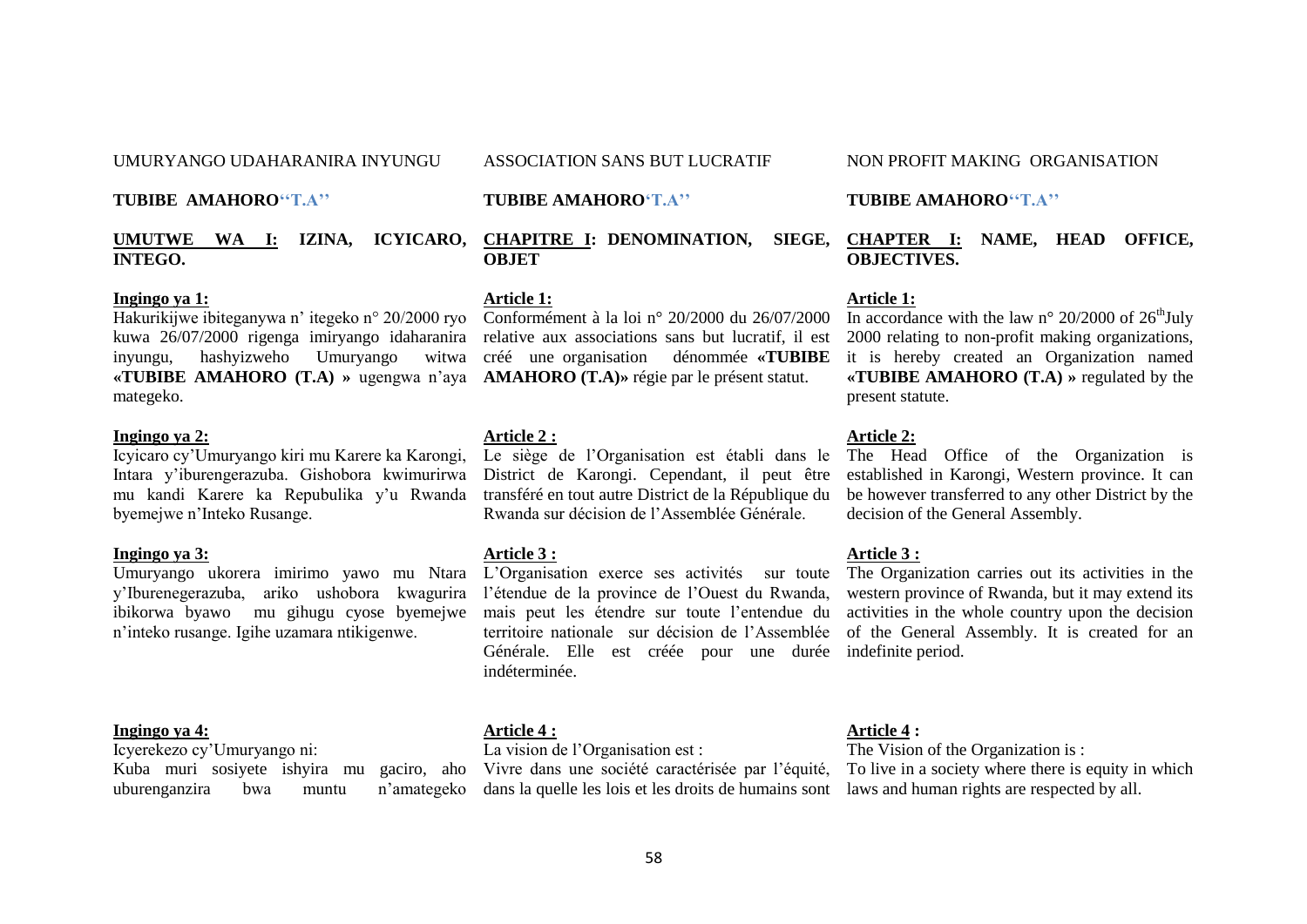UMURYANGO UDAHARANIRA INYUNGU

**TUBIBE AMAHORO"T.A''**

**UMUTWE WA I: IZINA, ICYICARO, INTEGO.**

**Ingingo ya 1:**
Hakurikijwe ibiteganywa n' itegeko n° 20/2000 ryo kuwa 26/07/2000 rigenga imiryango idaharanira inyungu, hashyizweho Umuryango witwa **«TUBIBE AMAHORO (T.A) »** ugengwa n'aya mategeko.

**Ingingo ya 2:**
Icyicaro cy'Umuryango kiri mu Karere ka Karongi, Intara y'iburengerazuba. Gishobora kwimurirwa mu kandi Karere ka Repubulika y'u Rwanda byemejwe n'Inteko Rusange.

**Ingingo ya 3:**
Umuryango ukorera imirimo yawo mu Ntara y'Iburenegerazuba, ariko ushobora kwagurira ibikorwa byawo mu gihugu cyose byemejwe n'inteko rusange. Igihe uzamara ntikigenwe.

**Ingingo ya 4:**
Icyerekezo cy'Umuryango ni:
Kuba muri sosiyete ishyira mu gaciro, aho uburenganzira bwa muntu n'amategeko

ASSOCIATION SANS BUT LUCRATIF

**TUBIBE AMAHORO'T.A''**

**CHAPITRE I: DENOMINATION, SIEGE, OBJET**

**Article 1:**
Conformément à la loi n° 20/2000 du 26/07/2000 relative aux associations sans but lucratif, il est créé une organisation dénommée **«TUBIBE AMAHORO (T.A)»** régie par le présent statut.

**Article 2 :**
Le siège de l'Organisation est établi dans le District de Karongi. Cependant, il peut être transféré en tout autre District de la République du Rwanda sur décision de l'Assemblée Générale.

**Article 3 :**
L'Organisation exerce ses activités sur toute l'étendue de la province de l'Ouest du Rwanda, mais peut les étendre sur toute l'entendue du territoire nationale sur décision de l'Assemblée Générale. Elle est créée pour une durée indéterminée.

**Article 4 :**
La vision de l'Organisation est :
Vivre dans une société caractérisée par l'équité, dans la quelle les lois et les droits de humains sont

NON PROFIT MAKING ORGANISATION

**TUBIBE AMAHORO"T.A''**

**CHAPTER I: NAME, HEAD OFFICE, OBJECTIVES.**

**Article 1:**
In accordance with the law n° 20/2000 of 26th July 2000 relating to non-profit making organizations, it is hereby created an Organization named **«TUBIBE AMAHORO (T.A) »** regulated by the present statute.

**Article 2:**
The Head Office of the Organization is established in Karongi, Western province. It can be however transferred to any other District by the decision of the General Assembly.

**Article 3 :**
The Organization carries out its activities in the western province of Rwanda, but it may extend its activities in the whole country upon the decision of the General Assembly. It is created for an indefinite period.

**Article 4 :**
The Vision of the Organization is :
To live in a society where there is equity in which laws and human rights are respected by all.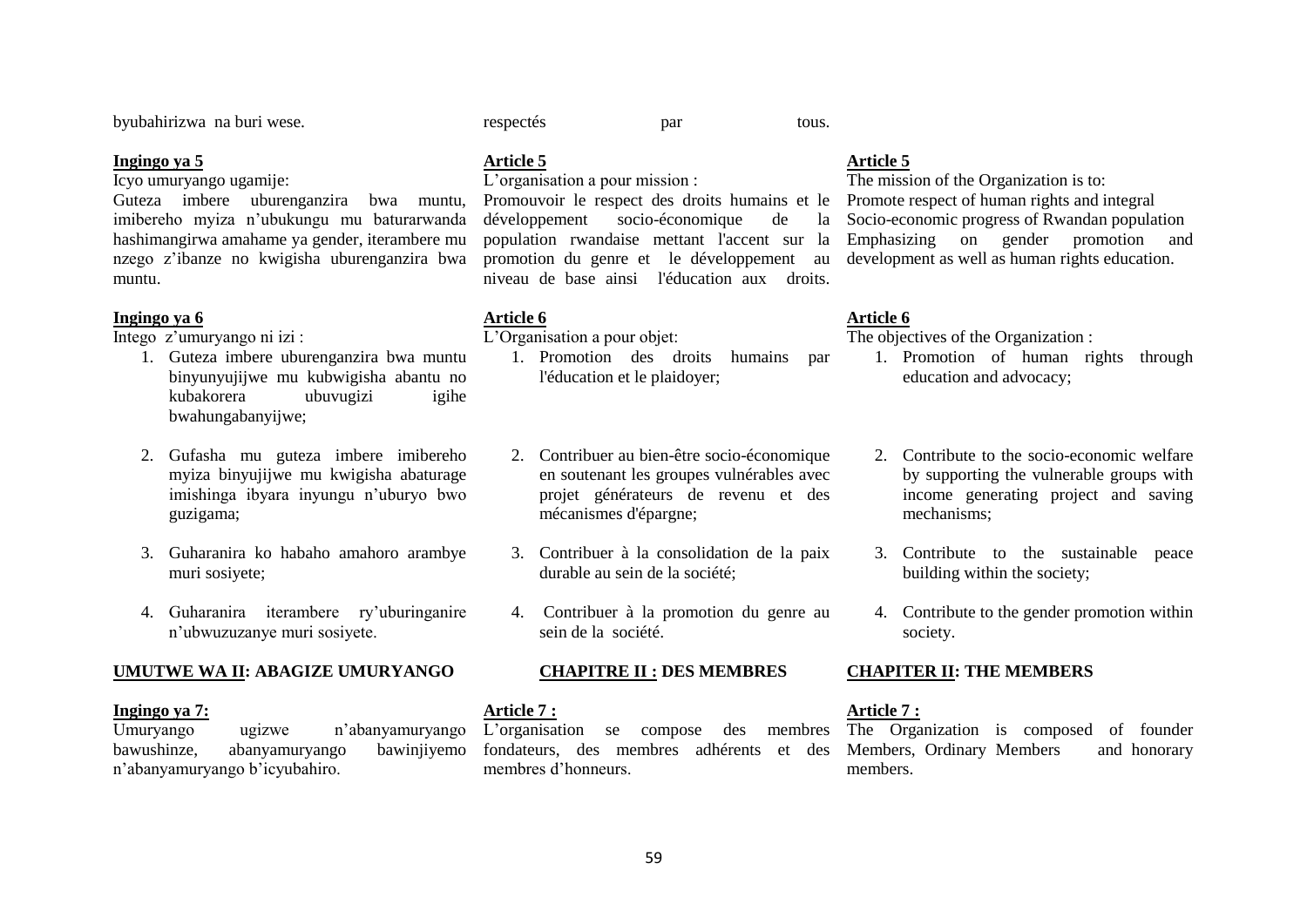byubahirizwa na buri wese.

**Ingingo ya 5**

Icyo umuryango ugamije:

Guteza imbere uburenganzira bwa muntu, imibereho myiza n'ubukungu mu baturarwanda hashimangirwa amahame ya gender, iterambere mu nzego z'ibanze no kwigisha uburenganzira bwa muntu.

**Ingingo ya 6**

Intego z'umuryango ni izi :

1. Guteza imbere uburenganzira bwa muntu binyunyujijwe mu kubwigisha abantu no kubakorera ubuvugizi igihe bwahungabanyijwe;
2. Gufasha mu guteza imbere imibereho myiza binyujijwe mu kwigisha abaturage imishinga ibyara inyungu n'uburyo bwo guzigama;
3. Guharanira ko habaho amahoro arambye muri sosiyete;
4. Guharanira iterambere ry'uburinganire n'ubwuzuzanye muri sosiyete.

**UMUTWE WA II: ABAGIZE UMURYANGO**

**Ingingo ya 7:**

Umuryango ugizwe n'abanyamuryango bawushinze, abanyamuryango bawinjiyemo n'abanyamuryango b'icyubahiro.

respectés par tous.

**Article 5**

L'organisation a pour mission :

Promouvoir le respect des droits humains et le développement socio-économique de la population rwandaise mettant l'accent sur la promotion du genre et le développement au niveau de base ainsi l'éducation aux droits.

**Article 6**

L'Organisation a pour objet:

1. Promotion des droits humains par l'éducation et le plaidoyer;
2. Contribuer au bien-être socio-économique en soutenant les groupes vulnérables avec projet générateurs de revenu et des mécanismes d'épargne;
3. Contribuer à la consolidation de la paix durable au sein de la société;
4. Contribuer à la promotion du genre au sein de la société.

**CHAPITRE II : DES MEMBRES**

**Article 7 :**

L'organisation se compose des membres fondateurs, des membres adhérents et des membres d'honneurs.

**Article 5**

The mission of the Organization is to:

Promote respect of human rights and integral Socio-economic progress of Rwandan population Emphasizing on gender promotion and development as well as human rights education.

**Article 6**

The objectives of the Organization :

1. Promotion of human rights through education and advocacy;
2. Contribute to the socio-economic welfare by supporting the vulnerable groups with income generating project and saving mechanisms;
3. Contribute to the sustainable peace building within the society;
4. Contribute to the gender promotion within society.

**CHAPITER II: THE MEMBERS**

**Article 7 :**

The Organization is composed of founder Members, Ordinary Members and honorary members.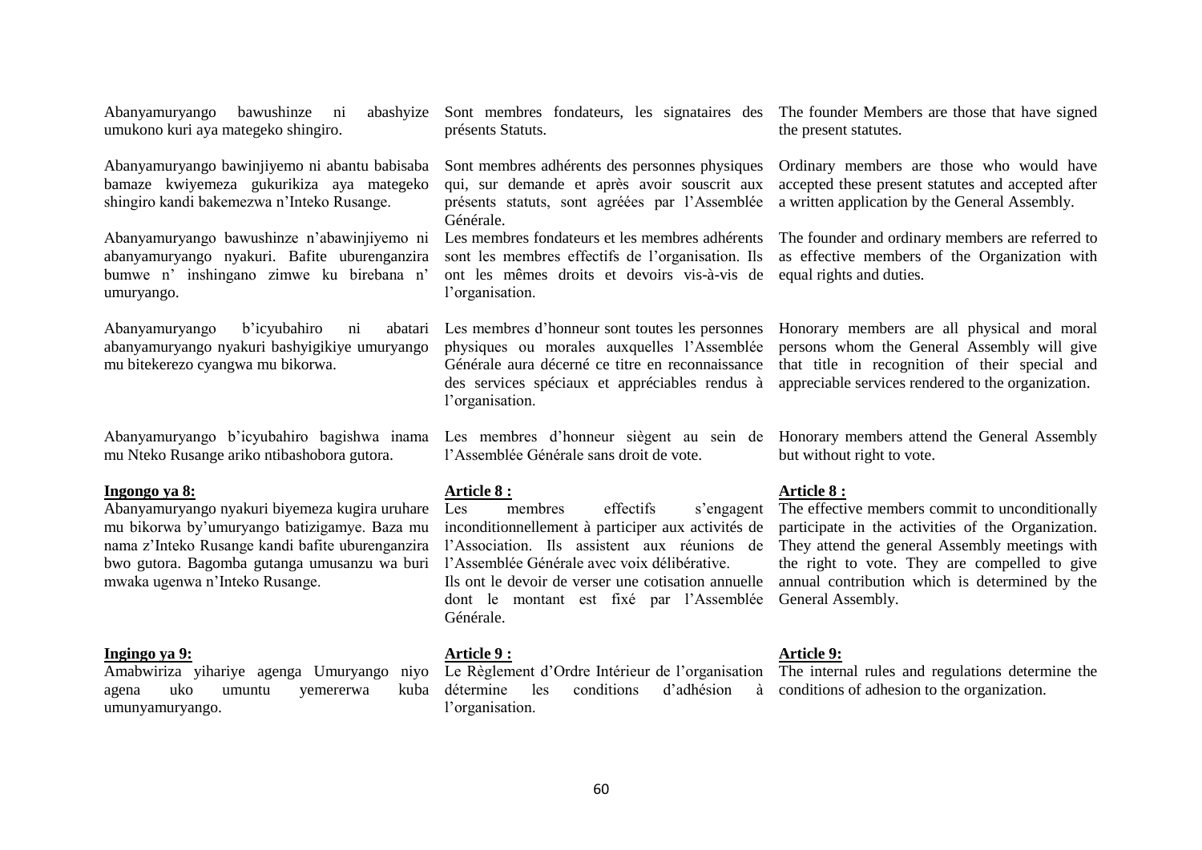Abanyamuryango bawushinze ni abashyize umukono kuri aya mategeko shingiro.

Abanyamuryango bawinjiyemo ni abantu babisaba bamaze kwiyemeza gukurikiza aya mategeko shingiro kandi bakemezwa n'Inteko Rusange.

Abanyamuryango bawushinze n'abawinjiyemo ni abanyamuryango nyakuri. Bafite uburenganzira bumwe n' inshingano zimwe ku birebana n' umuryango.

Abanyamuryango b'icyubahiro ni abatari abanyamuryango nyakuri bashyigikiye umuryango mu bitekerezo cyangwa mu bikorwa.

Abanyamuryango b'icyubahiro bagishwa inama mu Nteko Rusange ariko ntibashobora gutora.

**Ingongo ya 8:**

Abanyamuryango nyakuri biyemeza kugira uruhare mu bikorwa by'umuryango batizigamye. Baza mu nama z'Inteko Rusange kandi bafite uburenganzira bwo gutora. Bagomba gutanga umusanzu wa buri mwaka ugenwa n'Inteko Rusange.

**Ingingo ya 9:**

Amabwiriza yihariye agenga Umuryango niyo agena uko umuntu yemererwa kuba umunyamuryango.

Sont membres fondateurs, les signataires des présents Statuts.

Sont membres adhérents des personnes physiques qui, sur demande et après avoir souscrit aux présents statuts, sont agréées par l'Assemblée Générale.

Les membres fondateurs et les membres adhérents sont les membres effectifs de l'organisation. Ils ont les mêmes droits et devoirs vis-à-vis de l'organisation.

Les membres d'honneur sont toutes les personnes physiques ou morales auxquelles l'Assemblée Générale aura décerné ce titre en reconnaissance des services spéciaux et appréciables rendus à l'organisation.

Les membres d'honneur siègent au sein de l'Assemblée Générale sans droit de vote.

**Article 8 :**

Les membres effectifs s'engagent inconditionnellement à participer aux activités de l'Association. Ils assistent aux réunions de l'Assemblée Générale avec voix délibérative.
Ils ont le devoir de verser une cotisation annuelle dont le montant est fixé par l'Assemblée Générale.

**Article 9 :**

Le Règlement d'Ordre Intérieur de l'organisation détermine les conditions d'adhésion à l'organisation.

The founder Members are those that have signed the present statutes.

Ordinary members are those who would have accepted these present statutes and accepted after a written application by the General Assembly.

The founder and ordinary members are referred to as effective members of the Organization with equal rights and duties.

Honorary members are all physical and moral persons whom the General Assembly will give that title in recognition of their special and appreciable services rendered to the organization.

Honorary members attend the General Assembly but without right to vote.

**Article 8 :**

The effective members commit to unconditionally participate in the activities of the Organization. They attend the general Assembly meetings with the right to vote. They are compelled to give annual contribution which is determined by the General Assembly.

**Article 9:**

The internal rules and regulations determine the conditions of adhesion to the organization.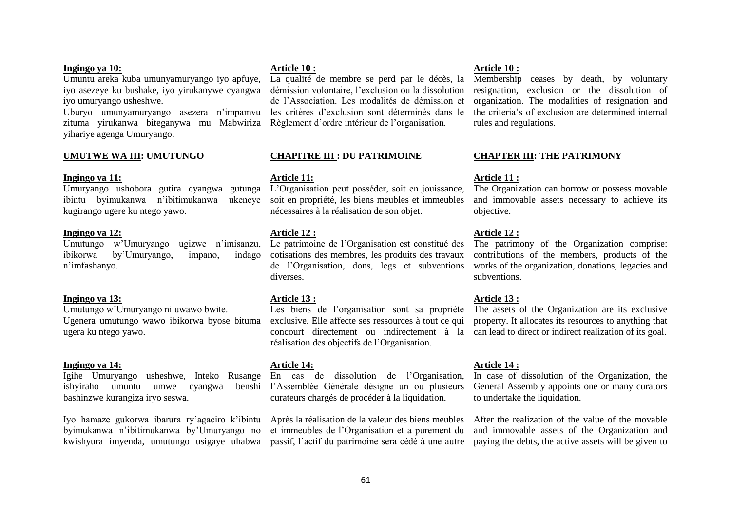**Ingingo ya 10:**
Umuntu areka kuba umunyamuryango iyo apfuye, iyo asezeye ku bushake, iyo yirukanywe cyangwa iyo umuryango usheshwe.
Uburyo umunyamuryango asezera n'impamvu zituma yirukanwa biteganywa mu Mabwiriza yihariye agenga Umuryango.

**UMUTWE WA III: UMUTUNGO**

**Ingingo ya 11:**
Umuryango ushobora gutira cyangwa gutunga ibintu byimukanwa n'ibitimukanwa ukeneye kugirango ugere ku ntego yawo.

**Ingingo ya 12:**
Umutungo w'Umuryango ugizwe n'imisanzu, ibikorwa by'Umuryango, impano, indago n'imfashanyo.

**Ingingo ya 13:**
Umutungo w'Umuryango ni uwawo bwite.
Ugenera umutungo wawo ibikorwa byose bituma ugera ku ntego yawo.

**Ingingo ya 14:**
Igihe Umuryango usheshwe, Inteko Rusange ishyiraho umuntu umwe cyangwa benshi bashinzwe kurangiza iryo seswa.

Iyo hamaze gukorwa ibarura ry'agaciro k'ibintu byimukanwa n'ibitimukanwa by'Umuryango no kwishyura imyenda, umutungo usigaye uhabwa

**Article 10 :**
La qualité de membre se perd par le décès, la démission volontaire, l'exclusion ou la dissolution de l'Association. Les modalités de démission et les critères d'exclusion sont déterminés dans le Règlement d'ordre intérieur de l'organisation.

**CHAPITRE III : DU PATRIMOINE**

**Article 11:**
L'Organisation peut posséder, soit en jouissance, soit en propriété, les biens meubles et immeubles nécessaires à la réalisation de son objet.

**Article 12 :**
Le patrimoine de l'Organisation est constitué des cotisations des membres, les produits des travaux de l'Organisation, dons, legs et subventions diverses.

**Article 13 :**
Les biens de l'organisation sont sa propriété exclusive. Elle affecte ses ressources à tout ce qui concourt directement ou indirectement à la réalisation des objectifs de l'Organisation.

**Article 14:**
En cas de dissolution de l'Organisation, l'Assemblée Générale désigne un ou plusieurs curateurs chargés de procéder à la liquidation.

Après la réalisation de la valeur des biens meubles et immeubles de l'Organisation et a purement du passif, l'actif du patrimoine sera cédé à une autre

**Article 10 :**
Membership ceases by death, by voluntary resignation, exclusion or the dissolution of organization. The modalities of resignation and the criteria's of exclusion are determined internal rules and regulations.

**CHAPTER III: THE PATRIMONY**

**Article 11 :**
The Organization can borrow or possess movable and immovable assets necessary to achieve its objective.

**Article 12 :**
The patrimony of the Organization comprise: contributions of the members, products of the works of the organization, donations, legacies and subventions.

**Article 13 :**
The assets of the Organization are its exclusive property. It allocates its resources to anything that can lead to direct or indirect realization of its goal.

**Article 14 :**
In case of dissolution of the Organization, the General Assembly appoints one or many curators to undertake the liquidation.

After the realization of the value of the movable and immovable assets of the Organization and paying the debts, the active assets will be given to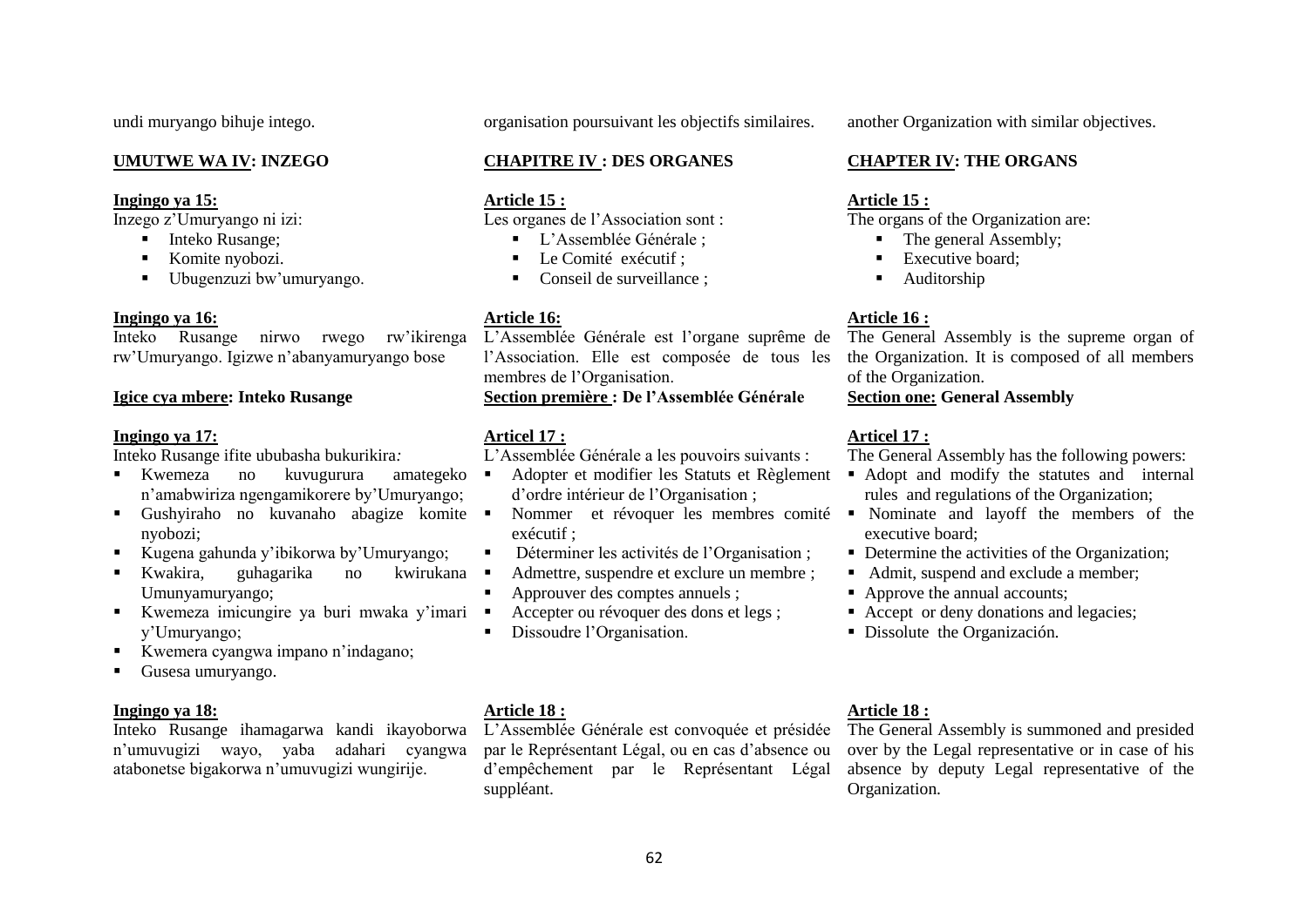undi muryango bihuje intego.

**UMUTWE WA IV: INZEGO**

**Ingingo ya 15:**
Inzego z'Umuryango ni izi:

- Inteko Rusange;
- Komite nyobozi.
- Ubugenzuzi bw'umuryango.

**Ingingo ya 16:**
Inteko Rusange nirwo rwego rw'ikirenga rw'Umuryango. Igizwe n'abanyamuryango bose

**Igice cya mbere: Inteko Rusange**

**Ingingo ya 17:**
Inteko Rusange ifite ububasha bukurikira*:*

- Kwemeza no kuvugurura amategeko n'amabwiriza ngengamikorere by'Umuryango;
- Gushyiraho no kuvanaho abagize komite nyobozi;
- Kugena gahunda y'ibikorwa by'Umuryango;
- Kwakira, guhagarika no kwirukana Umunyamuryango;
- Kwemeza imicungire ya buri mwaka y'imari y'Umuryango;
- Kwemera cyangwa impano n'indagano;
- Gusesa umuryango.

**Ingingo ya 18:**
Inteko Rusange ihamagarwa kandi ikayoborwa n'umuvugizi wayo, yaba adahari cyangwa atabonetse bigakorwa n'umuvugizi wungirije.

organisation poursuivant les objectifs similaires.

**CHAPITRE IV : DES ORGANES**

**Article 15 :**
Les organes de l'Association sont :

- L'Assemblée Générale ;
- Le Comité exécutif ;
- Conseil de surveillance ;

**Article 16:**
L'Assemblée Générale est l'organe suprême de l'Association. Elle est composée de tous les membres de l'Organisation.

**Section première : De l'Assemblée Générale**

**Articel 17 :**
L'Assemblée Générale a les pouvoirs suivants :

- Adopter et modifier les Statuts et Règlement d'ordre intérieur de l'Organisation ;
- Nommer et révoquer les membres comité exécutif ;
- Déterminer les activités de l'Organisation ;
- Admettre, suspendre et exclure un membre ;
- Approuver des comptes annuels ;
- Accepter ou révoquer des dons et legs ;
- Dissoudre l'Organisation.

**Article 18 :**
L'Assemblée Générale est convoquée et présidée par le Représentant Légal, ou en cas d'absence ou d'empêchement par le Représentant Légal suppléant.

another Organization with similar objectives.

**CHAPTER IV: THE ORGANS**

**Article 15 :**
The organs of the Organization are:

- The general Assembly;
- Executive board;
- Auditorship

**Article 16 :**
The General Assembly is the supreme organ of the Organization. It is composed of all members of the Organization.

**Section one: General Assembly**

**Articel 17 :**
The General Assembly has the following powers:

- Adopt and modify the statutes and internal rules and regulations of the Organization;
- Nominate and layoff the members of the executive board;
- Determine the activities of the Organization;
- Admit, suspend and exclude a member;
- Approve the annual accounts;
- Accept or deny donations and legacies;
- Dissolute the Organización.

**Article 18 :**
The General Assembly is summoned and presided over by the Legal representative or in case of his absence by deputy Legal representative of the Organization.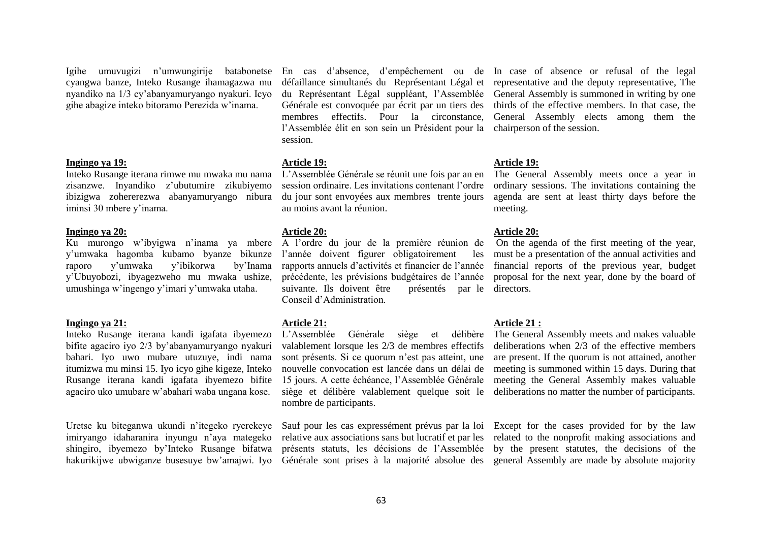Igihe umuvugizi n'umwungirije batabonetse cyangwa banze, Inteko Rusange ihamagazwa mu nyandiko na 1/3 cy'abanyamuryango nyakuri. Icyo gihe abagize inteko bitoramo Perezida w'inama.

**Ingingo ya 19:**

Inteko Rusange iterana rimwe mu mwaka mu nama zisanzwe. Inyandiko z'ubutumire zikubiyemo ibizigwa zohererezwa abanyamuryango nibura iminsi 30 mbere y'inama.

**Ingingo ya 20:**

Ku murongo w'ibyigwa n'inama ya mbere y'umwaka hagomba kubamo byanze bikunze raporo y'umwaka y'ibikorwa by'Inama y'Ubuyobozi, ibyagezweho mu mwaka ushize, umushinga w'ingengo y'imari y'umwaka utaha.

**Ingingo ya 21:**

Inteko Rusange iterana kandi igafata ibyemezo bifite agaciro iyo 2/3 by'abanyamuryango nyakuri bahari. Iyo uwo mubare utuzuye, indi nama itumizwa mu minsi 15. Iyo icyo gihe kigeze, Inteko Rusange iterana kandi igafata ibyemezo bifite agaciro uko umubare w'abahari waba ungana kose.

Uretse ku biteganwa ukundi n'itegeko ryerekeye imiryango idaharanira inyungu n'aya mategeko shingiro, ibyemezo by'Inteko Rusange bifatwa hakurikijwe ubwiganze busesuye bw'amajwi. Iyo

En cas d'absence, d'empêchement ou de défaillance simultanés du Représentant Légal et du Représentant Légal suppléant, l'Assemblée Générale est convoquée par écrit par un tiers des membres effectifs. Pour la circonstance, l'Assemblée élit en son sein un Président pour la session.

**Article 19:**

L'Assemblée Générale se réunit une fois par an en session ordinaire. Les invitations contenant l'ordre du jour sont envoyées aux membres trente jours au moins avant la réunion.

**Article 20:**

A l'ordre du jour de la première réunion de l'année doivent figurer obligatoirement les rapports annuels d'activités et financier de l'année précédente, les prévisions budgétaires de l'année suivante. Ils doivent être présentés par le Conseil d'Administration.

**Article 21:**

L'Assemblée Générale siège et délibère valablement lorsque les 2/3 de membres effectifs sont présents. Si ce quorum n'est pas atteint, une nouvelle convocation est lancée dans un délai de 15 jours. A cette échéance, l'Assemblée Générale siège et délibère valablement quelque soit le nombre de participants.

Sauf pour les cas expressément prévus par la loi relative aux associations sans but lucratif et par les présents statuts, les décisions de l'Assemblée Générale sont prises à la majorité absolue des

In case of absence or refusal of the legal representative and the deputy representative, The General Assembly is summoned in writing by one thirds of the effective members. In that case, the General Assembly elects among them the chairperson of the session.

**Article 19:**

The General Assembly meets once a year in ordinary sessions. The invitations containing the agenda are sent at least thirty days before the meeting.

**Article 20:**

On the agenda of the first meeting of the year, must be a presentation of the annual activities and financial reports of the previous year, budget proposal for the next year, done by the board of directors.

**Article 21 :**

The General Assembly meets and makes valuable deliberations when 2/3 of the effective members are present. If the quorum is not attained, another meeting is summoned within 15 days. During that meeting the General Assembly makes valuable deliberations no matter the number of participants.

Except for the cases provided for by the law related to the nonprofit making associations and by the present statutes, the decisions of the general Assembly are made by absolute majority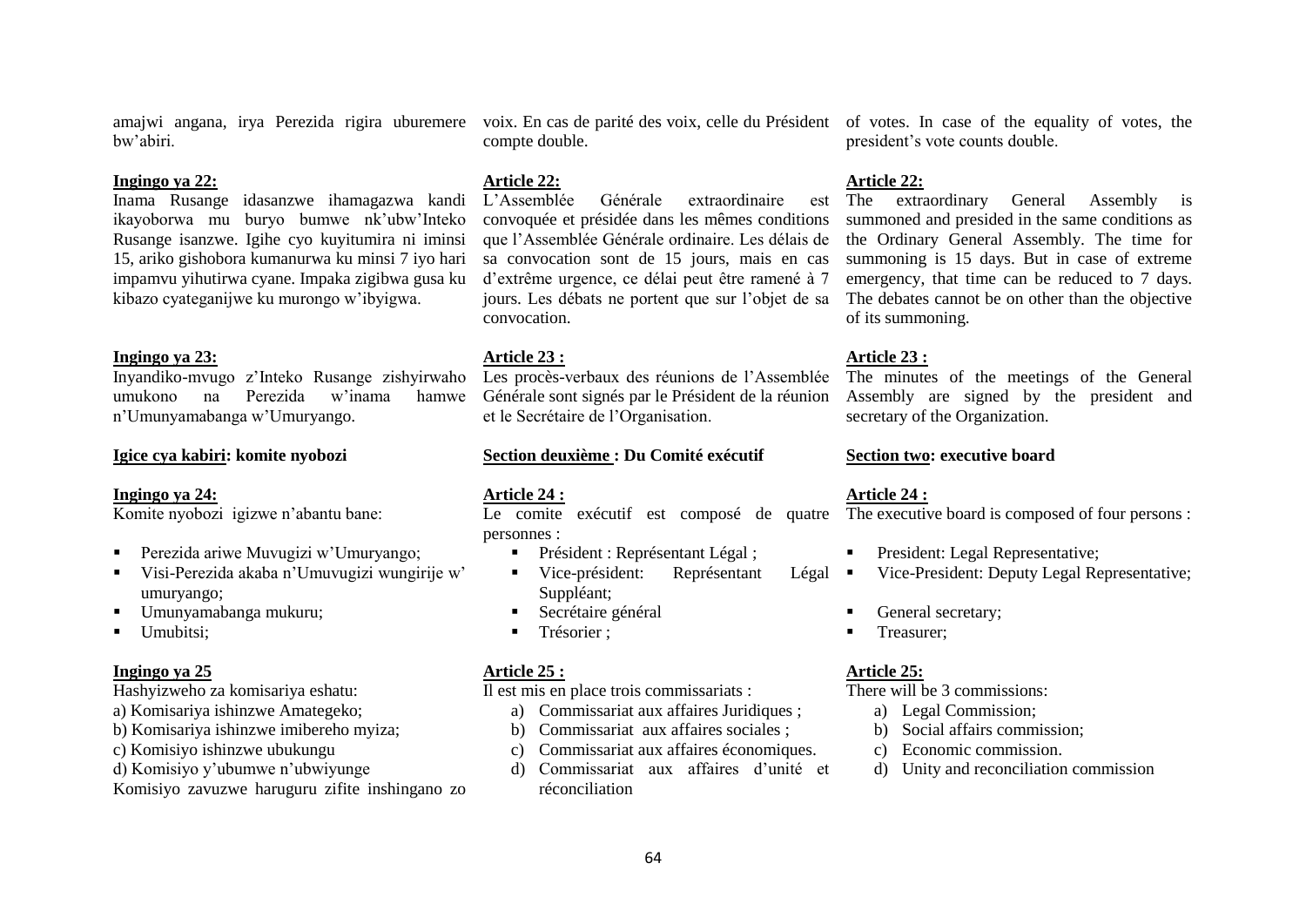amajwi angana, irya Perezida rigira uburemere bw'abiri.

**Ingingo ya 22:**
Inama Rusange idasanzwe ihamagazwa kandi ikayoborwa mu buryo bumwe nk'ubw'Inteko Rusange isanzwe. Igihe cyo kuyitumira ni iminsi 15, ariko gishobora kumanurwa ku minsi 7 iyo hari impamvu yihutirwa cyane. Impaka zigibwa gusa ku kibazo cyateganijwe ku murongo w'ibyigwa.

**Ingingo ya 23:**
Inyandiko-mvugo z'Inteko Rusange zishyirwaho umukono na Perezida w'inama hamwe n'Umunyamabanga w'Umuryango.

**Igice cya kabiri: komite nyobozi**

**Ingingo ya 24:**
Komite nyobozi igizwe n'abantu bane:

- Perezida ariwe Muvugizi w'Umuryango;
- Visi-Perezida akaba n'Umuvugizi wungirije w' umuryango;
- Umunyamabanga mukuru;
- Umubitsi;

**Ingingo ya 25**
Hashyizweho za komisariya eshatu:
a) Komisariya ishinzwe Amategeko;
b) Komisariya ishinzwe imibereho myiza;
c) Komisiyo ishinzwe ubukungu
d) Komisiyo y'ubumwe n'ubwiyunge
Komisiyo zavuzwe haruguru zifite inshingano zo

voix. En cas de parité des voix, celle du Président compte double.

**Article 22:**
L'Assemblée Générale extraordinaire est convoquée et présidée dans les mêmes conditions que l'Assemblée Générale ordinaire. Les délais de sa convocation sont de 15 jours, mais en cas d'extrême urgence, ce délai peut être ramené à 7 jours. Les débats ne portent que sur l'objet de sa convocation.

**Article 23 :**
Les procès-verbaux des réunions de l'Assemblée Générale sont signés par le Président de la réunion et le Secrétaire de l'Organisation.

**Section deuxième : Du Comité exécutif**

**Article 24 :**
Le comite exécutif est composé de quatre personnes :

- Président : Représentant Légal ;
- Vice-président: Représentant Légal Suppléant;
- Secrétaire général
- Trésorier ;

**Article 25 :**
Il est mis en place trois commissariats :

a) Commissariat aux affaires Juridiques ;
b) Commissariat aux affaires sociales ;
c) Commissariat aux affaires économiques.
d) Commissariat aux affaires d'unité et réconciliation

of votes. In case of the equality of votes, the president's vote counts double.

**Article 22:**
The extraordinary General Assembly is summoned and presided in the same conditions as the Ordinary General Assembly. The time for summoning is 15 days. But in case of extreme emergency, that time can be reduced to 7 days. The debates cannot be on other than the objective of its summoning.

**Article 23 :**
The minutes of the meetings of the General Assembly are signed by the president and secretary of the Organization.

**Section two: executive board**

**Article 24 :**
The executive board is composed of four persons :

- President: Legal Representative;
- Vice-President: Deputy Legal Representative;
- General secretary;
- Treasurer;

**Article 25:**
There will be 3 commissions:

a) Legal Commission;
b) Social affairs commission;
c) Economic commission.
d) Unity and reconciliation commission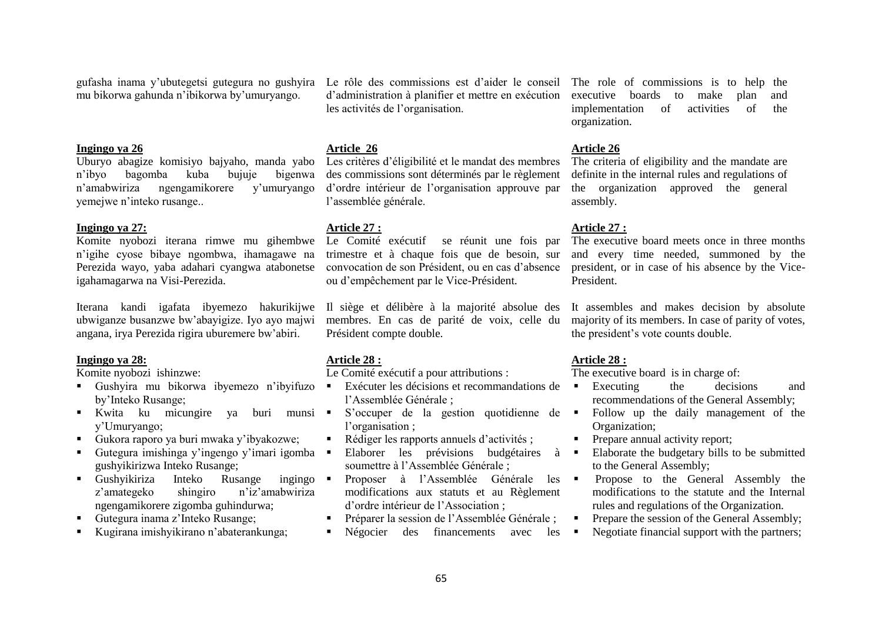gufasha inama y'ubutegetsi gutegura no gushyira mu bikorwa gahunda n'ibikorwa by'umuryango.

Le rôle des commissions est d'aider le conseil d'administration à planifier et mettre en exécution les activités de l'organisation.

The role of commissions is to help the executive boards to make plan and implementation of activities of the organization.

**Ingingo ya 26**

Uburyo abagize komisiyo bajyaho, manda yabo n'ibyo bagomba kuba bujuje bigenwa n'amabwiriza ngengamikorere y'umuryango yemejwe n'inteko rusange..

**Article 26**

Les critères d'éligibilité et le mandat des membres des commissions sont déterminés par le règlement d'ordre intérieur de l'organisation approuve par l'assemblée générale.

**Article 26**

The criteria of eligibility and the mandate are definite in the internal rules and regulations of the organization approved the general assembly.

**Ingingo ya 27:**

Komite nyobozi iterana rimwe mu gihembwe n'igihe cyose bibaye ngombwa, ihamagawe na Perezida wayo, yaba adahari cyangwa atabonetse igahamagarwa na Visi-Perezida.

Iterana kandi igafata ibyemezo hakurikijwe ubwiganze busanzwe bw'abayigize. Iyo ayo majwi angana, irya Perezida rigira uburemere bw'abiri.

**Article 27 :**

Le Comité exécutif se réunit une fois par trimestre et à chaque fois que de besoin, sur convocation de son Président, ou en cas d'absence ou d'empêchement par le Vice-Président.

Il siège et délibère à la majorité absolue des membres. En cas de parité de voix, celle du Président compte double.

**Article 27 :**

The executive board meets once in three months and every time needed, summoned by the president, or in case of his absence by the Vice-President.

It assembles and makes decision by absolute majority of its members. In case of parity of votes, the president's vote counts double.

**Ingingo ya 28:**

Komite nyobozi ishinzwe:

- Gushyira mu bikorwa ibyemezo n'ibyifuzo by'Inteko Rusange;
- Kwita ku micungire ya buri munsi y'Umuryango;
- Gukora raporo ya buri mwaka y'ibyakozwe;
- Gutegura imishinga y'ingengo y'imari igomba gushyikirizwa Inteko Rusange;
- Gushyikiriza Inteko Rusange ingingo z'amategeko shingiro n'iz'amabwiriza ngengamikorere zigomba guhindurwa;
- Gutegura inama z'Inteko Rusange;
- Kugirana imishyikirano n'abaterankunga;

**Article 28 :**

Le Comité exécutif a pour attributions :

- Exécuter les décisions et recommandations de l'Assemblée Générale ;
- S'occuper de la gestion quotidienne de l'organisation ;
- Rédiger les rapports annuels d'activités ;
- Elaborer les prévisions budgétaires à soumettre à l'Assemblée Générale ;
- Proposer à l'Assemblée Générale les modifications aux statuts et au Règlement d'ordre intérieur de l'Association ;
- Préparer la session de l'Assemblée Générale ;
- Négocier des financements avec les

**Article 28 :**

The executive board is in charge of:

- Executing the decisions and recommendations of the General Assembly;
- Follow up the daily management of the Organization;
- Prepare annual activity report;
- Elaborate the budgetary bills to be submitted to the General Assembly;
- Propose to the General Assembly the modifications to the statute and the Internal rules and regulations of the Organization.
- Prepare the session of the General Assembly;
- Negotiate financial support with the partners;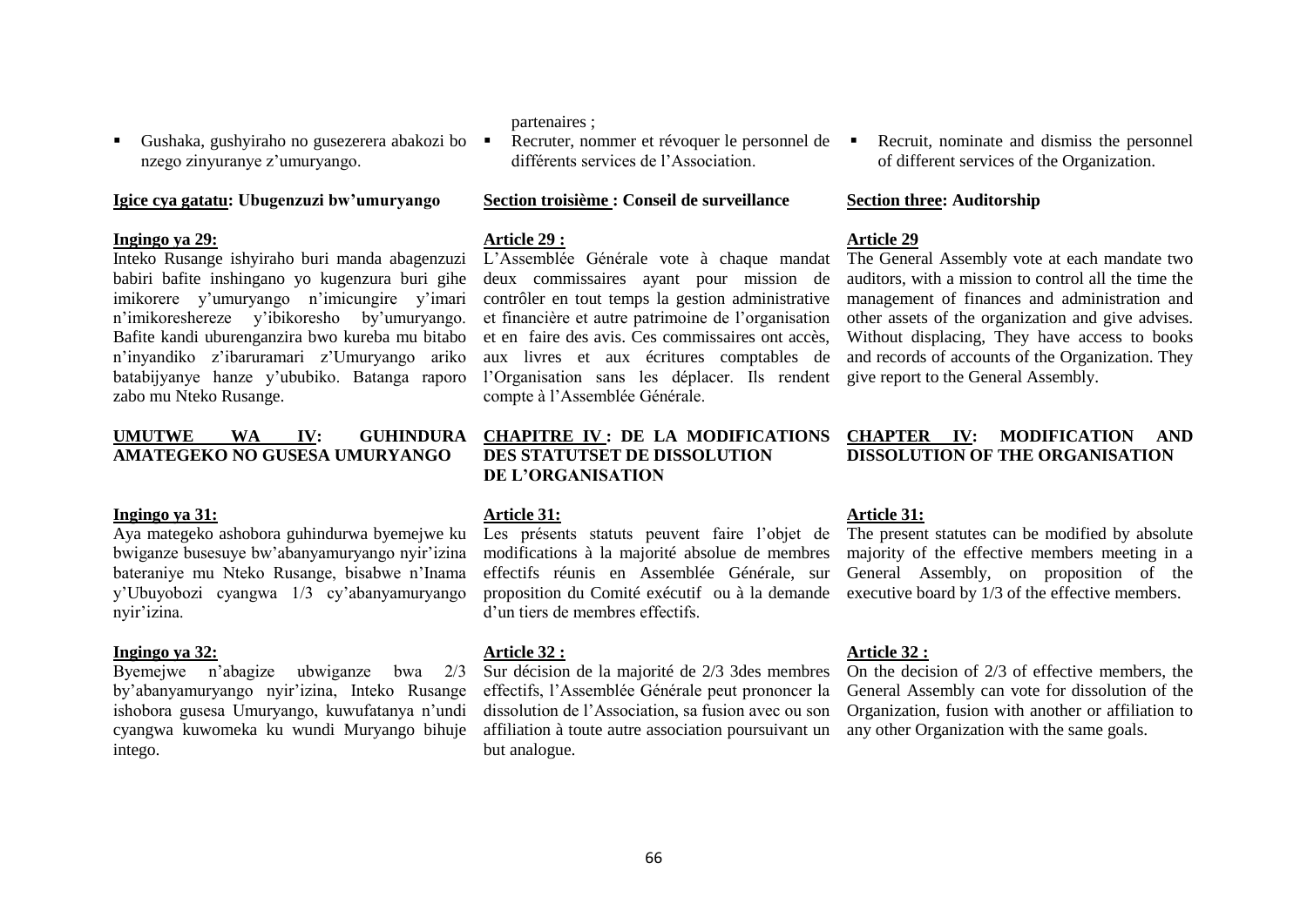- Gushaka, gushyiraho no gusezerera abakozi bo nzego zinyuranye z'umuryango.

**Igice cya gatatu: Ubugenzuzi bw'umuryango**

**Ingingo ya 29:**
Inteko Rusange ishyiraho buri manda abagenzuzi babiri bafite inshingano yo kugenzura buri gihe imikorere y'umuryango n'imicungire y'imari n'imikoreshereze y'ibikoresho by'umuryango. Bafite kandi uburenganzira bwo kureba mu bitabo n'inyandiko z'ibaruramari z'Umuryango ariko batabijyanye hanze y'ububiko. Batanga raporo zabo mu Nteko Rusange.

**UMUTWE WA IV: GUHINDURA AMATEGEKO NO GUSESA UMURYANGO**

**Ingingo ya 31:**
Aya mategeko ashobora guhindurwa byemejwe ku bwiganze busesuye bw'abanyamuryango nyir'izina bateraniye mu Nteko Rusange, bisabwe n'Inama y'Ubuyobozi cyangwa 1/3 cy'abanyamuryango nyir'izina.

**Ingingo ya 32:**
Byemejwe n'abagize ubwiganze bwa 2/3 by'abanyamuryango nyir'izina, Inteko Rusange ishobora gusesa Umuryango, kuwufatanya n'undi cyangwa kuwomeka ku wundi Muryango bihuje intego.

partenaires ;

- Recruter, nommer et révoquer le personnel de différents services de l'Association.

**Section troisième : Conseil de surveillance**

**Article 29 :**
L'Assemblée Générale vote à chaque mandat deux commissaires ayant pour mission de contrôler en tout temps la gestion administrative et financière et autre patrimoine de l'organisation et en faire des avis. Ces commissaires ont accès, aux livres et aux écritures comptables de l'Organisation sans les déplacer. Ils rendent compte à l'Assemblée Générale.

**CHAPITRE IV : DE LA MODIFICATIONS DES STATUTSET DE DISSOLUTION DE L'ORGANISATION**

**Article 31:**
Les présents statuts peuvent faire l'objet de modifications à la majorité absolue de membres effectifs réunis en Assemblée Générale, sur proposition du Comité exécutif ou à la demande d'un tiers de membres effectifs.

**Article 32 :**
Sur décision de la majorité de 2/3 3des membres effectifs, l'Assemblée Générale peut prononcer la dissolution de l'Association, sa fusion avec ou son affiliation à toute autre association poursuivant un but analogue.

- Recruit, nominate and dismiss the personnel of different services of the Organization.

**Section three: Auditorship**

**Article 29**
The General Assembly vote at each mandate two auditors, with a mission to control all the time the management of finances and administration and other assets of the organization and give advises. Without displacing, They have access to books and records of accounts of the Organization. They give report to the General Assembly.

**CHAPTER IV: MODIFICATION AND DISSOLUTION OF THE ORGANISATION**

**Article 31:**
The present statutes can be modified by absolute majority of the effective members meeting in a General Assembly, on proposition of the executive board by 1/3 of the effective members.

**Article 32 :**
On the decision of 2/3 of effective members, the General Assembly can vote for dissolution of the Organization, fusion with another or affiliation to any other Organization with the same goals.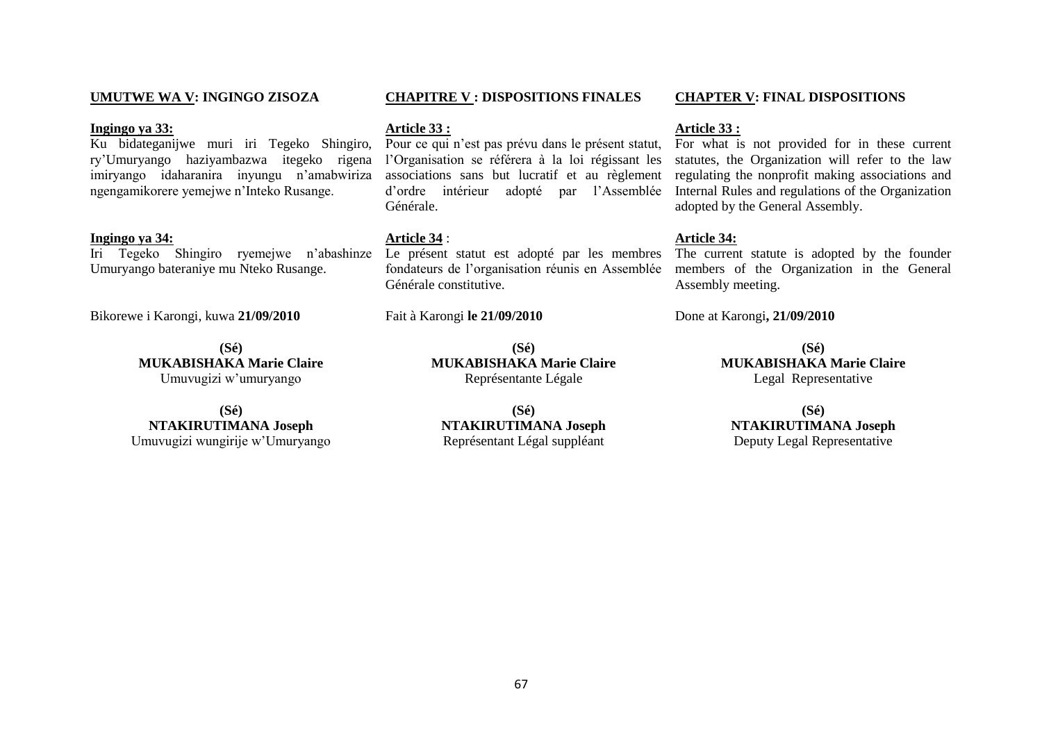**UMUTWE WA V: INGINGO ZISOZA**

**Ingingo ya 33:**

Ku bidateganijwe muri iri Tegeko Shingiro, ry'Umuryango haziyambazwa itegeko rigena imiryango idaharanira inyungu n'amabwiriza ngengamikorere yemejwe n'Inteko Rusange.

**Ingingo ya 34:**

Iri Tegeko Shingiro ryemejwe n'abashinze Umuryango bateraniye mu Nteko Rusange.

Bikorewe i Karongi, kuwa **21/09/2010**

**(Sé)**
**MUKABISHAKA Marie Claire**
Umuvugizi w'umuryango

**(Sé)**
**NTAKIRUTIMANA Joseph**
Umuvugizi wungirije w'Umuryango

**CHAPITRE V : DISPOSITIONS FINALES**

**Article 33 :**

Pour ce qui n'est pas prévu dans le présent statut, l'Organisation se référera à la loi régissant les associations sans but lucratif et au règlement d'ordre intérieur adopté par l'Assemblée Générale.

**Article 34** :

Le présent statut est adopté par les membres fondateurs de l'organisation réunis en Assemblée Générale constitutive.

Fait à Karongi **le 21/09/2010**

**(Sé)**
**MUKABISHAKA Marie Claire**
Représentante Légale

**(Sé)**
**NTAKIRUTIMANA Joseph**
Représentant Légal suppléant

**CHAPTER V: FINAL DISPOSITIONS**

**Article 33 :**

For what is not provided for in these current statutes, the Organization will refer to the law regulating the nonprofit making associations and Internal Rules and regulations of the Organization adopted by the General Assembly.

**Article 34:**

The current statute is adopted by the founder members of the Organization in the General Assembly meeting.

Done at Karongi**, 21/09/2010**

**(Sé)**
**MUKABISHAKA Marie Claire**
Legal Representative

**(Sé)**
**NTAKIRUTIMANA Joseph**
Deputy Legal Representative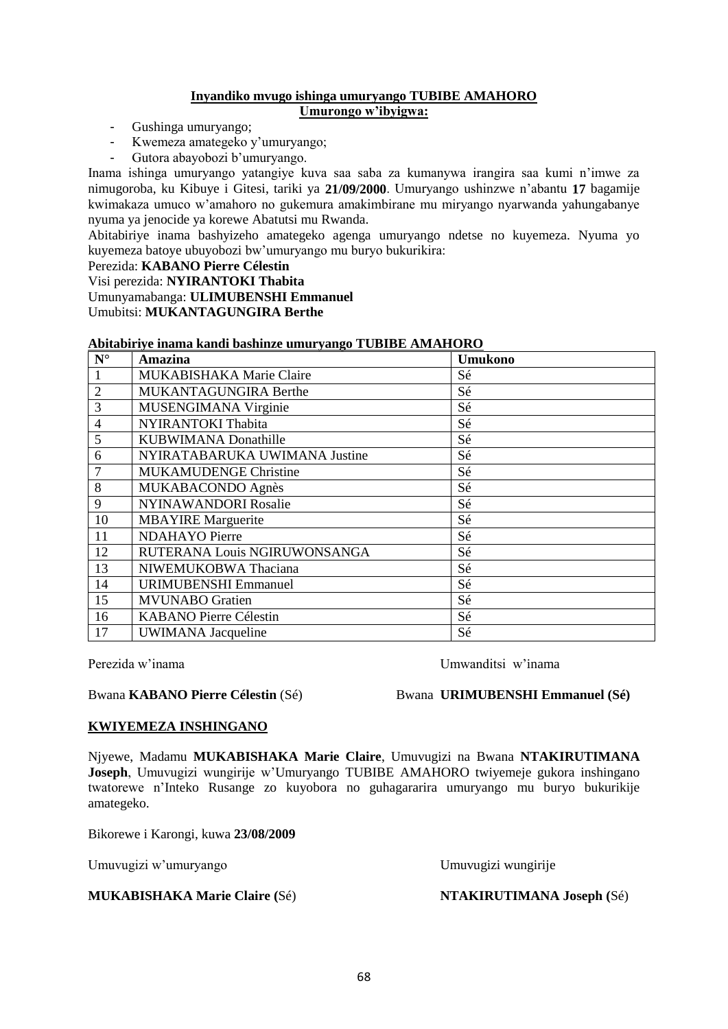**Inyandiko mvugo ishinga umuryango TUBIBE AMAHORO**
**Umurongo w'ibyigwa:**

- Gushinga umuryango;
- Kwemeza amategeko y'umuryango;
- Gutora abayobozi b'umuryango.

Inama ishinga umuryango yatangiye kuva saa saba za kumanywa irangira saa kumi n'imwe za nimugoroba, ku Kibuye i Gitesi, tariki ya **21/09/2000**. Umuryango ushinzwe n'abantu **17** bagamije kwimakaza umuco w'amahoro no gukemura amakimbirane mu miryango nyarwanda yahungabanye nyuma ya jenocide ya korewe Abatutsi mu Rwanda.

Abitabiriye inama bashyizeho amategeko agenga umuryango ndetse no kuyemeza. Nyuma yo kuyemeza batoye ubuyobozi bw'umuryango mu buryo bukurikira:

Perezida: **KABANO Pierre Célestin**
Visi perezida: **NYIRANTOKI Thabita**
Umunyamabanga: **ULIMUBENSHI Emmanuel**
Umubitsi: **MUKANTAGUNGIRA Berthe**

**Abitabiriye inama kandi bashinze umuryango TUBIBE AMAHORO**

| N° | Amazina | Umukono |
|---|---|---|
| 1 | MUKABISHAKA Marie Claire | Sé |
| 2 | MUKANTAGUNGIRA Berthe | Sé |
| 3 | MUSENGIMANA Virginie | Sé |
| 4 | NYIRANTOKI Thabita | Sé |
| 5 | KUBWIMANA Donathille | Sé |
| 6 | NYIRATABARUKA UWIMANA Justine | Sé |
| 7 | MUKAMUDENGE Christine | Sé |
| 8 | MUKABACONDO Agnès | Sé |
| 9 | NYINAWANDORI Rosalie | Sé |
| 10 | MBAYIRE Marguerite | Sé |
| 11 | NDAHAYO Pierre | Sé |
| 12 | RUTERANA Louis NGIRUWONSANGA | Sé |
| 13 | NIWEMUKOBWA Thaciana | Sé |
| 14 | URIMUBENSHI Emmanuel | Sé |
| 15 | MVUNABO Gratien | Sé |
| 16 | KABANO Pierre Célestin | Sé |
| 17 | UWIMANA Jacqueline | Sé |

Perezida w'inama

Bwana **KABANO Pierre Célestin** (Sé)

Umwanditsi w'inama

Bwana **URIMUBENSHI Emmanuel (Sé)**

**KWIYEMEZA INSHINGANO**

Njyewe, Madamu **MUKABISHAKA Marie Claire**, Umuvugizi na Bwana **NTAKIRUTIMANA Joseph**, Umuvugizi wungirije w'Umuryango TUBIBE AMAHORO twiyemeje gukora inshingano twatorewe n'Inteko Rusange zo kuyobora no guhagararira umuryango mu buryo bukurikije amategeko.

Bikorewe i Karongi, kuwa **23/08/2009**

Umuvugizi w'umuryango

**MUKABISHAKA Marie Claire (**Sé)

Umuvugizi wungirije

**NTAKIRUTIMANA Joseph (**Sé)